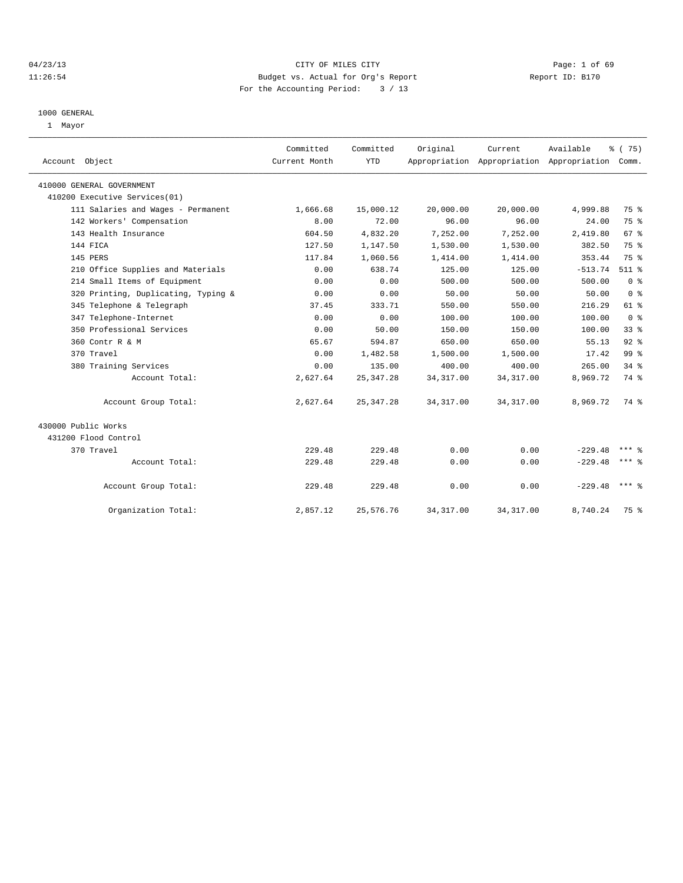04/23/13 CITY OF MILES CITY
11:26:54 Budget vs. Actual for Org's Report Report ID: B170
For the Accounting Period: 3 / 13

1000 GENERAL
1 Mayor

| Account Object | Committed Current Month | Committed YTD | Original Appropriation | Current Appropriation | Available Appropriation | % ( 75) Comm. |
|---|---|---|---|---|---|---|
| 410000 GENERAL GOVERNMENT | | | | | | |
| 410200 Executive Services(01) | | | | | | |
| 111 Salaries and Wages - Permanent | 1,666.68 | 15,000.12 | 20,000.00 | 20,000.00 | 4,999.88 | 75 % |
| 142 Workers' Compensation | 8.00 | 72.00 | 96.00 | 96.00 | 24.00 | 75 % |
| 143 Health Insurance | 604.50 | 4,832.20 | 7,252.00 | 7,252.00 | 2,419.80 | 67 % |
| 144 FICA | 127.50 | 1,147.50 | 1,530.00 | 1,530.00 | 382.50 | 75 % |
| 145 PERS | 117.84 | 1,060.56 | 1,414.00 | 1,414.00 | 353.44 | 75 % |
| 210 Office Supplies and Materials | 0.00 | 638.74 | 125.00 | 125.00 | -513.74 | 511 % |
| 214 Small Items of Equipment | 0.00 | 0.00 | 500.00 | 500.00 | 500.00 | 0 % |
| 320 Printing, Duplicating, Typing & | 0.00 | 0.00 | 50.00 | 50.00 | 50.00 | 0 % |
| 345 Telephone & Telegraph | 37.45 | 333.71 | 550.00 | 550.00 | 216.29 | 61 % |
| 347 Telephone-Internet | 0.00 | 0.00 | 100.00 | 100.00 | 100.00 | 0 % |
| 350 Professional Services | 0.00 | 50.00 | 150.00 | 150.00 | 100.00 | 33 % |
| 360 Contr R & M | 65.67 | 594.87 | 650.00 | 650.00 | 55.13 | 92 % |
| 370 Travel | 0.00 | 1,482.58 | 1,500.00 | 1,500.00 | 17.42 | 99 % |
| 380 Training Services | 0.00 | 135.00 | 400.00 | 400.00 | 265.00 | 34 % |
| Account Total: | 2,627.64 | 25,347.28 | 34,317.00 | 34,317.00 | 8,969.72 | 74 % |
| Account Group Total: | 2,627.64 | 25,347.28 | 34,317.00 | 34,317.00 | 8,969.72 | 74 % |
| 430000 Public Works | | | | | | |
| 431200 Flood Control | | | | | | |
| 370 Travel | 229.48 | 229.48 | 0.00 | 0.00 | -229.48 | *** % |
| Account Total: | 229.48 | 229.48 | 0.00 | 0.00 | -229.48 | *** % |
| Account Group Total: | 229.48 | 229.48 | 0.00 | 0.00 | -229.48 | *** % |
| Organization Total: | 2,857.12 | 25,576.76 | 34,317.00 | 34,317.00 | 8,740.24 | 75 % |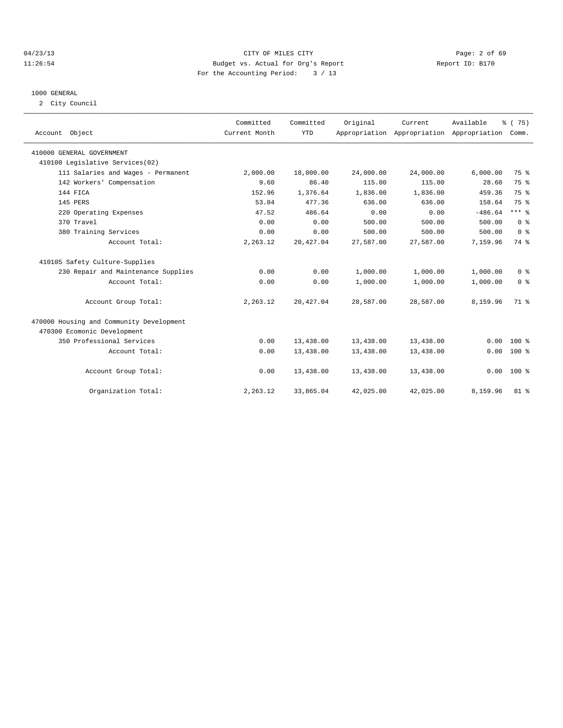CITY OF MILES CITY
Budget vs. Actual for Org's Report
For the Accounting Period: 3 / 13

04/23/13
11:26:54

Report ID: B170

1000 GENERAL
2 City Council

| Account Object | Committed Current Month | Committed YTD | Original Appropriation | Current Appropriation | Available Appropriation | % ( 75) Comm. |
|---|---|---|---|---|---|---|
| 410000 GENERAL GOVERNMENT | | | | | | |
| 410100 Legislative Services(02) | | | | | | |
| 111 Salaries and Wages - Permanent | 2,000.00 | 18,000.00 | 24,000.00 | 24,000.00 | 6,000.00 | 75 % |
| 142 Workers' Compensation | 9.60 | 86.40 | 115.00 | 115.00 | 28.60 | 75 % |
| 144 FICA | 152.96 | 1,376.64 | 1,836.00 | 1,836.00 | 459.36 | 75 % |
| 145 PERS | 53.04 | 477.36 | 636.00 | 636.00 | 158.64 | 75 % |
| 220 Operating Expenses | 47.52 | 486.64 | 0.00 | 0.00 | -486.64 | *** % |
| 370 Travel | 0.00 | 0.00 | 500.00 | 500.00 | 500.00 | 0 % |
| 380 Training Services | 0.00 | 0.00 | 500.00 | 500.00 | 500.00 | 0 % |
| Account Total: | 2,263.12 | 20,427.04 | 27,587.00 | 27,587.00 | 7,159.96 | 74 % |
| 410105 Safety Culture-Supplies | | | | | | |
| 230 Repair and Maintenance Supplies | 0.00 | 0.00 | 1,000.00 | 1,000.00 | 1,000.00 | 0 % |
| Account Total: | 0.00 | 0.00 | 1,000.00 | 1,000.00 | 1,000.00 | 0 % |
| Account Group Total: | 2,263.12 | 20,427.04 | 28,587.00 | 28,587.00 | 8,159.96 | 71 % |
| 470000 Housing and Community Development | | | | | | |
| 470300 Ecomonic Development | | | | | | |
| 350 Professional Services | 0.00 | 13,438.00 | 13,438.00 | 13,438.00 | 0.00 | 100 % |
| Account Total: | 0.00 | 13,438.00 | 13,438.00 | 13,438.00 | 0.00 | 100 % |
| Account Group Total: | 0.00 | 13,438.00 | 13,438.00 | 13,438.00 | 0.00 | 100 % |
| Organization Total: | 2,263.12 | 33,865.04 | 42,025.00 | 42,025.00 | 8,159.96 | 81 % |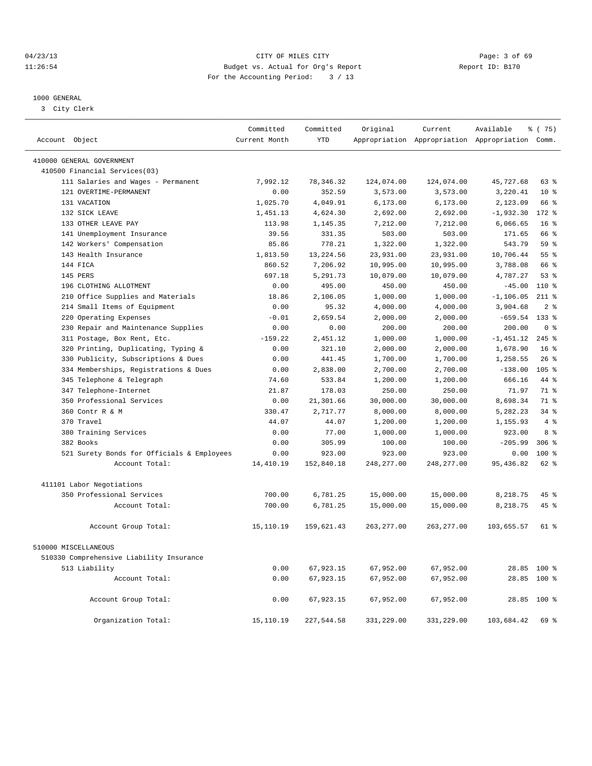CITY OF MILES CITY
Budget vs. Actual for Org's Report
For the Accounting Period: 3 / 13

04/23/13
11:26:54

Report ID: B170

1000 GENERAL
3 City Clerk

| Account Object | Committed Current Month | Committed YTD | Original Appropriation | Current Appropriation | Available Appropriation | % ( 75) Comm. |
|---|---|---|---|---|---|---|
| 410000 GENERAL GOVERNMENT | | | | | | |
| 410500 Financial Services(03) | | | | | | |
| 111 Salaries and Wages - Permanent | 7,992.12 | 78,346.32 | 124,074.00 | 124,074.00 | 45,727.68 | 63 % |
| 121 OVERTIME-PERMANENT | 0.00 | 352.59 | 3,573.00 | 3,573.00 | 3,220.41 | 10 % |
| 131 VACATION | 1,025.70 | 4,049.91 | 6,173.00 | 6,173.00 | 2,123.09 | 66 % |
| 132 SICK LEAVE | 1,451.13 | 4,624.30 | 2,692.00 | 2,692.00 | -1,932.30 | 172 % |
| 133 OTHER LEAVE PAY | 113.98 | 1,145.35 | 7,212.00 | 7,212.00 | 6,066.65 | 16 % |
| 141 Unemployment Insurance | 39.56 | 331.35 | 503.00 | 503.00 | 171.65 | 66 % |
| 142 Workers' Compensation | 85.86 | 778.21 | 1,322.00 | 1,322.00 | 543.79 | 59 % |
| 143 Health Insurance | 1,813.50 | 13,224.56 | 23,931.00 | 23,931.00 | 10,706.44 | 55 % |
| 144 FICA | 860.52 | 7,206.92 | 10,995.00 | 10,995.00 | 3,788.08 | 66 % |
| 145 PERS | 697.18 | 5,291.73 | 10,079.00 | 10,079.00 | 4,787.27 | 53 % |
| 196 CLOTHING ALLOTMENT | 0.00 | 495.00 | 450.00 | 450.00 | -45.00 | 110 % |
| 210 Office Supplies and Materials | 18.86 | 2,106.05 | 1,000.00 | 1,000.00 | -1,106.05 | 211 % |
| 214 Small Items of Equipment | 0.00 | 95.32 | 4,000.00 | 4,000.00 | 3,904.68 | 2 % |
| 220 Operating Expenses | -0.01 | 2,659.54 | 2,000.00 | 2,000.00 | -659.54 | 133 % |
| 230 Repair and Maintenance Supplies | 0.00 | 0.00 | 200.00 | 200.00 | 200.00 | 0 % |
| 311 Postage, Box Rent, Etc. | -159.22 | 2,451.12 | 1,000.00 | 1,000.00 | -1,451.12 | 245 % |
| 320 Printing, Duplicating, Typing & | 0.00 | 321.10 | 2,000.00 | 2,000.00 | 1,678.90 | 16 % |
| 330 Publicity, Subscriptions & Dues | 0.00 | 441.45 | 1,700.00 | 1,700.00 | 1,258.55 | 26 % |
| 334 Memberships, Registrations & Dues | 0.00 | 2,838.00 | 2,700.00 | 2,700.00 | -138.00 | 105 % |
| 345 Telephone & Telegraph | 74.60 | 533.84 | 1,200.00 | 1,200.00 | 666.16 | 44 % |
| 347 Telephone-Internet | 21.87 | 178.03 | 250.00 | 250.00 | 71.97 | 71 % |
| 350 Professional Services | 0.00 | 21,301.66 | 30,000.00 | 30,000.00 | 8,698.34 | 71 % |
| 360 Contr R & M | 330.47 | 2,717.77 | 8,000.00 | 8,000.00 | 5,282.23 | 34 % |
| 370 Travel | 44.07 | 44.07 | 1,200.00 | 1,200.00 | 1,155.93 | 4 % |
| 380 Training Services | 0.00 | 77.00 | 1,000.00 | 1,000.00 | 923.00 | 8 % |
| 382 Books | 0.00 | 305.99 | 100.00 | 100.00 | -205.99 | 306 % |
| 521 Surety Bonds for Officials & Employees | 0.00 | 923.00 | 923.00 | 923.00 | 0.00 | 100 % |
| Account Total: | 14,410.19 | 152,840.18 | 248,277.00 | 248,277.00 | 95,436.82 | 62 % |
| 411101 Labor Negotiations | | | | | | |
| 350 Professional Services | 700.00 | 6,781.25 | 15,000.00 | 15,000.00 | 8,218.75 | 45 % |
| Account Total: | 700.00 | 6,781.25 | 15,000.00 | 15,000.00 | 8,218.75 | 45 % |
| Account Group Total: | 15,110.19 | 159,621.43 | 263,277.00 | 263,277.00 | 103,655.57 | 61 % |
| 510000 MISCELLANEOUS | | | | | | |
| 510330 Comprehensive Liability Insurance | | | | | | |
| 513 Liability | 0.00 | 67,923.15 | 67,952.00 | 67,952.00 | 28.85 | 100 % |
| Account Total: | 0.00 | 67,923.15 | 67,952.00 | 67,952.00 | 28.85 | 100 % |
| Account Group Total: | 0.00 | 67,923.15 | 67,952.00 | 67,952.00 | 28.85 | 100 % |
| Organization Total: | 15,110.19 | 227,544.58 | 331,229.00 | 331,229.00 | 103,684.42 | 69 % |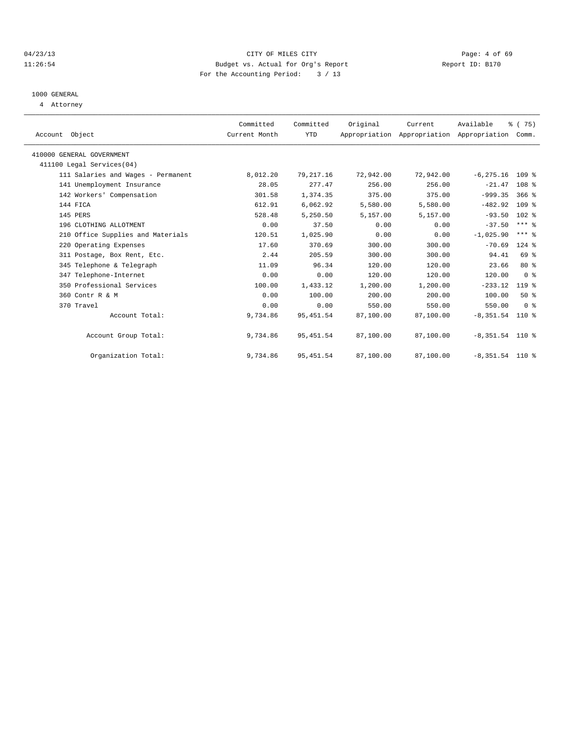CITY OF MILES CITY
Budget vs. Actual for Org's Report
For the Accounting Period: 3 / 13

04/23/13
11:26:54

Report ID: B170

1000 GENERAL
4 Attorney

| Account Object | Committed Current Month | Committed YTD | Original Appropriation | Current Appropriation | Available Appropriation | % ( 75) Comm. |
|---|---|---|---|---|---|---|
| 410000 GENERAL GOVERNMENT | | | | | | |
| 411100 Legal Services(04) | | | | | | |
| 111 Salaries and Wages - Permanent | 8,012.20 | 79,217.16 | 72,942.00 | 72,942.00 | -6,275.16 | 109 % |
| 141 Unemployment Insurance | 28.05 | 277.47 | 256.00 | 256.00 | -21.47 | 108 % |
| 142 Workers' Compensation | 301.58 | 1,374.35 | 375.00 | 375.00 | -999.35 | 366 % |
| 144 FICA | 612.91 | 6,062.92 | 5,580.00 | 5,580.00 | -482.92 | 109 % |
| 145 PERS | 528.48 | 5,250.50 | 5,157.00 | 5,157.00 | -93.50 | 102 % |
| 196 CLOTHING ALLOTMENT | 0.00 | 37.50 | 0.00 | 0.00 | -37.50 | *** % |
| 210 Office Supplies and Materials | 120.51 | 1,025.90 | 0.00 | 0.00 | -1,025.90 | *** % |
| 220 Operating Expenses | 17.60 | 370.69 | 300.00 | 300.00 | -70.69 | 124 % |
| 311 Postage, Box Rent, Etc. | 2.44 | 205.59 | 300.00 | 300.00 | 94.41 | 69 % |
| 345 Telephone & Telegraph | 11.09 | 96.34 | 120.00 | 120.00 | 23.66 | 80 % |
| 347 Telephone-Internet | 0.00 | 0.00 | 120.00 | 120.00 | 120.00 | 0 % |
| 350 Professional Services | 100.00 | 1,433.12 | 1,200.00 | 1,200.00 | -233.12 | 119 % |
| 360 Contr R & M | 0.00 | 100.00 | 200.00 | 200.00 | 100.00 | 50 % |
| 370 Travel | 0.00 | 0.00 | 550.00 | 550.00 | 550.00 | 0 % |
| Account Total: | 9,734.86 | 95,451.54 | 87,100.00 | 87,100.00 | -8,351.54 | 110 % |
| Account Group Total: | 9,734.86 | 95,451.54 | 87,100.00 | 87,100.00 | -8,351.54 | 110 % |
| Organization Total: | 9,734.86 | 95,451.54 | 87,100.00 | 87,100.00 | -8,351.54 | 110 % |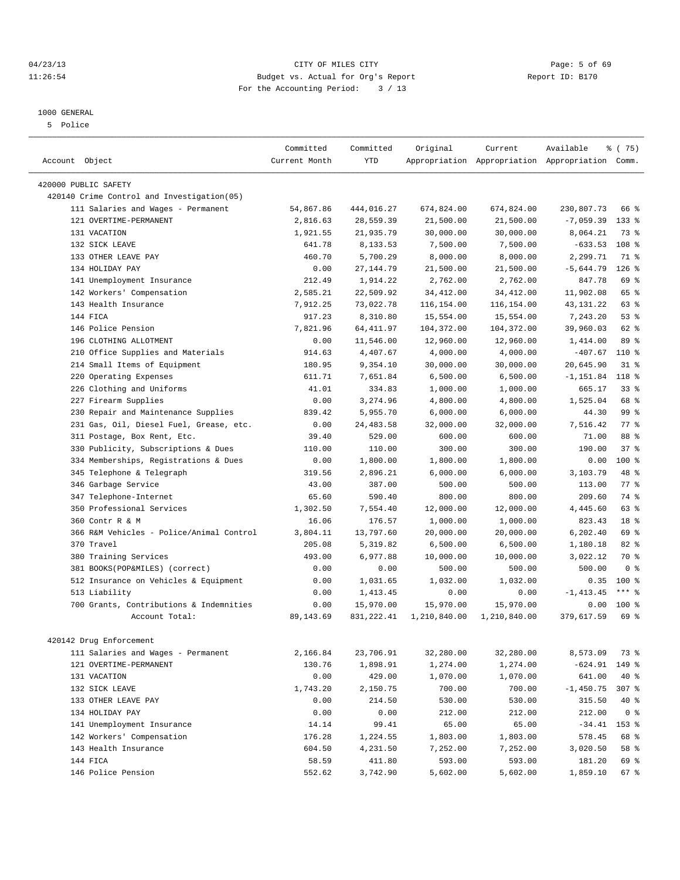04/23/13 CITY OF MILES CITY
11:26:54 Budget vs. Actual for Org's Report Report ID: B170
For the Accounting Period: 3 / 13

1000 GENERAL
5 Police

| Account Object | Committed Current Month | Committed YTD | Original Appropriation | Current Appropriation | Available Appropriation | % ( 75) Comm. |
|---|---|---|---|---|---|---|
| 420000 PUBLIC SAFETY | | | | | | |
| 420140 Crime Control and Investigation(05) | | | | | | |
| 111 Salaries and Wages - Permanent | 54,867.86 | 444,016.27 | 674,824.00 | 674,824.00 | 230,807.73 | 66 % |
| 121 OVERTIME-PERMANENT | 2,816.63 | 28,559.39 | 21,500.00 | 21,500.00 | -7,059.39 | 133 % |
| 131 VACATION | 1,921.55 | 21,935.79 | 30,000.00 | 30,000.00 | 8,064.21 | 73 % |
| 132 SICK LEAVE | 641.78 | 8,133.53 | 7,500.00 | 7,500.00 | -633.53 | 108 % |
| 133 OTHER LEAVE PAY | 460.70 | 5,700.29 | 8,000.00 | 8,000.00 | 2,299.71 | 71 % |
| 134 HOLIDAY PAY | 0.00 | 27,144.79 | 21,500.00 | 21,500.00 | -5,644.79 | 126 % |
| 141 Unemployment Insurance | 212.49 | 1,914.22 | 2,762.00 | 2,762.00 | 847.78 | 69 % |
| 142 Workers' Compensation | 2,585.21 | 22,509.92 | 34,412.00 | 34,412.00 | 11,902.08 | 65 % |
| 143 Health Insurance | 7,912.25 | 73,022.78 | 116,154.00 | 116,154.00 | 43,131.22 | 63 % |
| 144 FICA | 917.23 | 8,310.80 | 15,554.00 | 15,554.00 | 7,243.20 | 53 % |
| 146 Police Pension | 7,821.96 | 64,411.97 | 104,372.00 | 104,372.00 | 39,960.03 | 62 % |
| 196 CLOTHING ALLOTMENT | 0.00 | 11,546.00 | 12,960.00 | 12,960.00 | 1,414.00 | 89 % |
| 210 Office Supplies and Materials | 914.63 | 4,407.67 | 4,000.00 | 4,000.00 | -407.67 | 110 % |
| 214 Small Items of Equipment | 180.95 | 9,354.10 | 30,000.00 | 30,000.00 | 20,645.90 | 31 % |
| 220 Operating Expenses | 611.71 | 7,651.84 | 6,500.00 | 6,500.00 | -1,151.84 | 118 % |
| 226 Clothing and Uniforms | 41.01 | 334.83 | 1,000.00 | 1,000.00 | 665.17 | 33 % |
| 227 Firearm Supplies | 0.00 | 3,274.96 | 4,800.00 | 4,800.00 | 1,525.04 | 68 % |
| 230 Repair and Maintenance Supplies | 839.42 | 5,955.70 | 6,000.00 | 6,000.00 | 44.30 | 99 % |
| 231 Gas, Oil, Diesel Fuel, Grease, etc. | 0.00 | 24,483.58 | 32,000.00 | 32,000.00 | 7,516.42 | 77 % |
| 311 Postage, Box Rent, Etc. | 39.40 | 529.00 | 600.00 | 600.00 | 71.00 | 88 % |
| 330 Publicity, Subscriptions & Dues | 110.00 | 110.00 | 300.00 | 300.00 | 190.00 | 37 % |
| 334 Memberships, Registrations & Dues | 0.00 | 1,800.00 | 1,800.00 | 1,800.00 | 0.00 | 100 % |
| 345 Telephone & Telegraph | 319.56 | 2,896.21 | 6,000.00 | 6,000.00 | 3,103.79 | 48 % |
| 346 Garbage Service | 43.00 | 387.00 | 500.00 | 500.00 | 113.00 | 77 % |
| 347 Telephone-Internet | 65.60 | 590.40 | 800.00 | 800.00 | 209.60 | 74 % |
| 350 Professional Services | 1,302.50 | 7,554.40 | 12,000.00 | 12,000.00 | 4,445.60 | 63 % |
| 360 Contr R & M | 16.06 | 176.57 | 1,000.00 | 1,000.00 | 823.43 | 18 % |
| 366 R&M Vehicles - Police/Animal Control | 3,804.11 | 13,797.60 | 20,000.00 | 20,000.00 | 6,202.40 | 69 % |
| 370 Travel | 205.08 | 5,319.82 | 6,500.00 | 6,500.00 | 1,180.18 | 82 % |
| 380 Training Services | 493.00 | 6,977.88 | 10,000.00 | 10,000.00 | 3,022.12 | 70 % |
| 381 BOOKS(POP&MILES) (correct) | 0.00 | 0.00 | 500.00 | 500.00 | 500.00 | 0 % |
| 512 Insurance on Vehicles & Equipment | 0.00 | 1,031.65 | 1,032.00 | 1,032.00 | 0.35 | 100 % |
| 513 Liability | 0.00 | 1,413.45 | 0.00 | 0.00 | -1,413.45 | *** % |
| 700 Grants, Contributions & Indemnities | 0.00 | 15,970.00 | 15,970.00 | 15,970.00 | 0.00 | 100 % |
| Account Total: | 89,143.69 | 831,222.41 | 1,210,840.00 | 1,210,840.00 | 379,617.59 | 69 % |
| 420142 Drug Enforcement | | | | | | |
| 111 Salaries and Wages - Permanent | 2,166.84 | 23,706.91 | 32,280.00 | 32,280.00 | 8,573.09 | 73 % |
| 121 OVERTIME-PERMANENT | 130.76 | 1,898.91 | 1,274.00 | 1,274.00 | -624.91 | 149 % |
| 131 VACATION | 0.00 | 429.00 | 1,070.00 | 1,070.00 | 641.00 | 40 % |
| 132 SICK LEAVE | 1,743.20 | 2,150.75 | 700.00 | 700.00 | -1,450.75 | 307 % |
| 133 OTHER LEAVE PAY | 0.00 | 214.50 | 530.00 | 530.00 | 315.50 | 40 % |
| 134 HOLIDAY PAY | 0.00 | 0.00 | 212.00 | 212.00 | 212.00 | 0 % |
| 141 Unemployment Insurance | 14.14 | 99.41 | 65.00 | 65.00 | -34.41 | 153 % |
| 142 Workers' Compensation | 176.28 | 1,224.55 | 1,803.00 | 1,803.00 | 578.45 | 68 % |
| 143 Health Insurance | 604.50 | 4,231.50 | 7,252.00 | 7,252.00 | 3,020.50 | 58 % |
| 144 FICA | 58.59 | 411.80 | 593.00 | 593.00 | 181.20 | 69 % |
| 146 Police Pension | 552.62 | 3,742.90 | 5,602.00 | 5,602.00 | 1,859.10 | 67 % |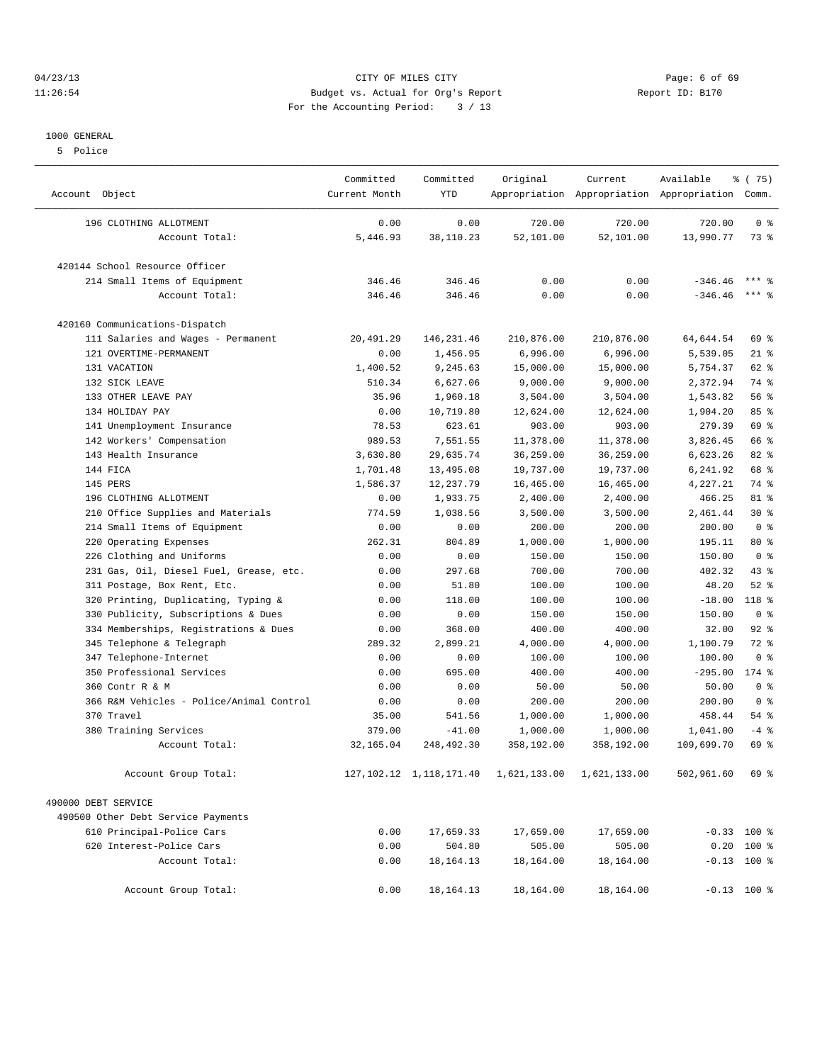04/23/13 CITY OF MILES CITY
11:26:54 Budget vs. Actual for Org's Report Report ID: B170
For the Accounting Period: 3 / 13

1000 GENERAL
5 Police

| Account Object | Committed Current Month | Committed YTD | Original Appropriation | Current Appropriation | Available Appropriation | % ( 75) Comm. |
|---|---|---|---|---|---|---|
| 196 CLOTHING ALLOTMENT | 0.00 | 0.00 | 720.00 | 720.00 | 720.00 | 0 % |
| Account Total: | 5,446.93 | 38,110.23 | 52,101.00 | 52,101.00 | 13,990.77 | 73 % |
| 420144 School Resource Officer | | | | | | |
| 214 Small Items of Equipment | 346.46 | 346.46 | 0.00 | 0.00 | -346.46 | *** % |
| Account Total: | 346.46 | 346.46 | 0.00 | 0.00 | -346.46 | *** % |
| 420160 Communications-Dispatch | | | | | | |
| 111 Salaries and Wages - Permanent | 20,491.29 | 146,231.46 | 210,876.00 | 210,876.00 | 64,644.54 | 69 % |
| 121 OVERTIME-PERMANENT | 0.00 | 1,456.95 | 6,996.00 | 6,996.00 | 5,539.05 | 21 % |
| 131 VACATION | 1,400.52 | 9,245.63 | 15,000.00 | 15,000.00 | 5,754.37 | 62 % |
| 132 SICK LEAVE | 510.34 | 6,627.06 | 9,000.00 | 9,000.00 | 2,372.94 | 74 % |
| 133 OTHER LEAVE PAY | 35.96 | 1,960.18 | 3,504.00 | 3,504.00 | 1,543.82 | 56 % |
| 134 HOLIDAY PAY | 0.00 | 10,719.80 | 12,624.00 | 12,624.00 | 1,904.20 | 85 % |
| 141 Unemployment Insurance | 78.53 | 623.61 | 903.00 | 903.00 | 279.39 | 69 % |
| 142 Workers' Compensation | 989.53 | 7,551.55 | 11,378.00 | 11,378.00 | 3,826.45 | 66 % |
| 143 Health Insurance | 3,630.80 | 29,635.74 | 36,259.00 | 36,259.00 | 6,623.26 | 82 % |
| 144 FICA | 1,701.48 | 13,495.08 | 19,737.00 | 19,737.00 | 6,241.92 | 68 % |
| 145 PERS | 1,586.37 | 12,237.79 | 16,465.00 | 16,465.00 | 4,227.21 | 74 % |
| 196 CLOTHING ALLOTMENT | 0.00 | 1,933.75 | 2,400.00 | 2,400.00 | 466.25 | 81 % |
| 210 Office Supplies and Materials | 774.59 | 1,038.56 | 3,500.00 | 3,500.00 | 2,461.44 | 30 % |
| 214 Small Items of Equipment | 0.00 | 0.00 | 200.00 | 200.00 | 200.00 | 0 % |
| 220 Operating Expenses | 262.31 | 804.89 | 1,000.00 | 1,000.00 | 195.11 | 80 % |
| 226 Clothing and Uniforms | 0.00 | 0.00 | 150.00 | 150.00 | 150.00 | 0 % |
| 231 Gas, Oil, Diesel Fuel, Grease, etc. | 0.00 | 297.68 | 700.00 | 700.00 | 402.32 | 43 % |
| 311 Postage, Box Rent, Etc. | 0.00 | 51.80 | 100.00 | 100.00 | 48.20 | 52 % |
| 320 Printing, Duplicating, Typing & | 0.00 | 118.00 | 100.00 | 100.00 | -18.00 | 118 % |
| 330 Publicity, Subscriptions & Dues | 0.00 | 0.00 | 150.00 | 150.00 | 150.00 | 0 % |
| 334 Memberships, Registrations & Dues | 0.00 | 368.00 | 400.00 | 400.00 | 32.00 | 92 % |
| 345 Telephone & Telegraph | 289.32 | 2,899.21 | 4,000.00 | 4,000.00 | 1,100.79 | 72 % |
| 347 Telephone-Internet | 0.00 | 0.00 | 100.00 | 100.00 | 100.00 | 0 % |
| 350 Professional Services | 0.00 | 695.00 | 400.00 | 400.00 | -295.00 | 174 % |
| 360 Contr R & M | 0.00 | 0.00 | 50.00 | 50.00 | 50.00 | 0 % |
| 366 R&M Vehicles - Police/Animal Control | 0.00 | 0.00 | 200.00 | 200.00 | 200.00 | 0 % |
| 370 Travel | 35.00 | 541.56 | 1,000.00 | 1,000.00 | 458.44 | 54 % |
| 380 Training Services | 379.00 | -41.00 | 1,000.00 | 1,000.00 | 1,041.00 | -4 % |
| Account Total: | 32,165.04 | 248,492.30 | 358,192.00 | 358,192.00 | 109,699.70 | 69 % |
| Account Group Total: | 127,102.12 | 1,118,171.40 | 1,621,133.00 | 1,621,133.00 | 502,961.60 | 69 % |
| 490000 DEBT SERVICE | | | | | | |
| 490500 Other Debt Service Payments | | | | | | |
| 610 Principal-Police Cars | 0.00 | 17,659.33 | 17,659.00 | 17,659.00 | -0.33 | 100 % |
| 620 Interest-Police Cars | 0.00 | 504.80 | 505.00 | 505.00 | 0.20 | 100 % |
| Account Total: | 0.00 | 18,164.13 | 18,164.00 | 18,164.00 | -0.13 | 100 % |
| Account Group Total: | 0.00 | 18,164.13 | 18,164.00 | 18,164.00 | -0.13 | 100 % |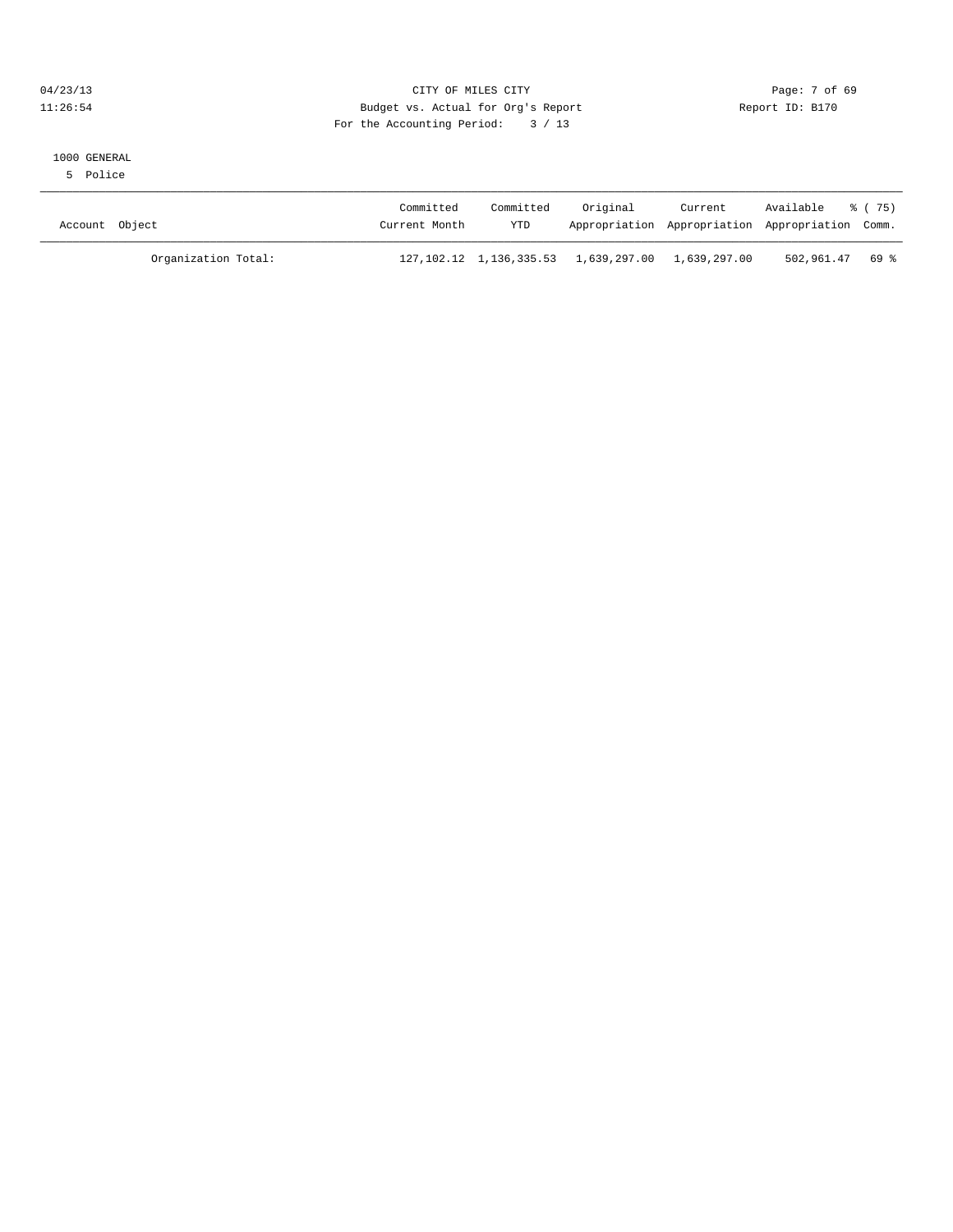CITY OF MILES CITY

Budget vs. Actual for Org's Report

For the Accounting Period: 3 / 13

04/23/13 11:26:54

Report ID: B170

1000 GENERAL

5 Police

| Account Object | Committed Current Month | Committed YTD | Original Appropriation | Current Appropriation | Available Appropriation | % ( 75) Comm. |
|---|---|---|---|---|---|---|
| Organization Total: | 127,102.12 | 1,136,335.53 | 1,639,297.00 | 1,639,297.00 | 502,961.47 | 69 % |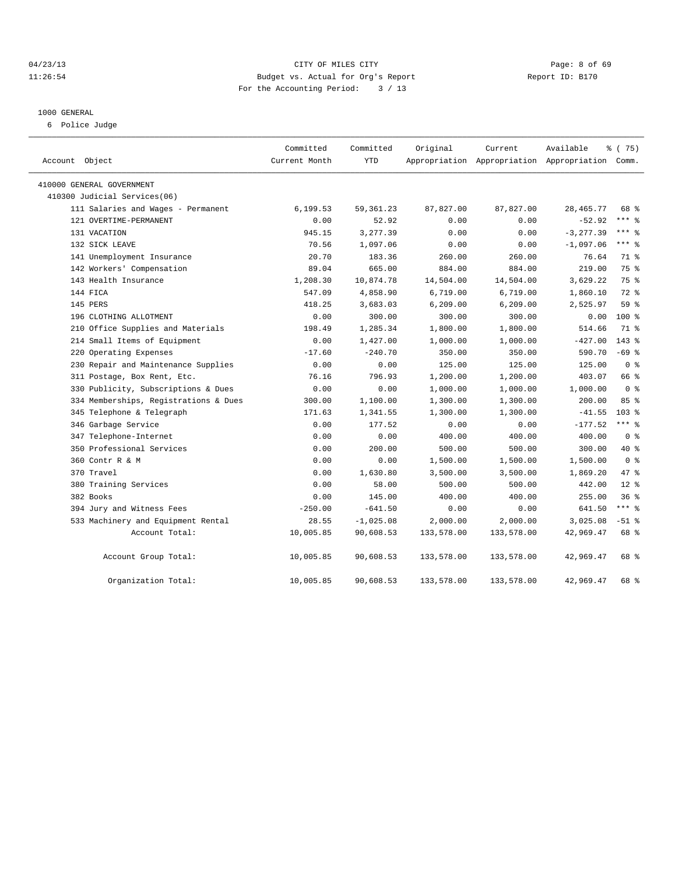CITY OF MILES CITY
Budget vs. Actual for Org's Report
For the Accounting Period: 3 / 13

04/23/13
11:26:54

Report ID: B170

## 1000 GENERAL

6 Police Judge

| Account Object | Committed Current Month | Committed YTD | Original Appropriation | Current Appropriation | Available Appropriation | % ( 75) Comm. |
|---|---|---|---|---|---|---|
| 410000 GENERAL GOVERNMENT | | | | | | |
| 410300 Judicial Services(06) | | | | | | |
| 111 Salaries and Wages - Permanent | 6,199.53 | 59,361.23 | 87,827.00 | 87,827.00 | 28,465.77 | 68 % |
| 121 OVERTIME-PERMANENT | 0.00 | 52.92 | 0.00 | 0.00 | -52.92 | *** % |
| 131 VACATION | 945.15 | 3,277.39 | 0.00 | 0.00 | -3,277.39 | *** % |
| 132 SICK LEAVE | 70.56 | 1,097.06 | 0.00 | 0.00 | -1,097.06 | *** % |
| 141 Unemployment Insurance | 20.70 | 183.36 | 260.00 | 260.00 | 76.64 | 71 % |
| 142 Workers' Compensation | 89.04 | 665.00 | 884.00 | 884.00 | 219.00 | 75 % |
| 143 Health Insurance | 1,208.30 | 10,874.78 | 14,504.00 | 14,504.00 | 3,629.22 | 75 % |
| 144 FICA | 547.09 | 4,858.90 | 6,719.00 | 6,719.00 | 1,860.10 | 72 % |
| 145 PERS | 418.25 | 3,683.03 | 6,209.00 | 6,209.00 | 2,525.97 | 59 % |
| 196 CLOTHING ALLOTMENT | 0.00 | 300.00 | 300.00 | 300.00 | 0.00 | 100 % |
| 210 Office Supplies and Materials | 198.49 | 1,285.34 | 1,800.00 | 1,800.00 | 514.66 | 71 % |
| 214 Small Items of Equipment | 0.00 | 1,427.00 | 1,000.00 | 1,000.00 | -427.00 | 143 % |
| 220 Operating Expenses | -17.60 | -240.70 | 350.00 | 350.00 | 590.70 | -69 % |
| 230 Repair and Maintenance Supplies | 0.00 | 0.00 | 125.00 | 125.00 | 125.00 | 0 % |
| 311 Postage, Box Rent, Etc. | 76.16 | 796.93 | 1,200.00 | 1,200.00 | 403.07 | 66 % |
| 330 Publicity, Subscriptions & Dues | 0.00 | 0.00 | 1,000.00 | 1,000.00 | 1,000.00 | 0 % |
| 334 Memberships, Registrations & Dues | 300.00 | 1,100.00 | 1,300.00 | 1,300.00 | 200.00 | 85 % |
| 345 Telephone & Telegraph | 171.63 | 1,341.55 | 1,300.00 | 1,300.00 | -41.55 | 103 % |
| 346 Garbage Service | 0.00 | 177.52 | 0.00 | 0.00 | -177.52 | *** % |
| 347 Telephone-Internet | 0.00 | 0.00 | 400.00 | 400.00 | 400.00 | 0 % |
| 350 Professional Services | 0.00 | 200.00 | 500.00 | 500.00 | 300.00 | 40 % |
| 360 Contr R & M | 0.00 | 0.00 | 1,500.00 | 1,500.00 | 1,500.00 | 0 % |
| 370 Travel | 0.00 | 1,630.80 | 3,500.00 | 3,500.00 | 1,869.20 | 47 % |
| 380 Training Services | 0.00 | 58.00 | 500.00 | 500.00 | 442.00 | 12 % |
| 382 Books | 0.00 | 145.00 | 400.00 | 400.00 | 255.00 | 36 % |
| 394 Jury and Witness Fees | -250.00 | -641.50 | 0.00 | 0.00 | 641.50 | *** % |
| 533 Machinery and Equipment Rental | 28.55 | -1,025.08 | 2,000.00 | 2,000.00 | 3,025.08 | -51 % |
| Account Total: | 10,005.85 | 90,608.53 | 133,578.00 | 133,578.00 | 42,969.47 | 68 % |
| Account Group Total: | 10,005.85 | 90,608.53 | 133,578.00 | 133,578.00 | 42,969.47 | 68 % |
| Organization Total: | 10,005.85 | 90,608.53 | 133,578.00 | 133,578.00 | 42,969.47 | 68 % |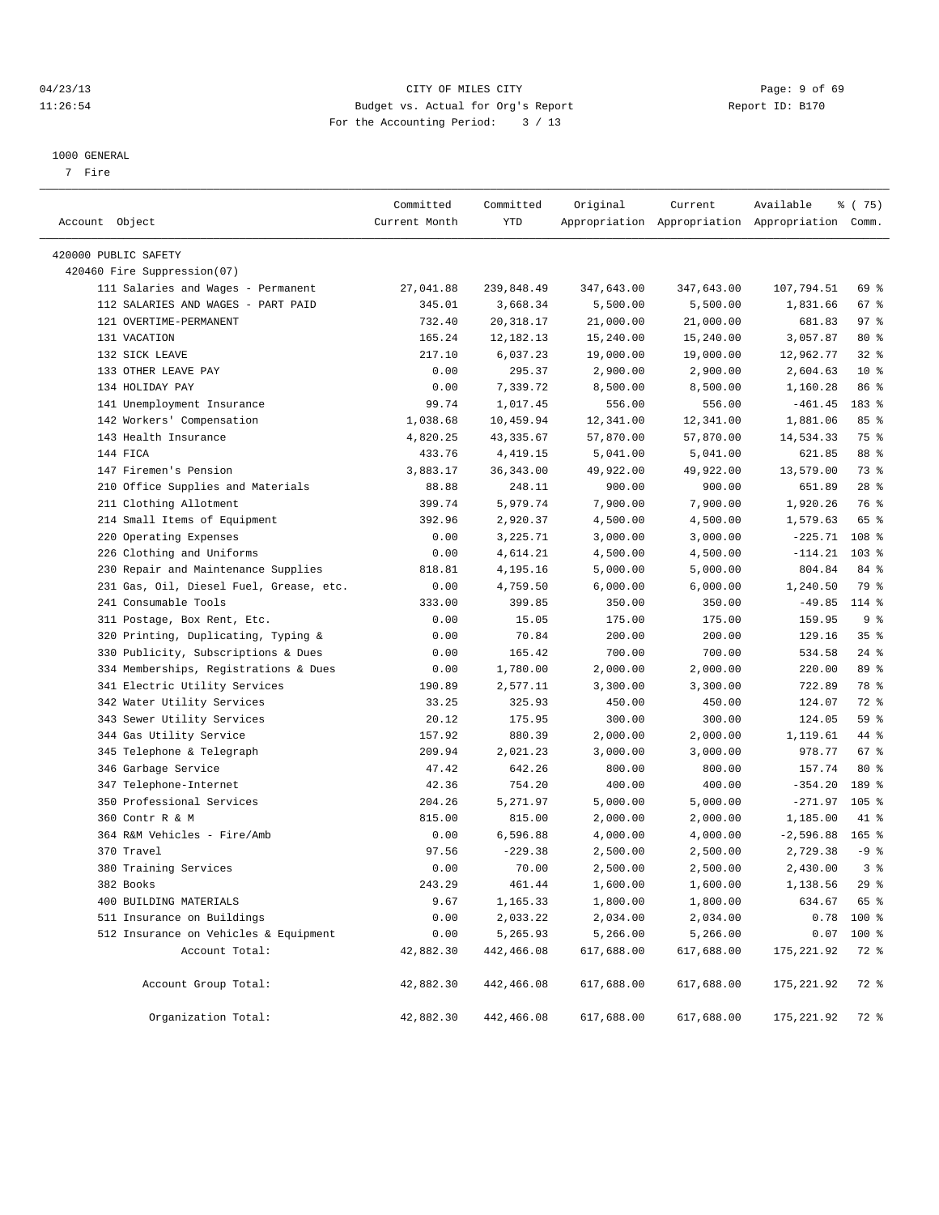CITY OF MILES CITY
Budget vs. Actual for Org's Report
For the Accounting Period: 3 / 13

04/23/13
11:26:54

Report ID: B170

1000 GENERAL
7 Fire

| Account Object | Committed Current Month | Committed YTD | Original Appropriation | Current Appropriation | Available Appropriation | % ( 75) Comm. |
|---|---|---|---|---|---|---|
| 420000 PUBLIC SAFETY | | | | | | |
| 420460 Fire Suppression(07) | | | | | | |
| 111 Salaries and Wages - Permanent | 27,041.88 | 239,848.49 | 347,643.00 | 347,643.00 | 107,794.51 | 69 % |
| 112 SALARIES AND WAGES - PART PAID | 345.01 | 3,668.34 | 5,500.00 | 5,500.00 | 1,831.66 | 67 % |
| 121 OVERTIME-PERMANENT | 732.40 | 20,318.17 | 21,000.00 | 21,000.00 | 681.83 | 97 % |
| 131 VACATION | 165.24 | 12,182.13 | 15,240.00 | 15,240.00 | 3,057.87 | 80 % |
| 132 SICK LEAVE | 217.10 | 6,037.23 | 19,000.00 | 19,000.00 | 12,962.77 | 32 % |
| 133 OTHER LEAVE PAY | 0.00 | 295.37 | 2,900.00 | 2,900.00 | 2,604.63 | 10 % |
| 134 HOLIDAY PAY | 0.00 | 7,339.72 | 8,500.00 | 8,500.00 | 1,160.28 | 86 % |
| 141 Unemployment Insurance | 99.74 | 1,017.45 | 556.00 | 556.00 | -461.45 | 183 % |
| 142 Workers' Compensation | 1,038.68 | 10,459.94 | 12,341.00 | 12,341.00 | 1,881.06 | 85 % |
| 143 Health Insurance | 4,820.25 | 43,335.67 | 57,870.00 | 57,870.00 | 14,534.33 | 75 % |
| 144 FICA | 433.76 | 4,419.15 | 5,041.00 | 5,041.00 | 621.85 | 88 % |
| 147 Firemen's Pension | 3,883.17 | 36,343.00 | 49,922.00 | 49,922.00 | 13,579.00 | 73 % |
| 210 Office Supplies and Materials | 88.88 | 248.11 | 900.00 | 900.00 | 651.89 | 28 % |
| 211 Clothing Allotment | 399.74 | 5,979.74 | 7,900.00 | 7,900.00 | 1,920.26 | 76 % |
| 214 Small Items of Equipment | 392.96 | 2,920.37 | 4,500.00 | 4,500.00 | 1,579.63 | 65 % |
| 220 Operating Expenses | 0.00 | 3,225.71 | 3,000.00 | 3,000.00 | -225.71 | 108 % |
| 226 Clothing and Uniforms | 0.00 | 4,614.21 | 4,500.00 | 4,500.00 | -114.21 | 103 % |
| 230 Repair and Maintenance Supplies | 818.81 | 4,195.16 | 5,000.00 | 5,000.00 | 804.84 | 84 % |
| 231 Gas, Oil, Diesel Fuel, Grease, etc. | 0.00 | 4,759.50 | 6,000.00 | 6,000.00 | 1,240.50 | 79 % |
| 241 Consumable Tools | 333.00 | 399.85 | 350.00 | 350.00 | -49.85 | 114 % |
| 311 Postage, Box Rent, Etc. | 0.00 | 15.05 | 175.00 | 175.00 | 159.95 | 9 % |
| 320 Printing, Duplicating, Typing & | 0.00 | 70.84 | 200.00 | 200.00 | 129.16 | 35 % |
| 330 Publicity, Subscriptions & Dues | 0.00 | 165.42 | 700.00 | 700.00 | 534.58 | 24 % |
| 334 Memberships, Registrations & Dues | 0.00 | 1,780.00 | 2,000.00 | 2,000.00 | 220.00 | 89 % |
| 341 Electric Utility Services | 190.89 | 2,577.11 | 3,300.00 | 3,300.00 | 722.89 | 78 % |
| 342 Water Utility Services | 33.25 | 325.93 | 450.00 | 450.00 | 124.07 | 72 % |
| 343 Sewer Utility Services | 20.12 | 175.95 | 300.00 | 300.00 | 124.05 | 59 % |
| 344 Gas Utility Service | 157.92 | 880.39 | 2,000.00 | 2,000.00 | 1,119.61 | 44 % |
| 345 Telephone & Telegraph | 209.94 | 2,021.23 | 3,000.00 | 3,000.00 | 978.77 | 67 % |
| 346 Garbage Service | 47.42 | 642.26 | 800.00 | 800.00 | 157.74 | 80 % |
| 347 Telephone-Internet | 42.36 | 754.20 | 400.00 | 400.00 | -354.20 | 189 % |
| 350 Professional Services | 204.26 | 5,271.97 | 5,000.00 | 5,000.00 | -271.97 | 105 % |
| 360 Contr R & M | 815.00 | 815.00 | 2,000.00 | 2,000.00 | 1,185.00 | 41 % |
| 364 R&M Vehicles - Fire/Amb | 0.00 | 6,596.88 | 4,000.00 | 4,000.00 | -2,596.88 | 165 % |
| 370 Travel | 97.56 | -229.38 | 2,500.00 | 2,500.00 | 2,729.38 | -9 % |
| 380 Training Services | 0.00 | 70.00 | 2,500.00 | 2,500.00 | 2,430.00 | 3 % |
| 382 Books | 243.29 | 461.44 | 1,600.00 | 1,600.00 | 1,138.56 | 29 % |
| 400 BUILDING MATERIALS | 9.67 | 1,165.33 | 1,800.00 | 1,800.00 | 634.67 | 65 % |
| 511 Insurance on Buildings | 0.00 | 2,033.22 | 2,034.00 | 2,034.00 | 0.78 | 100 % |
| 512 Insurance on Vehicles & Equipment | 0.00 | 5,265.93 | 5,266.00 | 5,266.00 | 0.07 | 100 % |
| Account Total: | 42,882.30 | 442,466.08 | 617,688.00 | 617,688.00 | 175,221.92 | 72 % |
| Account Group Total: | 42,882.30 | 442,466.08 | 617,688.00 | 617,688.00 | 175,221.92 | 72 % |
| Organization Total: | 42,882.30 | 442,466.08 | 617,688.00 | 617,688.00 | 175,221.92 | 72 % |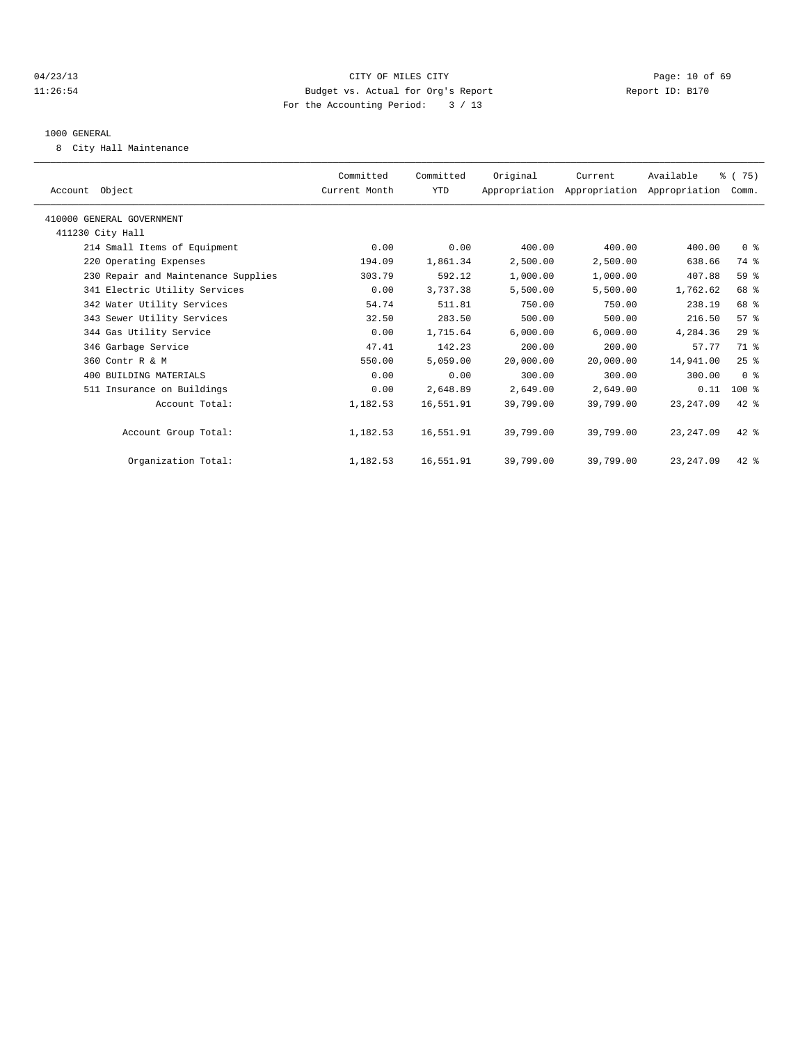CITY OF MILES CITY
Budget vs. Actual for Org's Report
For the Accounting Period: 3 / 13

04/23/13
11:26:54

Report ID: B170

1000 GENERAL

8 City Hall Maintenance

| Account Object | Committed Current Month | Committed YTD | Original Appropriation | Current Appropriation | Available Appropriation | % ( 75) Comm. |
|---|---|---|---|---|---|---|
| 410000 GENERAL GOVERNMENT | | | | | | |
| 411230 City Hall | | | | | | |
| 214 Small Items of Equipment | 0.00 | 0.00 | 400.00 | 400.00 | 400.00 | 0 % |
| 220 Operating Expenses | 194.09 | 1,861.34 | 2,500.00 | 2,500.00 | 638.66 | 74 % |
| 230 Repair and Maintenance Supplies | 303.79 | 592.12 | 1,000.00 | 1,000.00 | 407.88 | 59 % |
| 341 Electric Utility Services | 0.00 | 3,737.38 | 5,500.00 | 5,500.00 | 1,762.62 | 68 % |
| 342 Water Utility Services | 54.74 | 511.81 | 750.00 | 750.00 | 238.19 | 68 % |
| 343 Sewer Utility Services | 32.50 | 283.50 | 500.00 | 500.00 | 216.50 | 57 % |
| 344 Gas Utility Service | 0.00 | 1,715.64 | 6,000.00 | 6,000.00 | 4,284.36 | 29 % |
| 346 Garbage Service | 47.41 | 142.23 | 200.00 | 200.00 | 57.77 | 71 % |
| 360 Contr R & M | 550.00 | 5,059.00 | 20,000.00 | 20,000.00 | 14,941.00 | 25 % |
| 400 BUILDING MATERIALS | 0.00 | 0.00 | 300.00 | 300.00 | 300.00 | 0 % |
| 511 Insurance on Buildings | 0.00 | 2,648.89 | 2,649.00 | 2,649.00 | 0.11 | 100 % |
| Account Total: | 1,182.53 | 16,551.91 | 39,799.00 | 39,799.00 | 23,247.09 | 42 % |
| Account Group Total: | 1,182.53 | 16,551.91 | 39,799.00 | 39,799.00 | 23,247.09 | 42 % |
| Organization Total: | 1,182.53 | 16,551.91 | 39,799.00 | 39,799.00 | 23,247.09 | 42 % |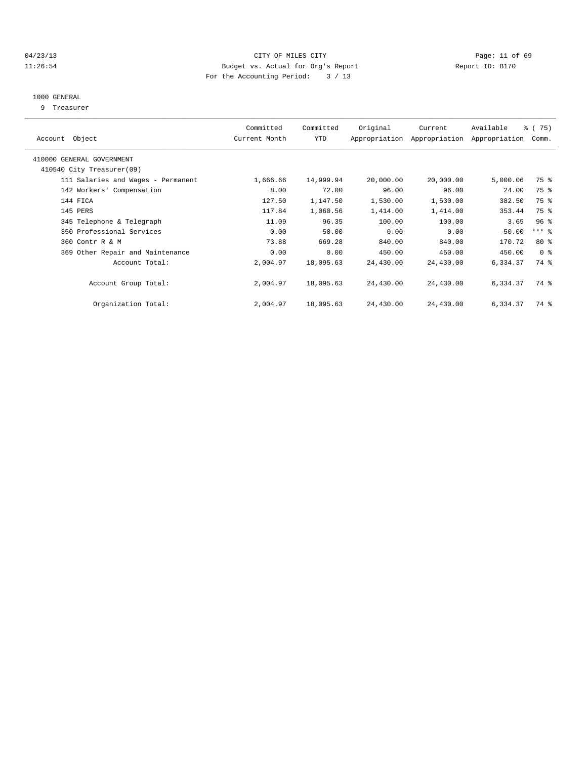CITY OF MILES CITY
Budget vs. Actual for Org's Report
For the Accounting Period: 3 / 13

04/23/13
11:26:54

Report ID: B170

1000 GENERAL
9 Treasurer

| Account Object | Committed Current Month | Committed YTD | Original Appropriation | Current Appropriation | Available Appropriation | % ( 75) Comm. |
|---|---|---|---|---|---|---|
| 410000 GENERAL GOVERNMENT | | | | | | |
| 410540 City Treasurer(09) | | | | | | |
| 111 Salaries and Wages - Permanent | 1,666.66 | 14,999.94 | 20,000.00 | 20,000.00 | 5,000.06 | 75 % |
| 142 Workers' Compensation | 8.00 | 72.00 | 96.00 | 96.00 | 24.00 | 75 % |
| 144 FICA | 127.50 | 1,147.50 | 1,530.00 | 1,530.00 | 382.50 | 75 % |
| 145 PERS | 117.84 | 1,060.56 | 1,414.00 | 1,414.00 | 353.44 | 75 % |
| 345 Telephone & Telegraph | 11.09 | 96.35 | 100.00 | 100.00 | 3.65 | 96 % |
| 350 Professional Services | 0.00 | 50.00 | 0.00 | 0.00 | -50.00 | *** % |
| 360 Contr R & M | 73.88 | 669.28 | 840.00 | 840.00 | 170.72 | 80 % |
| 369 Other Repair and Maintenance | 0.00 | 0.00 | 450.00 | 450.00 | 450.00 | 0 % |
| Account Total: | 2,004.97 | 18,095.63 | 24,430.00 | 24,430.00 | 6,334.37 | 74 % |
| Account Group Total: | 2,004.97 | 18,095.63 | 24,430.00 | 24,430.00 | 6,334.37 | 74 % |
| Organization Total: | 2,004.97 | 18,095.63 | 24,430.00 | 24,430.00 | 6,334.37 | 74 % |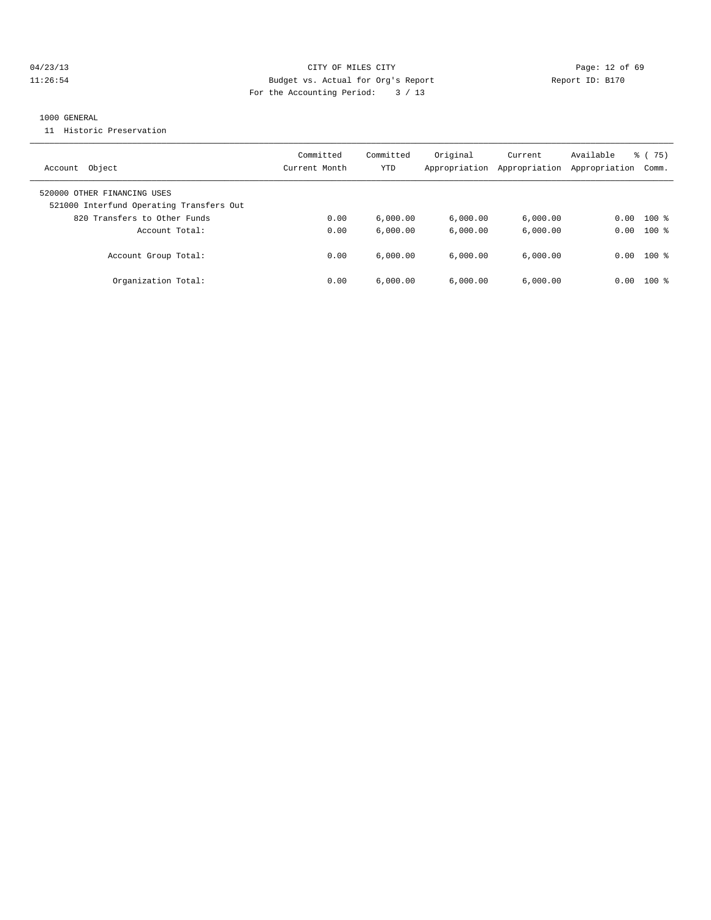CITY OF MILES CITY
Budget vs. Actual for Org's Report
For the Accounting Period: 3 / 13

04/23/13
11:26:54

Report ID: B170

1000 GENERAL

11 Historic Preservation

| Account Object | Committed Current Month | Committed YTD | Original Appropriation | Current Appropriation | Available Appropriation | % ( 75) Comm. |
|---|---|---|---|---|---|---|
| 520000 OTHER FINANCING USES | | | | | | |
| 521000 Interfund Operating Transfers Out | | | | | | |
| 820 Transfers to Other Funds | 0.00 | 6,000.00 | 6,000.00 | 6,000.00 | 0.00 | 100 % |
| Account Total: | 0.00 | 6,000.00 | 6,000.00 | 6,000.00 | 0.00 | 100 % |
| Account Group Total: | 0.00 | 6,000.00 | 6,000.00 | 6,000.00 | 0.00 | 100 % |
| Organization Total: | 0.00 | 6,000.00 | 6,000.00 | 6,000.00 | 0.00 | 100 % |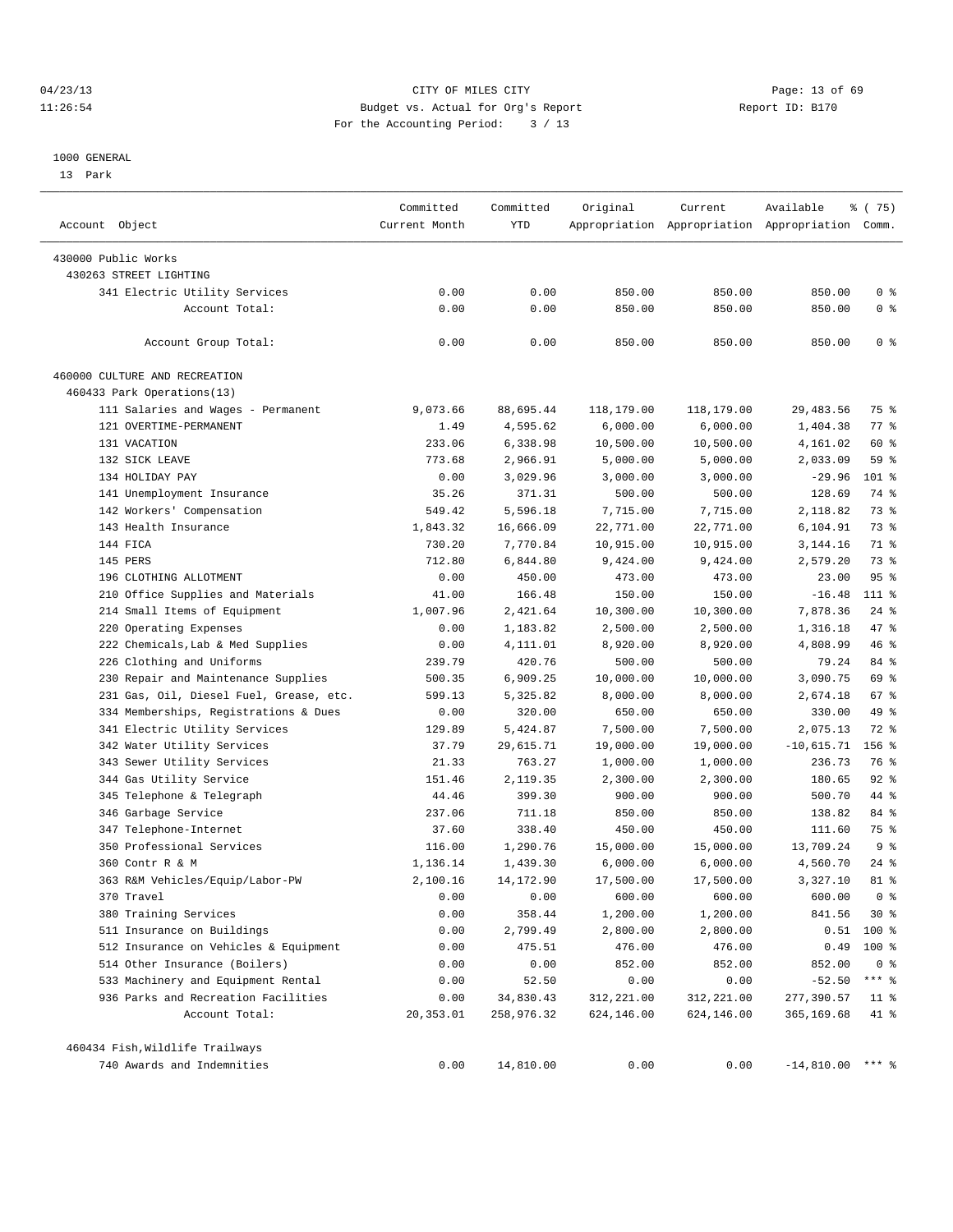# CITY OF MILES CITY

Budget vs. Actual for Org's Report

For the Accounting Period: 3 / 13

04/23/13 11:26:54 — Report ID: B170

1000 GENERAL
13 Park

| Account Object | Committed Current Month | Committed YTD | Original Appropriation | Current Appropriation | Available Appropriation | % ( 75) Comm. |
|---|---|---|---|---|---|---|
| 430000 Public Works | | | | | | |
| 430263 STREET LIGHTING | | | | | | |
| 341 Electric Utility Services | 0.00 | 0.00 | 850.00 | 850.00 | 850.00 | 0 % |
| Account Total: | 0.00 | 0.00 | 850.00 | 850.00 | 850.00 | 0 % |
| Account Group Total: | 0.00 | 0.00 | 850.00 | 850.00 | 850.00 | 0 % |
| 460000 CULTURE AND RECREATION | | | | | | |
| 460433 Park Operations(13) | | | | | | |
| 111 Salaries and Wages - Permanent | 9,073.66 | 88,695.44 | 118,179.00 | 118,179.00 | 29,483.56 | 75 % |
| 121 OVERTIME-PERMANENT | 1.49 | 4,595.62 | 6,000.00 | 6,000.00 | 1,404.38 | 77 % |
| 131 VACATION | 233.06 | 6,338.98 | 10,500.00 | 10,500.00 | 4,161.02 | 60 % |
| 132 SICK LEAVE | 773.68 | 2,966.91 | 5,000.00 | 5,000.00 | 2,033.09 | 59 % |
| 134 HOLIDAY PAY | 0.00 | 3,029.96 | 3,000.00 | 3,000.00 | -29.96 | 101 % |
| 141 Unemployment Insurance | 35.26 | 371.31 | 500.00 | 500.00 | 128.69 | 74 % |
| 142 Workers' Compensation | 549.42 | 5,596.18 | 7,715.00 | 7,715.00 | 2,118.82 | 73 % |
| 143 Health Insurance | 1,843.32 | 16,666.09 | 22,771.00 | 22,771.00 | 6,104.91 | 73 % |
| 144 FICA | 730.20 | 7,770.84 | 10,915.00 | 10,915.00 | 3,144.16 | 71 % |
| 145 PERS | 712.80 | 6,844.80 | 9,424.00 | 9,424.00 | 2,579.20 | 73 % |
| 196 CLOTHING ALLOTMENT | 0.00 | 450.00 | 473.00 | 473.00 | 23.00 | 95 % |
| 210 Office Supplies and Materials | 41.00 | 166.48 | 150.00 | 150.00 | -16.48 | 111 % |
| 214 Small Items of Equipment | 1,007.96 | 2,421.64 | 10,300.00 | 10,300.00 | 7,878.36 | 24 % |
| 220 Operating Expenses | 0.00 | 1,183.82 | 2,500.00 | 2,500.00 | 1,316.18 | 47 % |
| 222 Chemicals,Lab & Med Supplies | 0.00 | 4,111.01 | 8,920.00 | 8,920.00 | 4,808.99 | 46 % |
| 226 Clothing and Uniforms | 239.79 | 420.76 | 500.00 | 500.00 | 79.24 | 84 % |
| 230 Repair and Maintenance Supplies | 500.35 | 6,909.25 | 10,000.00 | 10,000.00 | 3,090.75 | 69 % |
| 231 Gas, Oil, Diesel Fuel, Grease, etc. | 599.13 | 5,325.82 | 8,000.00 | 8,000.00 | 2,674.18 | 67 % |
| 334 Memberships, Registrations & Dues | 0.00 | 320.00 | 650.00 | 650.00 | 330.00 | 49 % |
| 341 Electric Utility Services | 129.89 | 5,424.87 | 7,500.00 | 7,500.00 | 2,075.13 | 72 % |
| 342 Water Utility Services | 37.79 | 29,615.71 | 19,000.00 | 19,000.00 | -10,615.71 | 156 % |
| 343 Sewer Utility Services | 21.33 | 763.27 | 1,000.00 | 1,000.00 | 236.73 | 76 % |
| 344 Gas Utility Service | 151.46 | 2,119.35 | 2,300.00 | 2,300.00 | 180.65 | 92 % |
| 345 Telephone & Telegraph | 44.46 | 399.30 | 900.00 | 900.00 | 500.70 | 44 % |
| 346 Garbage Service | 237.06 | 711.18 | 850.00 | 850.00 | 138.82 | 84 % |
| 347 Telephone-Internet | 37.60 | 338.40 | 450.00 | 450.00 | 111.60 | 75 % |
| 350 Professional Services | 116.00 | 1,290.76 | 15,000.00 | 15,000.00 | 13,709.24 | 9 % |
| 360 Contr R & M | 1,136.14 | 1,439.30 | 6,000.00 | 6,000.00 | 4,560.70 | 24 % |
| 363 R&M Vehicles/Equip/Labor-PW | 2,100.16 | 14,172.90 | 17,500.00 | 17,500.00 | 3,327.10 | 81 % |
| 370 Travel | 0.00 | 0.00 | 600.00 | 600.00 | 600.00 | 0 % |
| 380 Training Services | 0.00 | 358.44 | 1,200.00 | 1,200.00 | 841.56 | 30 % |
| 511 Insurance on Buildings | 0.00 | 2,799.49 | 2,800.00 | 2,800.00 | 0.51 | 100 % |
| 512 Insurance on Vehicles & Equipment | 0.00 | 475.51 | 476.00 | 476.00 | 0.49 | 100 % |
| 514 Other Insurance (Boilers) | 0.00 | 0.00 | 852.00 | 852.00 | 852.00 | 0 % |
| 533 Machinery and Equipment Rental | 0.00 | 52.50 | 0.00 | 0.00 | -52.50 | *** % |
| 936 Parks and Recreation Facilities | 0.00 | 34,830.43 | 312,221.00 | 312,221.00 | 277,390.57 | 11 % |
| Account Total: | 20,353.01 | 258,976.32 | 624,146.00 | 624,146.00 | 365,169.68 | 41 % |
| 460434 Fish,Wildlife Trailways | | | | | | |
| 740 Awards and Indemnities | 0.00 | 14,810.00 | 0.00 | 0.00 | -14,810.00 | *** % |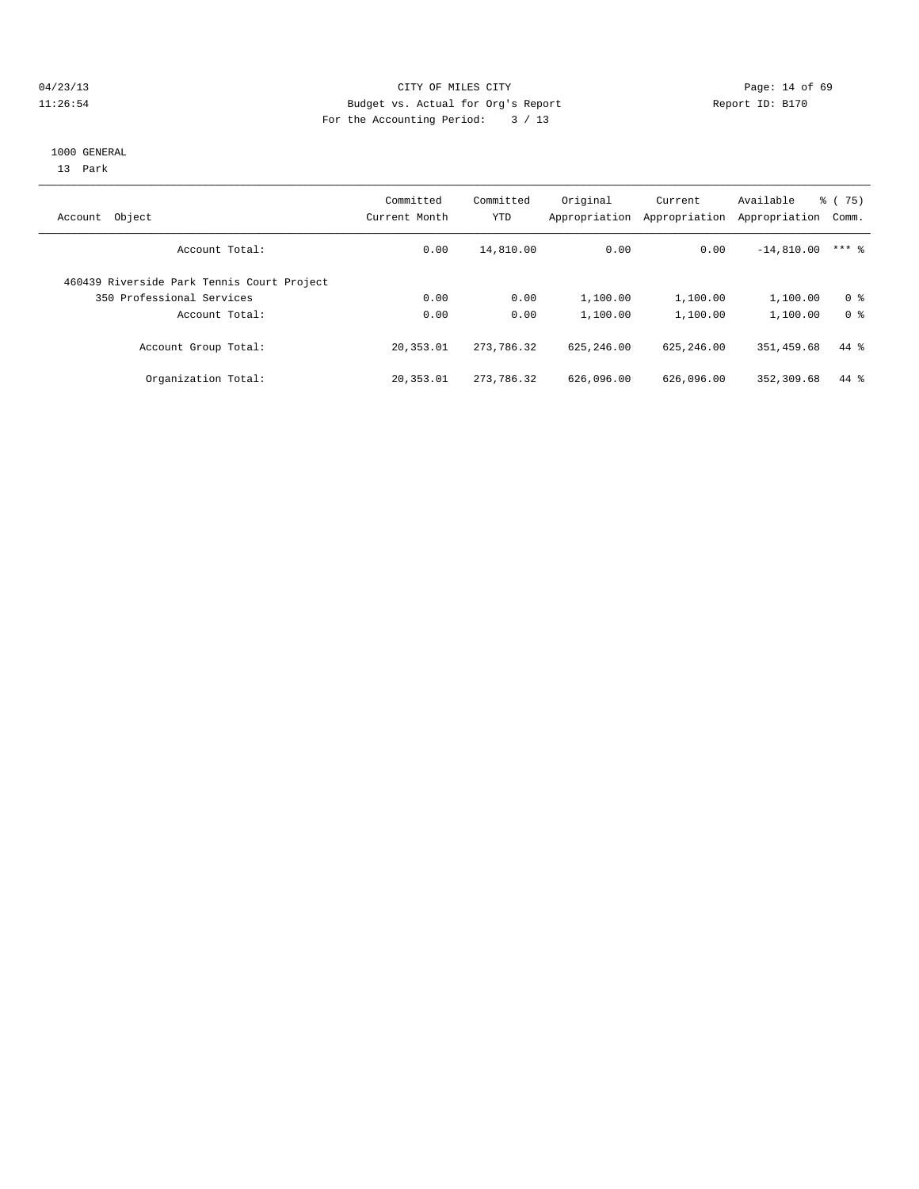CITY OF MILES CITY

Budget vs. Actual for Org's Report

Report ID: B170

For the Accounting Period: 3 / 13

04/23/13
11:26:54

1000 GENERAL

13 Park

| Account Object | Committed Current Month | Committed YTD | Original Appropriation | Current Appropriation | Available Appropriation | % ( 75) Comm. |
|---|---|---|---|---|---|---|
| Account Total: | 0.00 | 14,810.00 | 0.00 | 0.00 | -14,810.00 | *** % |
| 460439 Riverside Park Tennis Court Project | | | | | | |
| 350 Professional Services | 0.00 | 0.00 | 1,100.00 | 1,100.00 | 1,100.00 | 0 % |
| Account Total: | 0.00 | 0.00 | 1,100.00 | 1,100.00 | 1,100.00 | 0 % |
| Account Group Total: | 20,353.01 | 273,786.32 | 625,246.00 | 625,246.00 | 351,459.68 | 44 % |
| Organization Total: | 20,353.01 | 273,786.32 | 626,096.00 | 626,096.00 | 352,309.68 | 44 % |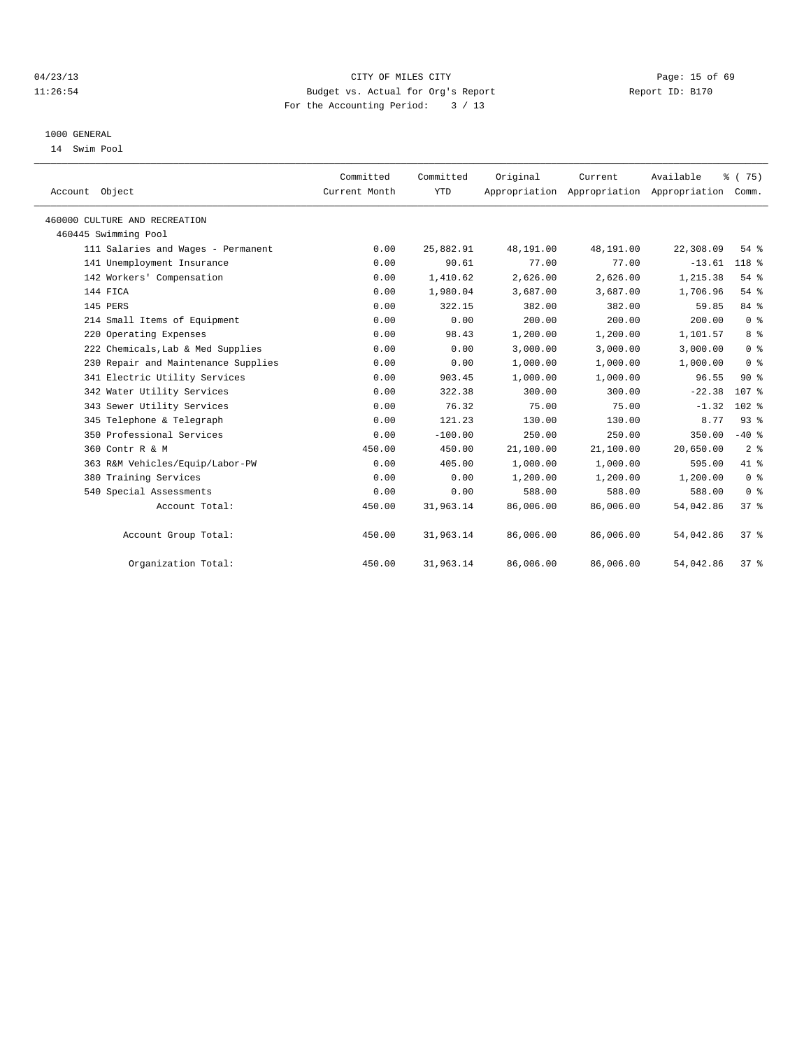CITY OF MILES CITY
Budget vs. Actual for Org's Report
For the Accounting Period: 3 / 13

Report ID: B170

1000 GENERAL
14 Swim Pool

| Account Object | Committed Current Month | Committed YTD | Original Appropriation | Current Appropriation | Available Appropriation | % ( 75) Comm. |
|---|---|---|---|---|---|---|
| 460000 CULTURE AND RECREATION | | | | | | |
| 460445 Swimming Pool | | | | | | |
| 111 Salaries and Wages - Permanent | 0.00 | 25,882.91 | 48,191.00 | 48,191.00 | 22,308.09 | 54 % |
| 141 Unemployment Insurance | 0.00 | 90.61 | 77.00 | 77.00 | -13.61 | 118 % |
| 142 Workers' Compensation | 0.00 | 1,410.62 | 2,626.00 | 2,626.00 | 1,215.38 | 54 % |
| 144 FICA | 0.00 | 1,980.04 | 3,687.00 | 3,687.00 | 1,706.96 | 54 % |
| 145 PERS | 0.00 | 322.15 | 382.00 | 382.00 | 59.85 | 84 % |
| 214 Small Items of Equipment | 0.00 | 0.00 | 200.00 | 200.00 | 200.00 | 0 % |
| 220 Operating Expenses | 0.00 | 98.43 | 1,200.00 | 1,200.00 | 1,101.57 | 8 % |
| 222 Chemicals,Lab & Med Supplies | 0.00 | 0.00 | 3,000.00 | 3,000.00 | 3,000.00 | 0 % |
| 230 Repair and Maintenance Supplies | 0.00 | 0.00 | 1,000.00 | 1,000.00 | 1,000.00 | 0 % |
| 341 Electric Utility Services | 0.00 | 903.45 | 1,000.00 | 1,000.00 | 96.55 | 90 % |
| 342 Water Utility Services | 0.00 | 322.38 | 300.00 | 300.00 | -22.38 | 107 % |
| 343 Sewer Utility Services | 0.00 | 76.32 | 75.00 | 75.00 | -1.32 | 102 % |
| 345 Telephone & Telegraph | 0.00 | 121.23 | 130.00 | 130.00 | 8.77 | 93 % |
| 350 Professional Services | 0.00 | -100.00 | 250.00 | 250.00 | 350.00 | -40 % |
| 360 Contr R & M | 450.00 | 450.00 | 21,100.00 | 21,100.00 | 20,650.00 | 2 % |
| 363 R&M Vehicles/Equip/Labor-PW | 0.00 | 405.00 | 1,000.00 | 1,000.00 | 595.00 | 41 % |
| 380 Training Services | 0.00 | 0.00 | 1,200.00 | 1,200.00 | 1,200.00 | 0 % |
| 540 Special Assessments | 0.00 | 0.00 | 588.00 | 588.00 | 588.00 | 0 % |
| Account Total: | 450.00 | 31,963.14 | 86,006.00 | 86,006.00 | 54,042.86 | 37 % |
| Account Group Total: | 450.00 | 31,963.14 | 86,006.00 | 86,006.00 | 54,042.86 | 37 % |
| Organization Total: | 450.00 | 31,963.14 | 86,006.00 | 86,006.00 | 54,042.86 | 37 % |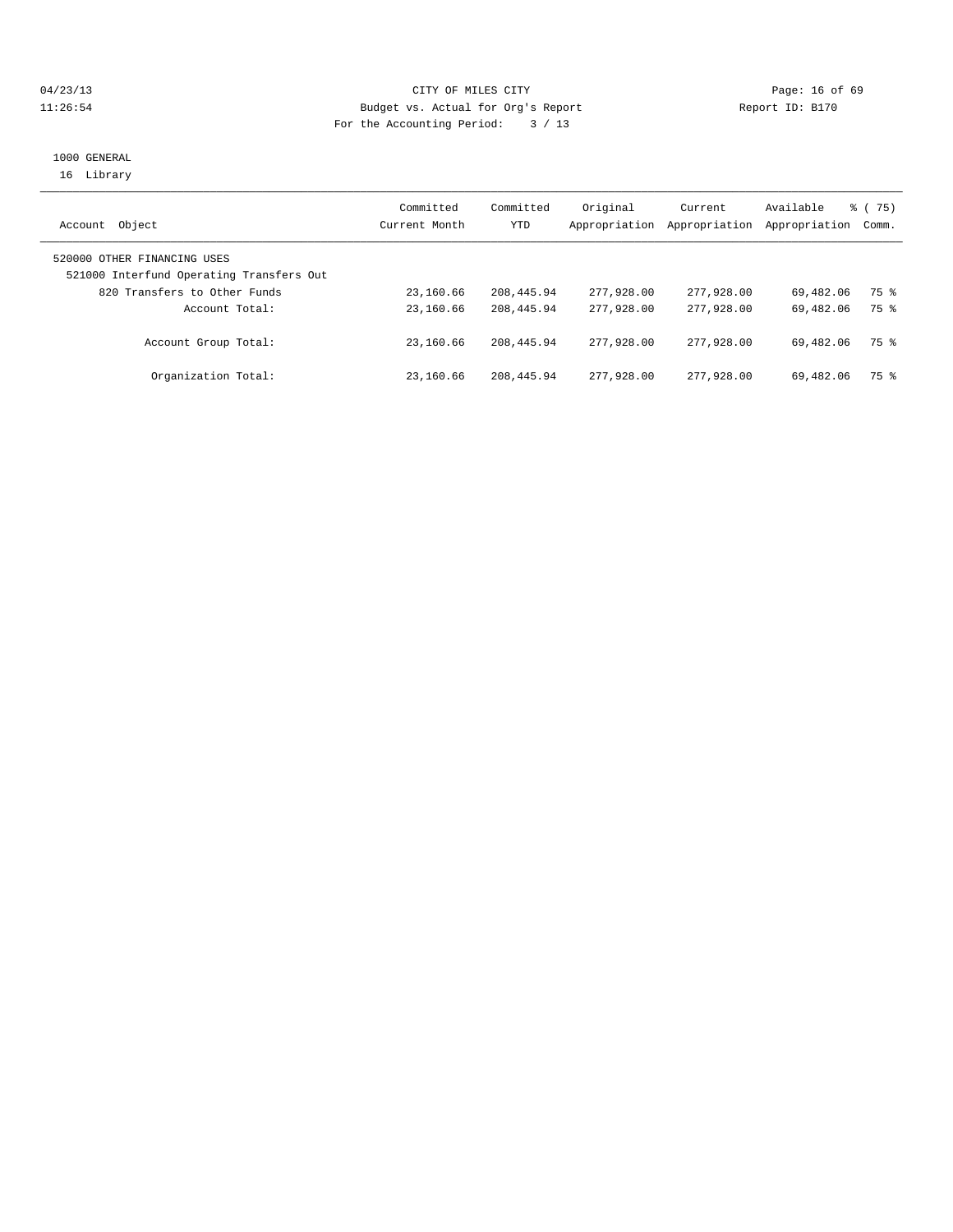04/23/13 CITY OF MILES CITY
11:26:54 Budget vs. Actual for Org's Report Report ID: B170
For the Accounting Period: 3 / 13

1000 GENERAL
16 Library

| Account Object | Committed Current Month | Committed YTD | Original Appropriation | Current Appropriation | Available Appropriation | % ( 75) Comm. |
|---|---|---|---|---|---|---|
| 520000 OTHER FINANCING USES | | | | | | |
| 521000 Interfund Operating Transfers Out | | | | | | |
| 820 Transfers to Other Funds | 23,160.66 | 208,445.94 | 277,928.00 | 277,928.00 | 69,482.06 | 75 % |
| Account Total: | 23,160.66 | 208,445.94 | 277,928.00 | 277,928.00 | 69,482.06 | 75 % |
| Account Group Total: | 23,160.66 | 208,445.94 | 277,928.00 | 277,928.00 | 69,482.06 | 75 % |
| Organization Total: | 23,160.66 | 208,445.94 | 277,928.00 | 277,928.00 | 69,482.06 | 75 % |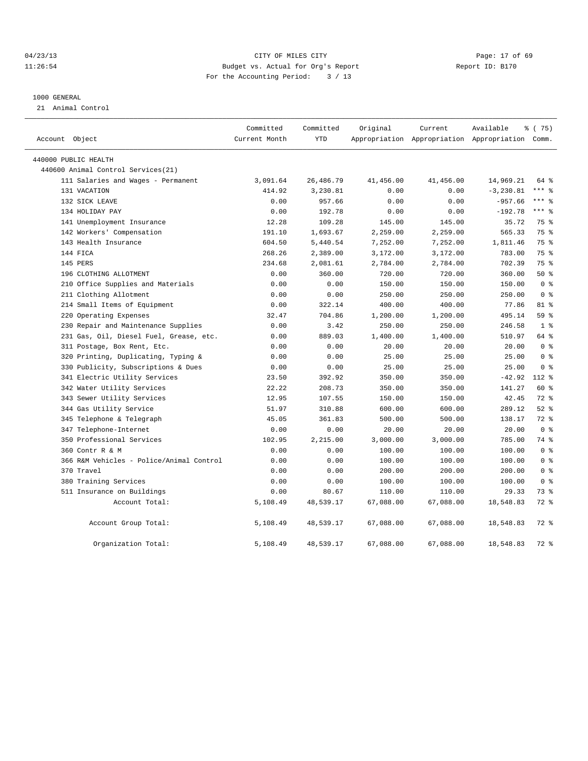CITY OF MILES CITY
Budget vs. Actual for Org's Report
For the Accounting Period: 3 / 13

04/23/13
11:26:54

Report ID: B170

1000 GENERAL

21 Animal Control

| Account Object | Committed Current Month | Committed YTD | Original Appropriation | Current Appropriation | Available Appropriation | % ( 75) Comm. |
|---|---|---|---|---|---|---|
| 440000 PUBLIC HEALTH | | | | | | |
| 440600 Animal Control Services(21) | | | | | | |
| 111 Salaries and Wages - Permanent | 3,091.64 | 26,486.79 | 41,456.00 | 41,456.00 | 14,969.21 | 64 % |
| 131 VACATION | 414.92 | 3,230.81 | 0.00 | 0.00 | -3,230.81 | *** % |
| 132 SICK LEAVE | 0.00 | 957.66 | 0.00 | 0.00 | -957.66 | *** % |
| 134 HOLIDAY PAY | 0.00 | 192.78 | 0.00 | 0.00 | -192.78 | *** % |
| 141 Unemployment Insurance | 12.28 | 109.28 | 145.00 | 145.00 | 35.72 | 75 % |
| 142 Workers' Compensation | 191.10 | 1,693.67 | 2,259.00 | 2,259.00 | 565.33 | 75 % |
| 143 Health Insurance | 604.50 | 5,440.54 | 7,252.00 | 7,252.00 | 1,811.46 | 75 % |
| 144 FICA | 268.26 | 2,389.00 | 3,172.00 | 3,172.00 | 783.00 | 75 % |
| 145 PERS | 234.68 | 2,081.61 | 2,784.00 | 2,784.00 | 702.39 | 75 % |
| 196 CLOTHING ALLOTMENT | 0.00 | 360.00 | 720.00 | 720.00 | 360.00 | 50 % |
| 210 Office Supplies and Materials | 0.00 | 0.00 | 150.00 | 150.00 | 150.00 | 0 % |
| 211 Clothing Allotment | 0.00 | 0.00 | 250.00 | 250.00 | 250.00 | 0 % |
| 214 Small Items of Equipment | 0.00 | 322.14 | 400.00 | 400.00 | 77.86 | 81 % |
| 220 Operating Expenses | 32.47 | 704.86 | 1,200.00 | 1,200.00 | 495.14 | 59 % |
| 230 Repair and Maintenance Supplies | 0.00 | 3.42 | 250.00 | 250.00 | 246.58 | 1 % |
| 231 Gas, Oil, Diesel Fuel, Grease, etc. | 0.00 | 889.03 | 1,400.00 | 1,400.00 | 510.97 | 64 % |
| 311 Postage, Box Rent, Etc. | 0.00 | 0.00 | 20.00 | 20.00 | 20.00 | 0 % |
| 320 Printing, Duplicating, Typing & | 0.00 | 0.00 | 25.00 | 25.00 | 25.00 | 0 % |
| 330 Publicity, Subscriptions & Dues | 0.00 | 0.00 | 25.00 | 25.00 | 25.00 | 0 % |
| 341 Electric Utility Services | 23.50 | 392.92 | 350.00 | 350.00 | -42.92 | 112 % |
| 342 Water Utility Services | 22.22 | 208.73 | 350.00 | 350.00 | 141.27 | 60 % |
| 343 Sewer Utility Services | 12.95 | 107.55 | 150.00 | 150.00 | 42.45 | 72 % |
| 344 Gas Utility Service | 51.97 | 310.88 | 600.00 | 600.00 | 289.12 | 52 % |
| 345 Telephone & Telegraph | 45.05 | 361.83 | 500.00 | 500.00 | 138.17 | 72 % |
| 347 Telephone-Internet | 0.00 | 0.00 | 20.00 | 20.00 | 20.00 | 0 % |
| 350 Professional Services | 102.95 | 2,215.00 | 3,000.00 | 3,000.00 | 785.00 | 74 % |
| 360 Contr R & M | 0.00 | 0.00 | 100.00 | 100.00 | 100.00 | 0 % |
| 366 R&M Vehicles - Police/Animal Control | 0.00 | 0.00 | 100.00 | 100.00 | 100.00 | 0 % |
| 370 Travel | 0.00 | 0.00 | 200.00 | 200.00 | 200.00 | 0 % |
| 380 Training Services | 0.00 | 0.00 | 100.00 | 100.00 | 100.00 | 0 % |
| 511 Insurance on Buildings | 0.00 | 80.67 | 110.00 | 110.00 | 29.33 | 73 % |
| Account Total: | 5,108.49 | 48,539.17 | 67,088.00 | 67,088.00 | 18,548.83 | 72 % |
| Account Group Total: | 5,108.49 | 48,539.17 | 67,088.00 | 67,088.00 | 18,548.83 | 72 % |
| Organization Total: | 5,108.49 | 48,539.17 | 67,088.00 | 67,088.00 | 18,548.83 | 72 % |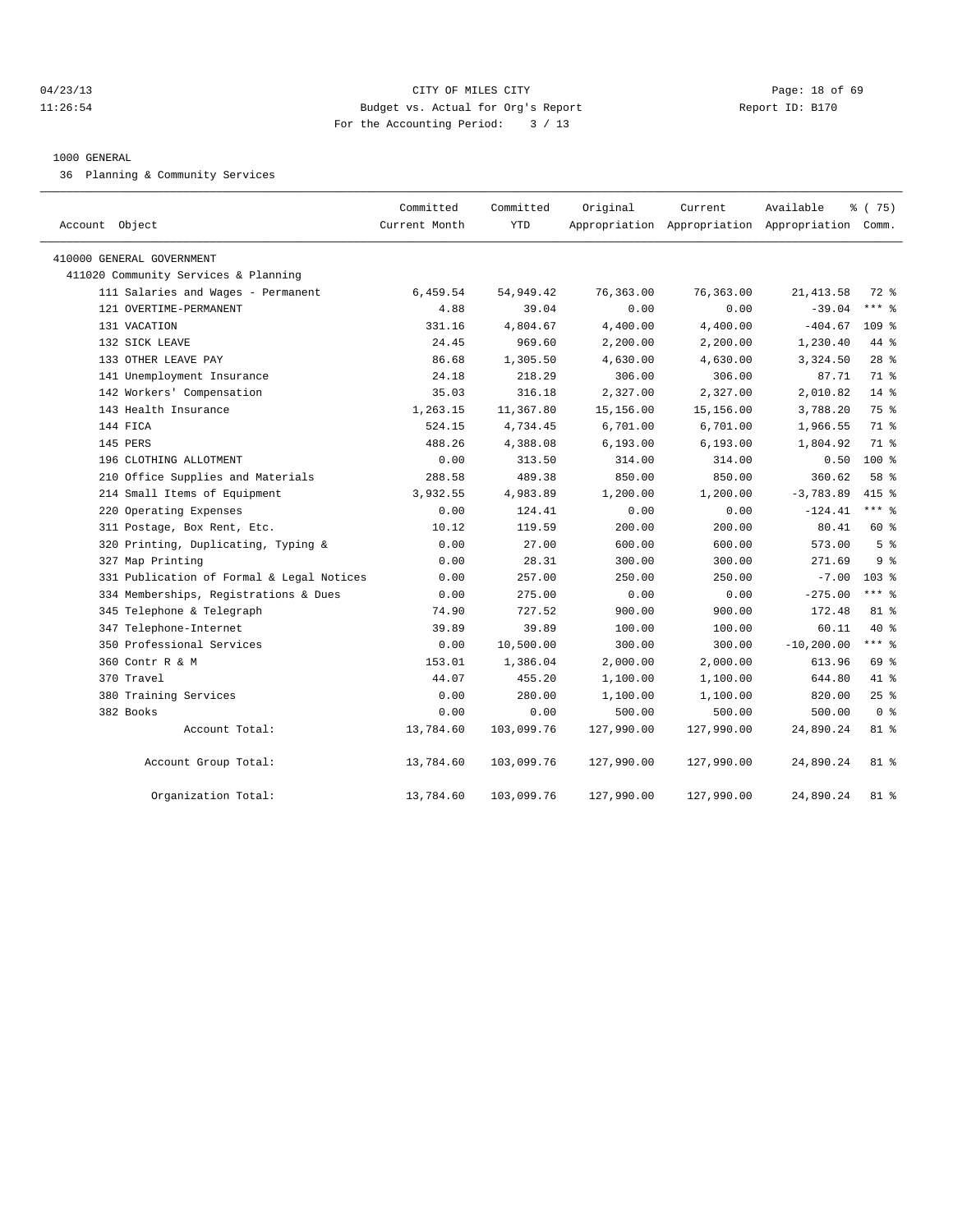04/23/13 CITY OF MILES CITY
11:26:54 Budget vs. Actual for Org's Report Report ID: B170
For the Accounting Period: 3 / 13

1000 GENERAL

36 Planning & Community Services

| Account Object | Committed Current Month | Committed YTD | Original Appropriation | Current Appropriation | Available Appropriation | % ( 75) Comm. |
|---|---|---|---|---|---|---|
| 410000 GENERAL GOVERNMENT | | | | | | |
| 411020 Community Services & Planning | | | | | | |
| 111 Salaries and Wages - Permanent | 6,459.54 | 54,949.42 | 76,363.00 | 76,363.00 | 21,413.58 | 72 % |
| 121 OVERTIME-PERMANENT | 4.88 | 39.04 | 0.00 | 0.00 | -39.04 | *** % |
| 131 VACATION | 331.16 | 4,804.67 | 4,400.00 | 4,400.00 | -404.67 | 109 % |
| 132 SICK LEAVE | 24.45 | 969.60 | 2,200.00 | 2,200.00 | 1,230.40 | 44 % |
| 133 OTHER LEAVE PAY | 86.68 | 1,305.50 | 4,630.00 | 4,630.00 | 3,324.50 | 28 % |
| 141 Unemployment Insurance | 24.18 | 218.29 | 306.00 | 306.00 | 87.71 | 71 % |
| 142 Workers' Compensation | 35.03 | 316.18 | 2,327.00 | 2,327.00 | 2,010.82 | 14 % |
| 143 Health Insurance | 1,263.15 | 11,367.80 | 15,156.00 | 15,156.00 | 3,788.20 | 75 % |
| 144 FICA | 524.15 | 4,734.45 | 6,701.00 | 6,701.00 | 1,966.55 | 71 % |
| 145 PERS | 488.26 | 4,388.08 | 6,193.00 | 6,193.00 | 1,804.92 | 71 % |
| 196 CLOTHING ALLOTMENT | 0.00 | 313.50 | 314.00 | 314.00 | 0.50 | 100 % |
| 210 Office Supplies and Materials | 288.58 | 489.38 | 850.00 | 850.00 | 360.62 | 58 % |
| 214 Small Items of Equipment | 3,932.55 | 4,983.89 | 1,200.00 | 1,200.00 | -3,783.89 | 415 % |
| 220 Operating Expenses | 0.00 | 124.41 | 0.00 | 0.00 | -124.41 | *** % |
| 311 Postage, Box Rent, Etc. | 10.12 | 119.59 | 200.00 | 200.00 | 80.41 | 60 % |
| 320 Printing, Duplicating, Typing & | 0.00 | 27.00 | 600.00 | 600.00 | 573.00 | 5 % |
| 327 Map Printing | 0.00 | 28.31 | 300.00 | 300.00 | 271.69 | 9 % |
| 331 Publication of Formal & Legal Notices | 0.00 | 257.00 | 250.00 | 250.00 | -7.00 | 103 % |
| 334 Memberships, Registrations & Dues | 0.00 | 275.00 | 0.00 | 0.00 | -275.00 | *** % |
| 345 Telephone & Telegraph | 74.90 | 727.52 | 900.00 | 900.00 | 172.48 | 81 % |
| 347 Telephone-Internet | 39.89 | 39.89 | 100.00 | 100.00 | 60.11 | 40 % |
| 350 Professional Services | 0.00 | 10,500.00 | 300.00 | 300.00 | -10,200.00 | *** % |
| 360 Contr R & M | 153.01 | 1,386.04 | 2,000.00 | 2,000.00 | 613.96 | 69 % |
| 370 Travel | 44.07 | 455.20 | 1,100.00 | 1,100.00 | 644.80 | 41 % |
| 380 Training Services | 0.00 | 280.00 | 1,100.00 | 1,100.00 | 820.00 | 25 % |
| 382 Books | 0.00 | 0.00 | 500.00 | 500.00 | 500.00 | 0 % |
| Account Total: | 13,784.60 | 103,099.76 | 127,990.00 | 127,990.00 | 24,890.24 | 81 % |
| Account Group Total: | 13,784.60 | 103,099.76 | 127,990.00 | 127,990.00 | 24,890.24 | 81 % |
| Organization Total: | 13,784.60 | 103,099.76 | 127,990.00 | 127,990.00 | 24,890.24 | 81 % |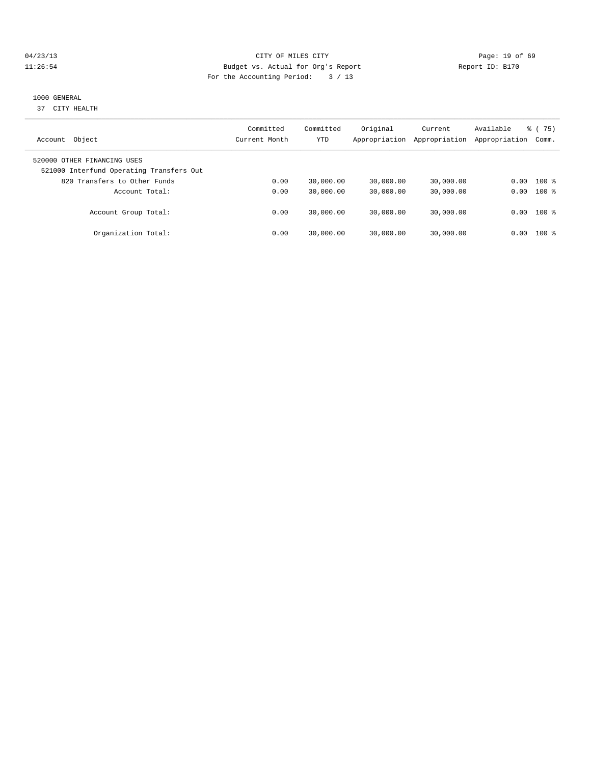CITY OF MILES CITY
Budget vs. Actual for Org's Report
For the Accounting Period: 3 / 13

04/23/13
11:26:54

Report ID: B170

1000 GENERAL
37 CITY HEALTH

| Account Object | Committed Current Month | Committed YTD | Original Appropriation | Current Appropriation | Available Appropriation | % ( 75) Comm. |
|---|---|---|---|---|---|---|
| 520000 OTHER FINANCING USES | | | | | | |
| 521000 Interfund Operating Transfers Out | | | | | | |
| 820 Transfers to Other Funds | 0.00 | 30,000.00 | 30,000.00 | 30,000.00 | 0.00 | 100 % |
| Account Total: | 0.00 | 30,000.00 | 30,000.00 | 30,000.00 | 0.00 | 100 % |
| Account Group Total: | 0.00 | 30,000.00 | 30,000.00 | 30,000.00 | 0.00 | 100 % |
| Organization Total: | 0.00 | 30,000.00 | 30,000.00 | 30,000.00 | 0.00 | 100 % |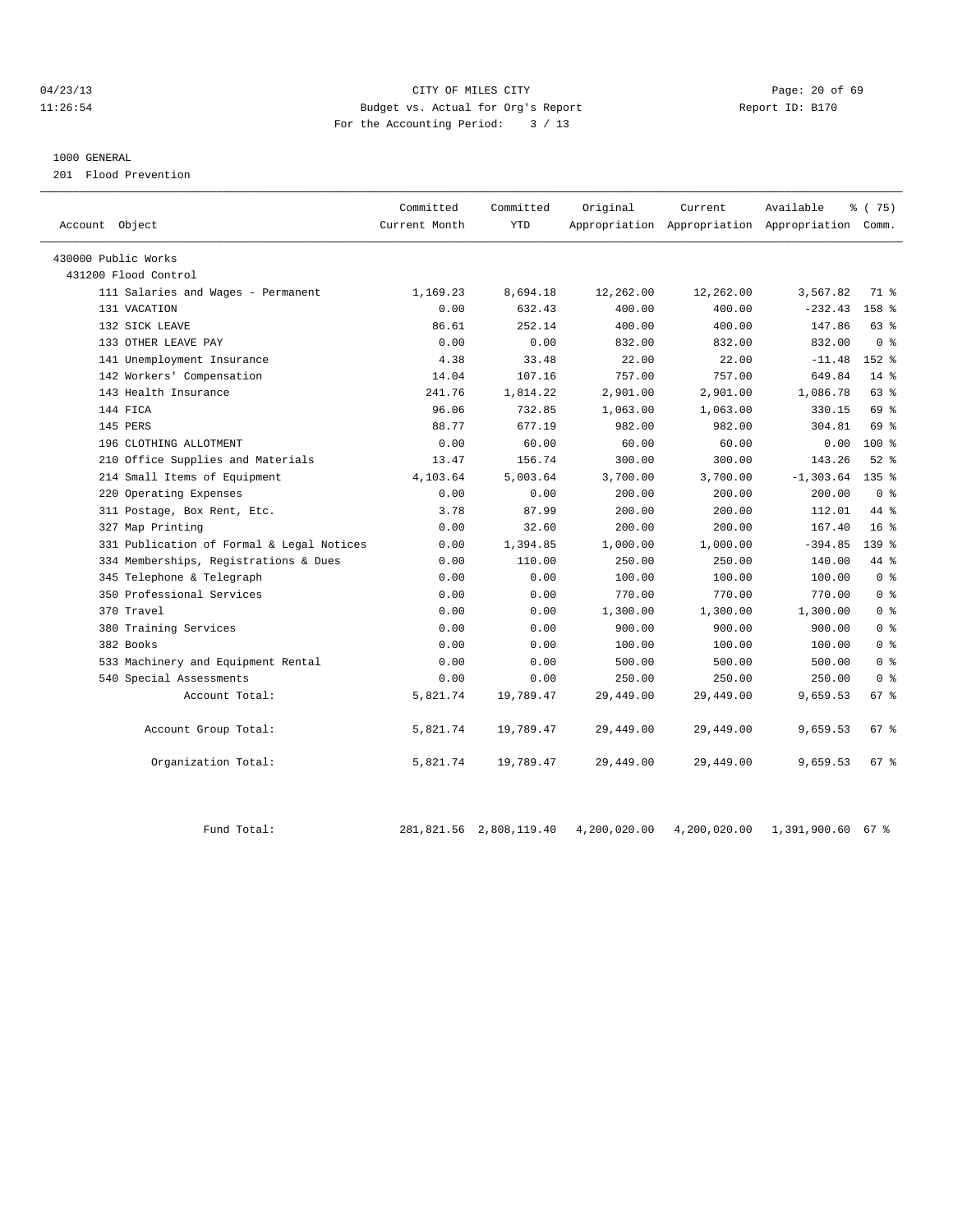CITY OF MILES CITY
Budget vs. Actual for Org's Report
For the Accounting Period: 3 / 13

04/23/13
11:26:54

Report ID: B170

1000 GENERAL
201 Flood Prevention

| Account Object | Committed Current Month | Committed YTD | Original Appropriation | Current Appropriation | Available Appropriation | % ( 75) Comm. |
|---|---|---|---|---|---|---|
| 430000 Public Works | | | | | | |
| 431200 Flood Control | | | | | | |
| 111 Salaries and Wages - Permanent | 1,169.23 | 8,694.18 | 12,262.00 | 12,262.00 | 3,567.82 | 71 % |
| 131 VACATION | 0.00 | 632.43 | 400.00 | 400.00 | -232.43 | 158 % |
| 132 SICK LEAVE | 86.61 | 252.14 | 400.00 | 400.00 | 147.86 | 63 % |
| 133 OTHER LEAVE PAY | 0.00 | 0.00 | 832.00 | 832.00 | 832.00 | 0 % |
| 141 Unemployment Insurance | 4.38 | 33.48 | 22.00 | 22.00 | -11.48 | 152 % |
| 142 Workers' Compensation | 14.04 | 107.16 | 757.00 | 757.00 | 649.84 | 14 % |
| 143 Health Insurance | 241.76 | 1,814.22 | 2,901.00 | 2,901.00 | 1,086.78 | 63 % |
| 144 FICA | 96.06 | 732.85 | 1,063.00 | 1,063.00 | 330.15 | 69 % |
| 145 PERS | 88.77 | 677.19 | 982.00 | 982.00 | 304.81 | 69 % |
| 196 CLOTHING ALLOTMENT | 0.00 | 60.00 | 60.00 | 60.00 | 0.00 | 100 % |
| 210 Office Supplies and Materials | 13.47 | 156.74 | 300.00 | 300.00 | 143.26 | 52 % |
| 214 Small Items of Equipment | 4,103.64 | 5,003.64 | 3,700.00 | 3,700.00 | -1,303.64 | 135 % |
| 220 Operating Expenses | 0.00 | 0.00 | 200.00 | 200.00 | 200.00 | 0 % |
| 311 Postage, Box Rent, Etc. | 3.78 | 87.99 | 200.00 | 200.00 | 112.01 | 44 % |
| 327 Map Printing | 0.00 | 32.60 | 200.00 | 200.00 | 167.40 | 16 % |
| 331 Publication of Formal & Legal Notices | 0.00 | 1,394.85 | 1,000.00 | 1,000.00 | -394.85 | 139 % |
| 334 Memberships, Registrations & Dues | 0.00 | 110.00 | 250.00 | 250.00 | 140.00 | 44 % |
| 345 Telephone & Telegraph | 0.00 | 0.00 | 100.00 | 100.00 | 100.00 | 0 % |
| 350 Professional Services | 0.00 | 0.00 | 770.00 | 770.00 | 770.00 | 0 % |
| 370 Travel | 0.00 | 0.00 | 1,300.00 | 1,300.00 | 1,300.00 | 0 % |
| 380 Training Services | 0.00 | 0.00 | 900.00 | 900.00 | 900.00 | 0 % |
| 382 Books | 0.00 | 0.00 | 100.00 | 100.00 | 100.00 | 0 % |
| 533 Machinery and Equipment Rental | 0.00 | 0.00 | 500.00 | 500.00 | 500.00 | 0 % |
| 540 Special Assessments | 0.00 | 0.00 | 250.00 | 250.00 | 250.00 | 0 % |
| Account Total: | 5,821.74 | 19,789.47 | 29,449.00 | 29,449.00 | 9,659.53 | 67 % |
| Account Group Total: | 5,821.74 | 19,789.47 | 29,449.00 | 29,449.00 | 9,659.53 | 67 % |
| Organization Total: | 5,821.74 | 19,789.47 | 29,449.00 | 29,449.00 | 9,659.53 | 67 % |
| Fund Total: | 281,821.56 | 2,808,119.40 | 4,200,020.00 | 4,200,020.00 | 1,391,900.60 | 67 % |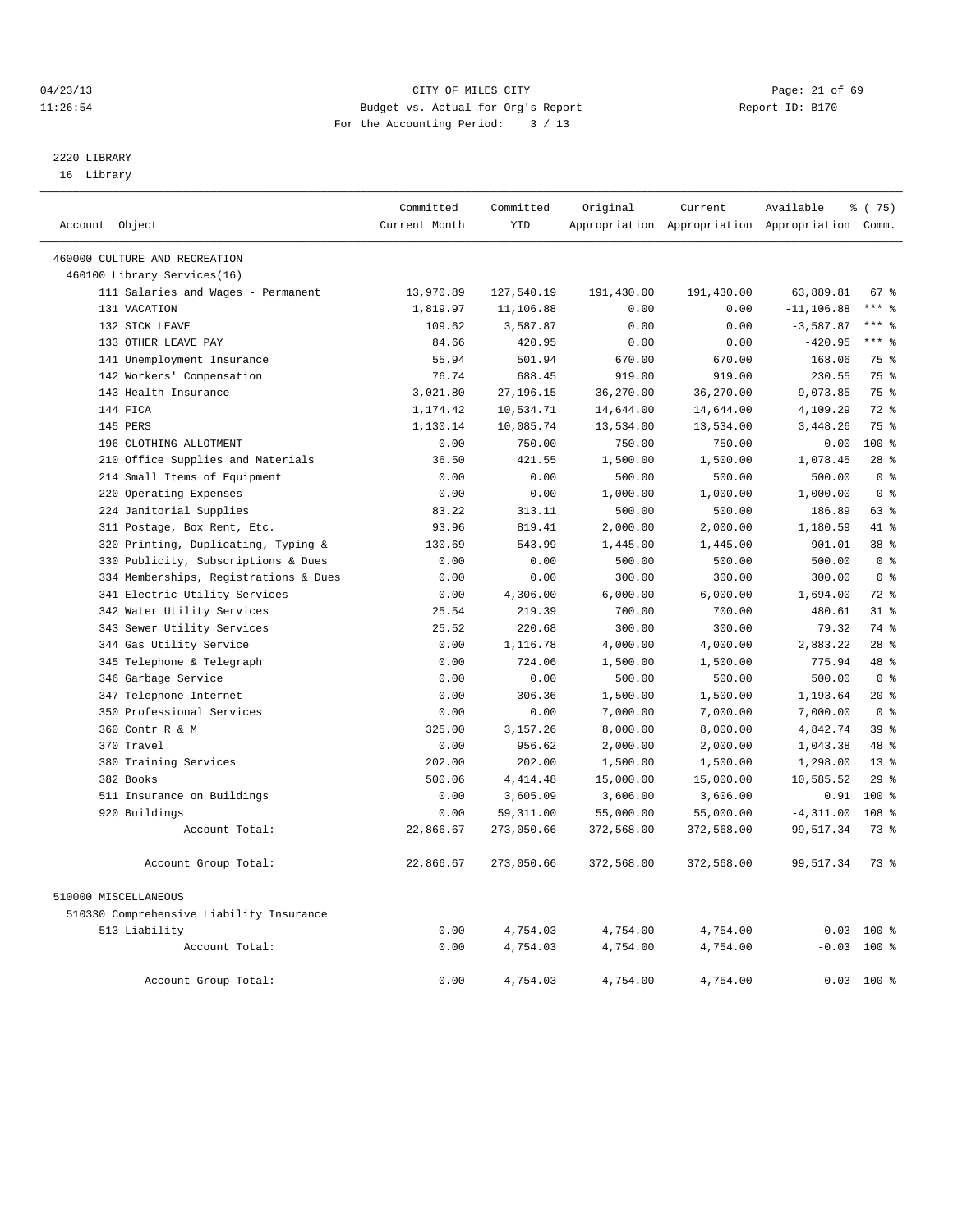04/23/13 CITY OF MILES CITY
11:26:54 Budget vs. Actual for Org's Report Report ID: B170
For the Accounting Period: 3 / 13

2220 LIBRARY
16 Library

| Account Object | Committed Current Month | Committed YTD | Original Appropriation | Current Appropriation | Available Appropriation | % ( 75) Comm. |
|---|---|---|---|---|---|---|
| 460000 CULTURE AND RECREATION | | | | | | |
| 460100 Library Services(16) | | | | | | |
| 111 Salaries and Wages - Permanent | 13,970.89 | 127,540.19 | 191,430.00 | 191,430.00 | 63,889.81 | 67 % |
| 131 VACATION | 1,819.97 | 11,106.88 | 0.00 | 0.00 | -11,106.88 | *** % |
| 132 SICK LEAVE | 109.62 | 3,587.87 | 0.00 | 0.00 | -3,587.87 | *** % |
| 133 OTHER LEAVE PAY | 84.66 | 420.95 | 0.00 | 0.00 | -420.95 | *** % |
| 141 Unemployment Insurance | 55.94 | 501.94 | 670.00 | 670.00 | 168.06 | 75 % |
| 142 Workers' Compensation | 76.74 | 688.45 | 919.00 | 919.00 | 230.55 | 75 % |
| 143 Health Insurance | 3,021.80 | 27,196.15 | 36,270.00 | 36,270.00 | 9,073.85 | 75 % |
| 144 FICA | 1,174.42 | 10,534.71 | 14,644.00 | 14,644.00 | 4,109.29 | 72 % |
| 145 PERS | 1,130.14 | 10,085.74 | 13,534.00 | 13,534.00 | 3,448.26 | 75 % |
| 196 CLOTHING ALLOTMENT | 0.00 | 750.00 | 750.00 | 750.00 | 0.00 | 100 % |
| 210 Office Supplies and Materials | 36.50 | 421.55 | 1,500.00 | 1,500.00 | 1,078.45 | 28 % |
| 214 Small Items of Equipment | 0.00 | 0.00 | 500.00 | 500.00 | 500.00 | 0 % |
| 220 Operating Expenses | 0.00 | 0.00 | 1,000.00 | 1,000.00 | 1,000.00 | 0 % |
| 224 Janitorial Supplies | 83.22 | 313.11 | 500.00 | 500.00 | 186.89 | 63 % |
| 311 Postage, Box Rent, Etc. | 93.96 | 819.41 | 2,000.00 | 2,000.00 | 1,180.59 | 41 % |
| 320 Printing, Duplicating, Typing & | 130.69 | 543.99 | 1,445.00 | 1,445.00 | 901.01 | 38 % |
| 330 Publicity, Subscriptions & Dues | 0.00 | 0.00 | 500.00 | 500.00 | 500.00 | 0 % |
| 334 Memberships, Registrations & Dues | 0.00 | 0.00 | 300.00 | 300.00 | 300.00 | 0 % |
| 341 Electric Utility Services | 0.00 | 4,306.00 | 6,000.00 | 6,000.00 | 1,694.00 | 72 % |
| 342 Water Utility Services | 25.54 | 219.39 | 700.00 | 700.00 | 480.61 | 31 % |
| 343 Sewer Utility Services | 25.52 | 220.68 | 300.00 | 300.00 | 79.32 | 74 % |
| 344 Gas Utility Service | 0.00 | 1,116.78 | 4,000.00 | 4,000.00 | 2,883.22 | 28 % |
| 345 Telephone & Telegraph | 0.00 | 724.06 | 1,500.00 | 1,500.00 | 775.94 | 48 % |
| 346 Garbage Service | 0.00 | 0.00 | 500.00 | 500.00 | 500.00 | 0 % |
| 347 Telephone-Internet | 0.00 | 306.36 | 1,500.00 | 1,500.00 | 1,193.64 | 20 % |
| 350 Professional Services | 0.00 | 0.00 | 7,000.00 | 7,000.00 | 7,000.00 | 0 % |
| 360 Contr R & M | 325.00 | 3,157.26 | 8,000.00 | 8,000.00 | 4,842.74 | 39 % |
| 370 Travel | 0.00 | 956.62 | 2,000.00 | 2,000.00 | 1,043.38 | 48 % |
| 380 Training Services | 202.00 | 202.00 | 1,500.00 | 1,500.00 | 1,298.00 | 13 % |
| 382 Books | 500.06 | 4,414.48 | 15,000.00 | 15,000.00 | 10,585.52 | 29 % |
| 511 Insurance on Buildings | 0.00 | 3,605.09 | 3,606.00 | 3,606.00 | 0.91 | 100 % |
| 920 Buildings | 0.00 | 59,311.00 | 55,000.00 | 55,000.00 | -4,311.00 | 108 % |
| Account Total: | 22,866.67 | 273,050.66 | 372,568.00 | 372,568.00 | 99,517.34 | 73 % |
| Account Group Total: | 22,866.67 | 273,050.66 | 372,568.00 | 372,568.00 | 99,517.34 | 73 % |
| 510000 MISCELLANEOUS | | | | | | |
| 510330 Comprehensive Liability Insurance | | | | | | |
| 513 Liability | 0.00 | 4,754.03 | 4,754.00 | 4,754.00 | -0.03 | 100 % |
| Account Total: | 0.00 | 4,754.03 | 4,754.00 | 4,754.00 | -0.03 | 100 % |
| Account Group Total: | 0.00 | 4,754.03 | 4,754.00 | 4,754.00 | -0.03 | 100 % |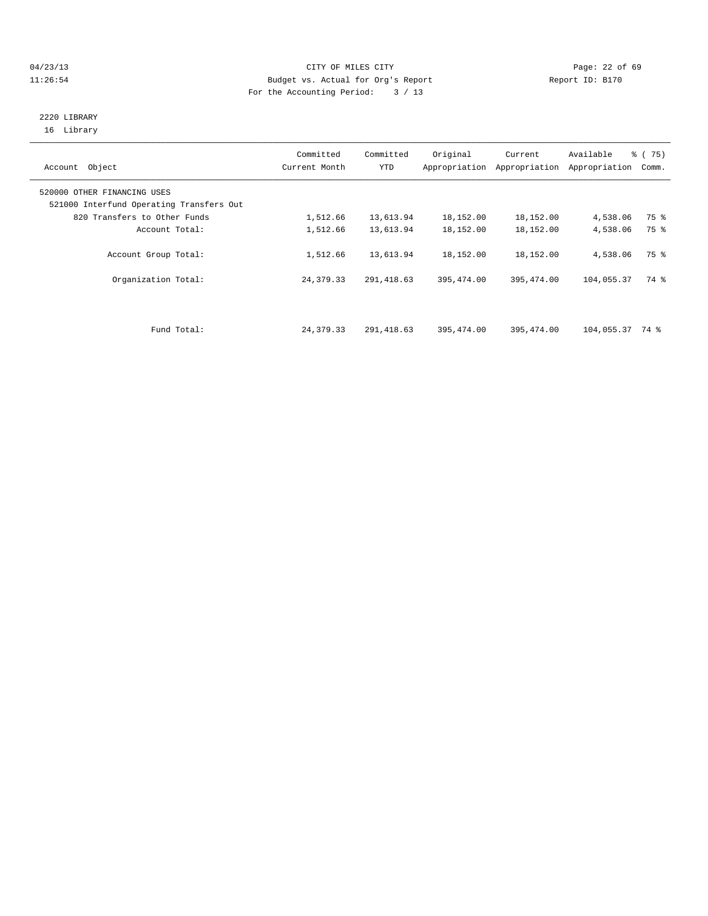CITY OF MILES CITY
Budget vs. Actual for Org's Report
For the Accounting Period: 3 / 13

04/23/13
11:26:54

Report ID: B170

2220 LIBRARY
16 Library

| Account Object | Committed Current Month | Committed YTD | Original Appropriation | Current Appropriation | Available Appropriation | % ( 75) Comm. |
|---|---|---|---|---|---|---|
| 520000 OTHER FINANCING USES | | | | | | |
| 521000 Interfund Operating Transfers Out | | | | | | |
| 820 Transfers to Other Funds | 1,512.66 | 13,613.94 | 18,152.00 | 18,152.00 | 4,538.06 | 75 % |
| Account Total: | 1,512.66 | 13,613.94 | 18,152.00 | 18,152.00 | 4,538.06 | 75 % |
| Account Group Total: | 1,512.66 | 13,613.94 | 18,152.00 | 18,152.00 | 4,538.06 | 75 % |
| Organization Total: | 24,379.33 | 291,418.63 | 395,474.00 | 395,474.00 | 104,055.37 | 74 % |
| Fund Total: | 24,379.33 | 291,418.63 | 395,474.00 | 395,474.00 | 104,055.37 | 74 % |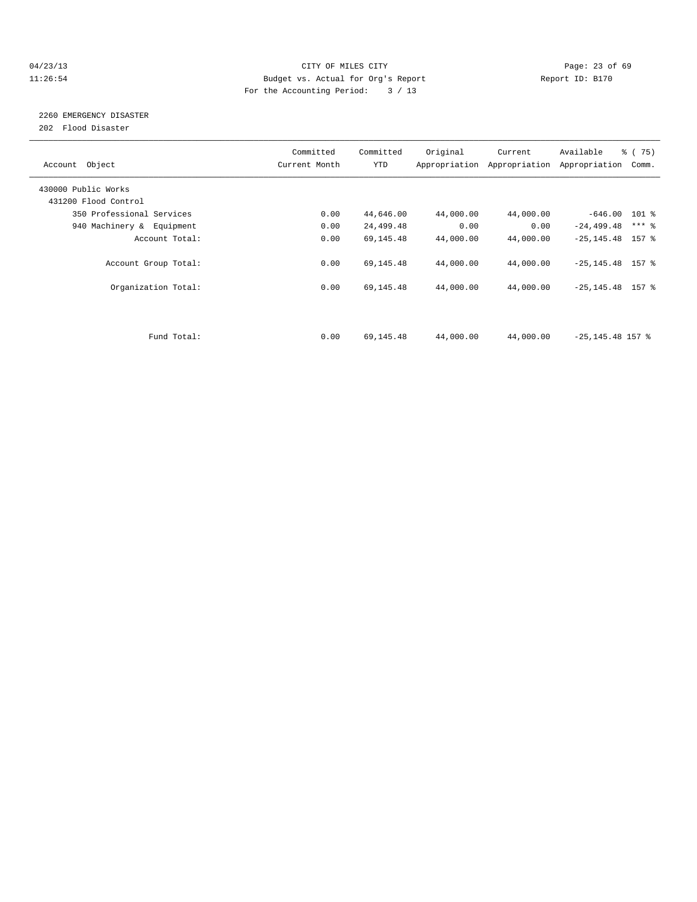04/23/13 CITY OF MILES CITY
11:26:54 Budget vs. Actual for Org's Report Report ID: B170
For the Accounting Period: 3 / 13

2260 EMERGENCY DISASTER
202 Flood Disaster

| Account Object | Committed Current Month | Committed YTD | Original Appropriation | Current Appropriation | Available Appropriation | % ( 75) Comm. |
|---|---|---|---|---|---|---|
| 430000 Public Works | | | | | | |
| 431200 Flood Control | | | | | | |
| 350 Professional Services | 0.00 | 44,646.00 | 44,000.00 | 44,000.00 | -646.00 | 101 % |
| 940 Machinery & Equipment | 0.00 | 24,499.48 | 0.00 | 0.00 | -24,499.48 | *** % |
| Account Total: | 0.00 | 69,145.48 | 44,000.00 | 44,000.00 | -25,145.48 | 157 % |
| Account Group Total: | 0.00 | 69,145.48 | 44,000.00 | 44,000.00 | -25,145.48 | 157 % |
| Organization Total: | 0.00 | 69,145.48 | 44,000.00 | 44,000.00 | -25,145.48 | 157 % |
| Fund Total: | 0.00 | 69,145.48 | 44,000.00 | 44,000.00 | -25,145.48 | 157 % |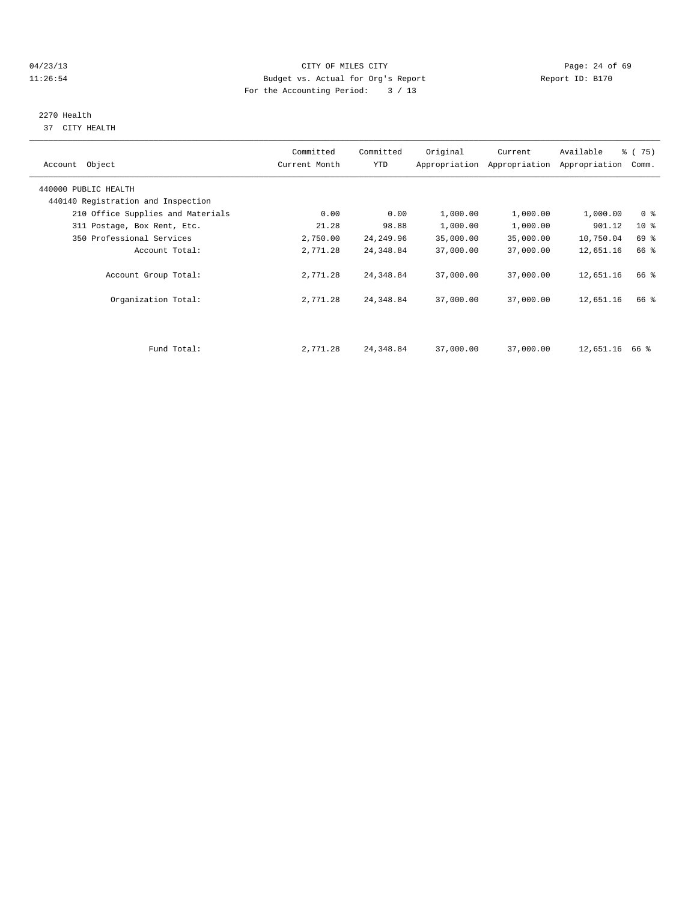CITY OF MILES CITY
Budget vs. Actual for Org's Report
For the Accounting Period: 3 / 13

04/23/13
11:26:54

Report ID: B170

2270 Health
37 CITY HEALTH

| Account Object | Committed Current Month | Committed YTD | Original Appropriation | Current Appropriation | Available Appropriation | % ( 75) Comm. |
|---|---|---|---|---|---|---|
| 440000 PUBLIC HEALTH | | | | | | |
| 440140 Registration and Inspection | | | | | | |
| 210 Office Supplies and Materials | 0.00 | 0.00 | 1,000.00 | 1,000.00 | 1,000.00 | 0 % |
| 311 Postage, Box Rent, Etc. | 21.28 | 98.88 | 1,000.00 | 1,000.00 | 901.12 | 10 % |
| 350 Professional Services | 2,750.00 | 24,249.96 | 35,000.00 | 35,000.00 | 10,750.04 | 69 % |
| Account Total: | 2,771.28 | 24,348.84 | 37,000.00 | 37,000.00 | 12,651.16 | 66 % |
| Account Group Total: | 2,771.28 | 24,348.84 | 37,000.00 | 37,000.00 | 12,651.16 | 66 % |
| Organization Total: | 2,771.28 | 24,348.84 | 37,000.00 | 37,000.00 | 12,651.16 | 66 % |
| Fund Total: | 2,771.28 | 24,348.84 | 37,000.00 | 37,000.00 | 12,651.16 | 66 % |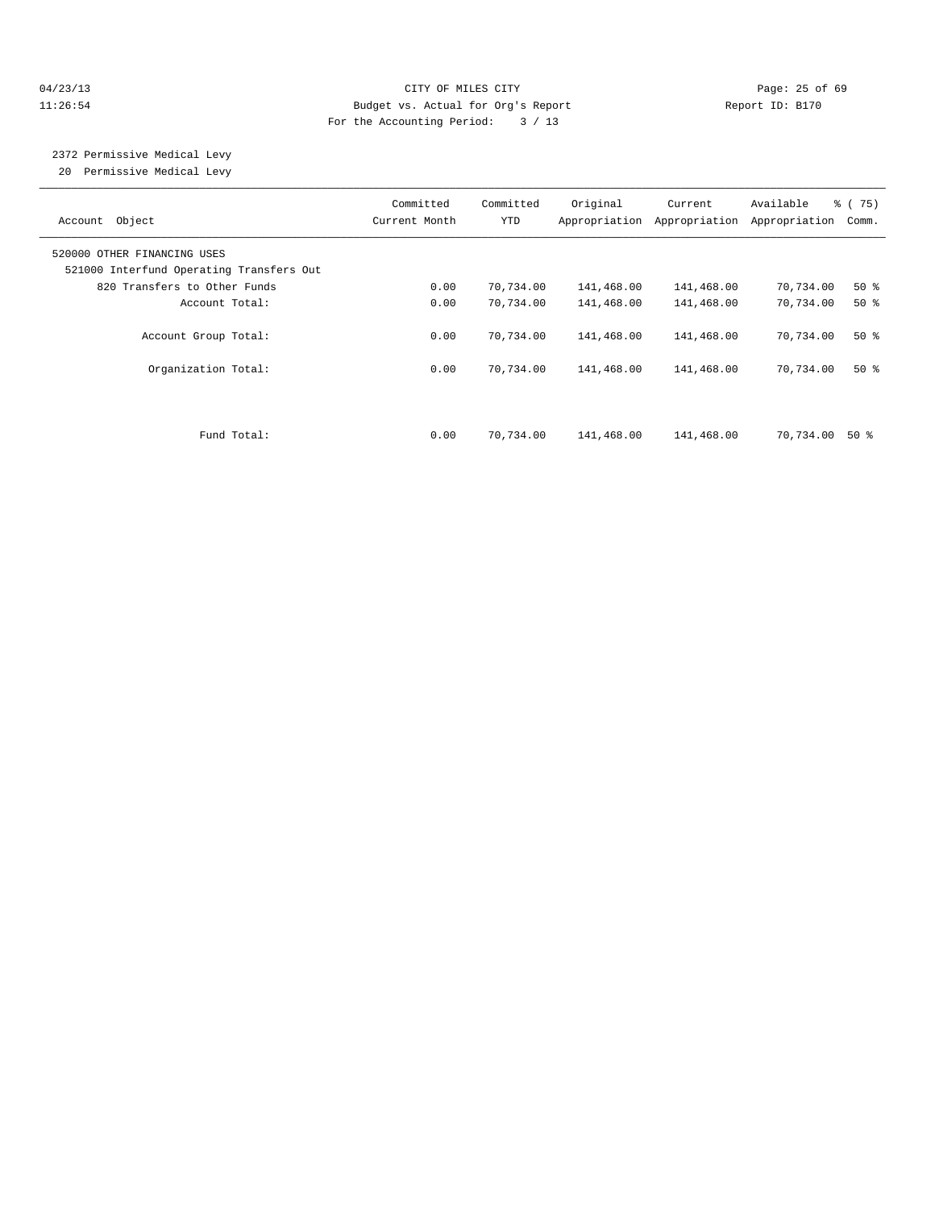CITY OF MILES CITY

Budget vs. Actual for Org's Report

Report ID: B170

For the Accounting Period: 3 / 13

04/23/13
11:26:54

## 2372 Permissive Medical Levy

20 Permissive Medical Levy

| Account Object | Committed Current Month | Committed YTD | Original Appropriation | Current Appropriation | Available Appropriation | % ( 75) Comm. |
|---|---|---|---|---|---|---|
| 520000 OTHER FINANCING USES | | | | | | |
| 521000 Interfund Operating Transfers Out | | | | | | |
| 820 Transfers to Other Funds | 0.00 | 70,734.00 | 141,468.00 | 141,468.00 | 70,734.00 | 50 % |
| Account Total: | 0.00 | 70,734.00 | 141,468.00 | 141,468.00 | 70,734.00 | 50 % |
| Account Group Total: | 0.00 | 70,734.00 | 141,468.00 | 141,468.00 | 70,734.00 | 50 % |
| Organization Total: | 0.00 | 70,734.00 | 141,468.00 | 141,468.00 | 70,734.00 | 50 % |
| Fund Total: | 0.00 | 70,734.00 | 141,468.00 | 141,468.00 | 70,734.00 | 50 % |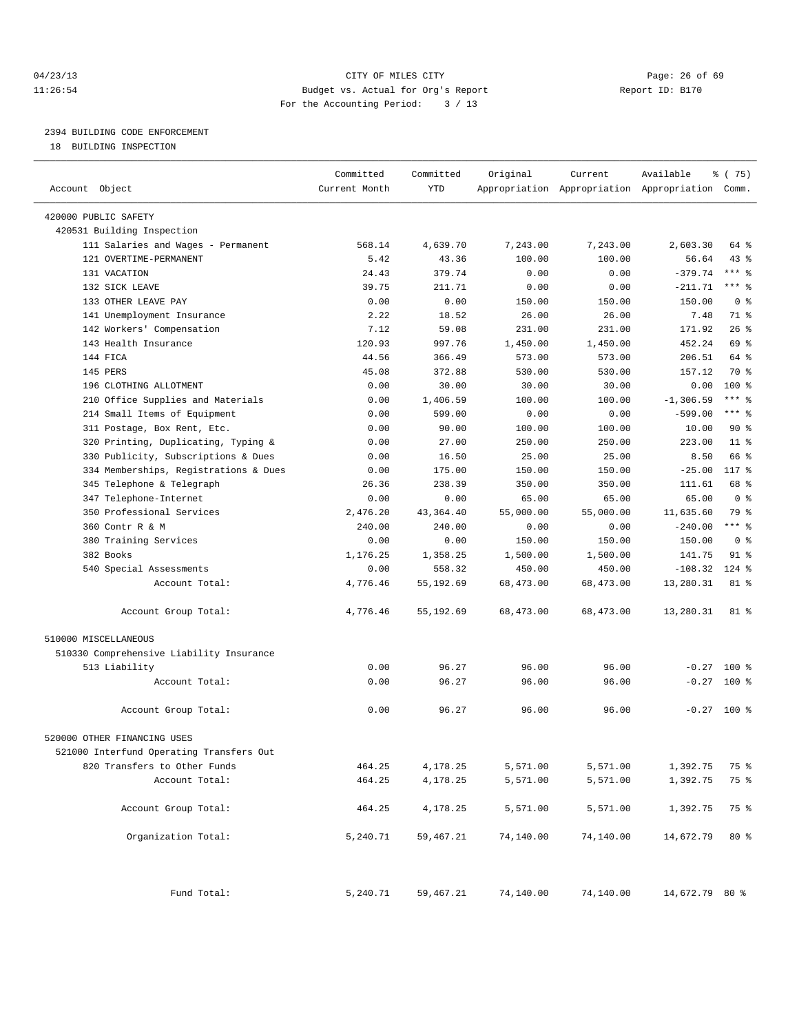CITY OF MILES CITY
Budget vs. Actual for Org's Report
For the Accounting Period: 3 / 13

04/23/13
11:26:54

Report ID: B170

2394 BUILDING CODE ENFORCEMENT
18 BUILDING INSPECTION

| Account Object | Committed Current Month | Committed YTD | Original Appropriation | Current Appropriation | Available Appropriation | % ( 75) Comm. |
|---|---|---|---|---|---|---|
| 420000 PUBLIC SAFETY | | | | | | |
| 420531 Building Inspection | | | | | | |
| 111 Salaries and Wages - Permanent | 568.14 | 4,639.70 | 7,243.00 | 7,243.00 | 2,603.30 | 64 % |
| 121 OVERTIME-PERMANENT | 5.42 | 43.36 | 100.00 | 100.00 | 56.64 | 43 % |
| 131 VACATION | 24.43 | 379.74 | 0.00 | 0.00 | -379.74 | *** % |
| 132 SICK LEAVE | 39.75 | 211.71 | 0.00 | 0.00 | -211.71 | *** % |
| 133 OTHER LEAVE PAY | 0.00 | 0.00 | 150.00 | 150.00 | 150.00 | 0 % |
| 141 Unemployment Insurance | 2.22 | 18.52 | 26.00 | 26.00 | 7.48 | 71 % |
| 142 Workers' Compensation | 7.12 | 59.08 | 231.00 | 231.00 | 171.92 | 26 % |
| 143 Health Insurance | 120.93 | 997.76 | 1,450.00 | 1,450.00 | 452.24 | 69 % |
| 144 FICA | 44.56 | 366.49 | 573.00 | 573.00 | 206.51 | 64 % |
| 145 PERS | 45.08 | 372.88 | 530.00 | 530.00 | 157.12 | 70 % |
| 196 CLOTHING ALLOTMENT | 0.00 | 30.00 | 30.00 | 30.00 | 0.00 | 100 % |
| 210 Office Supplies and Materials | 0.00 | 1,406.59 | 100.00 | 100.00 | -1,306.59 | *** % |
| 214 Small Items of Equipment | 0.00 | 599.00 | 0.00 | 0.00 | -599.00 | *** % |
| 311 Postage, Box Rent, Etc. | 0.00 | 90.00 | 100.00 | 100.00 | 10.00 | 90 % |
| 320 Printing, Duplicating, Typing & | 0.00 | 27.00 | 250.00 | 250.00 | 223.00 | 11 % |
| 330 Publicity, Subscriptions & Dues | 0.00 | 16.50 | 25.00 | 25.00 | 8.50 | 66 % |
| 334 Memberships, Registrations & Dues | 0.00 | 175.00 | 150.00 | 150.00 | -25.00 | 117 % |
| 345 Telephone & Telegraph | 26.36 | 238.39 | 350.00 | 350.00 | 111.61 | 68 % |
| 347 Telephone-Internet | 0.00 | 0.00 | 65.00 | 65.00 | 65.00 | 0 % |
| 350 Professional Services | 2,476.20 | 43,364.40 | 55,000.00 | 55,000.00 | 11,635.60 | 79 % |
| 360 Contr R & M | 240.00 | 240.00 | 0.00 | 0.00 | -240.00 | *** % |
| 380 Training Services | 0.00 | 0.00 | 150.00 | 150.00 | 150.00 | 0 % |
| 382 Books | 1,176.25 | 1,358.25 | 1,500.00 | 1,500.00 | 141.75 | 91 % |
| 540 Special Assessments | 0.00 | 558.32 | 450.00 | 450.00 | -108.32 | 124 % |
| Account Total: | 4,776.46 | 55,192.69 | 68,473.00 | 68,473.00 | 13,280.31 | 81 % |
| Account Group Total: | 4,776.46 | 55,192.69 | 68,473.00 | 68,473.00 | 13,280.31 | 81 % |
| 510000 MISCELLANEOUS | | | | | | |
| 510330 Comprehensive Liability Insurance | | | | | | |
| 513 Liability | 0.00 | 96.27 | 96.00 | 96.00 | -0.27 | 100 % |
| Account Total: | 0.00 | 96.27 | 96.00 | 96.00 | -0.27 | 100 % |
| Account Group Total: | 0.00 | 96.27 | 96.00 | 96.00 | -0.27 | 100 % |
| 520000 OTHER FINANCING USES | | | | | | |
| 521000 Interfund Operating Transfers Out | | | | | | |
| 820 Transfers to Other Funds | 464.25 | 4,178.25 | 5,571.00 | 5,571.00 | 1,392.75 | 75 % |
| Account Total: | 464.25 | 4,178.25 | 5,571.00 | 5,571.00 | 1,392.75 | 75 % |
| Account Group Total: | 464.25 | 4,178.25 | 5,571.00 | 5,571.00 | 1,392.75 | 75 % |
| Organization Total: | 5,240.71 | 59,467.21 | 74,140.00 | 74,140.00 | 14,672.79 | 80 % |
| Fund Total: | 5,240.71 | 59,467.21 | 74,140.00 | 74,140.00 | 14,672.79 | 80 % |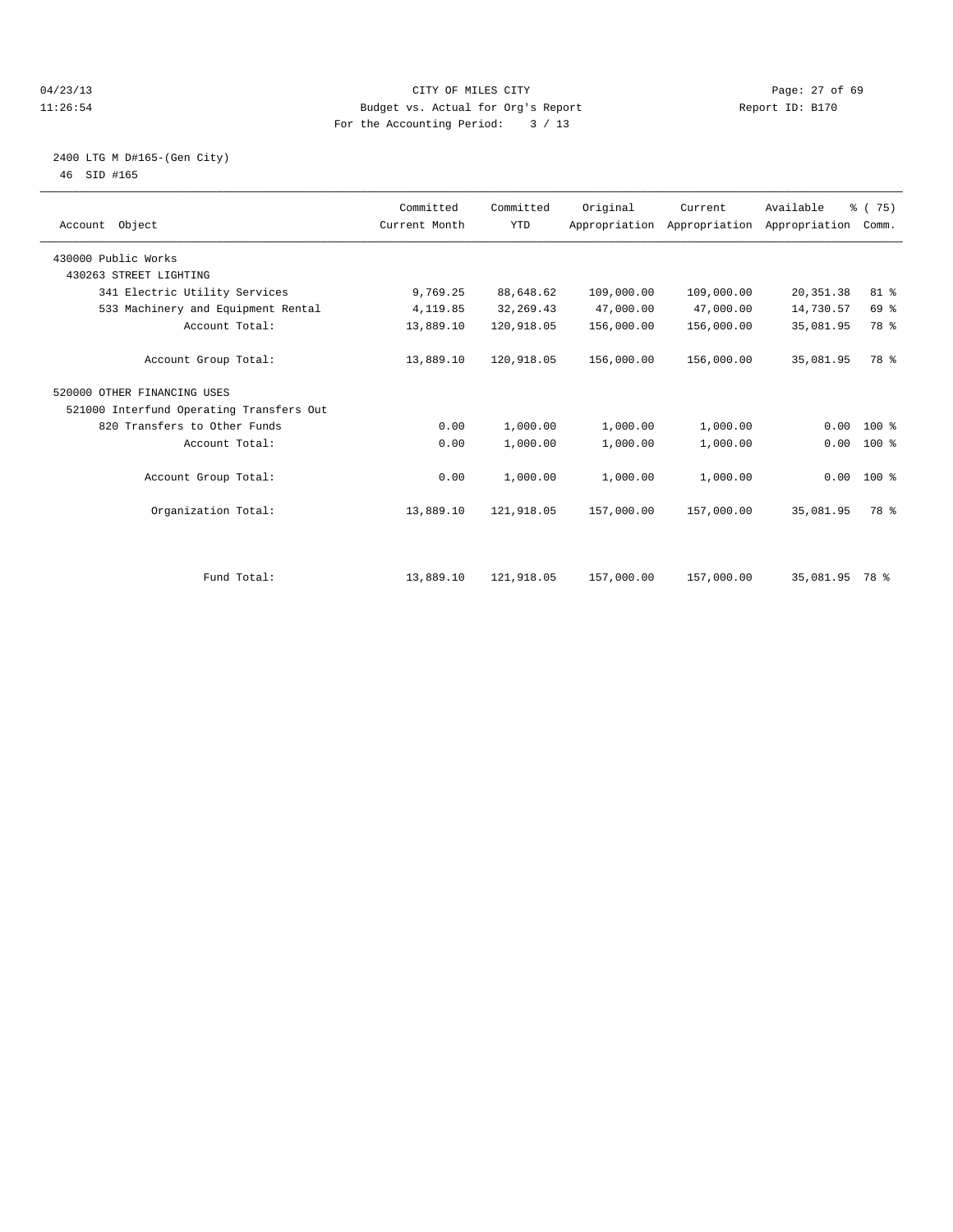04/23/13 CITY OF MILES CITY
11:26:54 Budget vs. Actual for Org's Report Report ID: B170
For the Accounting Period: 3 / 13

2400 LTG M D#165-(Gen City)
46 SID #165

| Account Object | Committed Current Month | Committed YTD | Original Appropriation | Current Appropriation | Available Appropriation | % ( 75) Comm. |
|---|---|---|---|---|---|---|
| 430000 Public Works | | | | | | |
| 430263 STREET LIGHTING | | | | | | |
| 341 Electric Utility Services | 9,769.25 | 88,648.62 | 109,000.00 | 109,000.00 | 20,351.38 | 81 % |
| 533 Machinery and Equipment Rental | 4,119.85 | 32,269.43 | 47,000.00 | 47,000.00 | 14,730.57 | 69 % |
| Account Total: | 13,889.10 | 120,918.05 | 156,000.00 | 156,000.00 | 35,081.95 | 78 % |
| Account Group Total: | 13,889.10 | 120,918.05 | 156,000.00 | 156,000.00 | 35,081.95 | 78 % |
| 520000 OTHER FINANCING USES | | | | | | |
| 521000 Interfund Operating Transfers Out | | | | | | |
| 820 Transfers to Other Funds | 0.00 | 1,000.00 | 1,000.00 | 1,000.00 | 0.00 | 100 % |
| Account Total: | 0.00 | 1,000.00 | 1,000.00 | 1,000.00 | 0.00 | 100 % |
| Account Group Total: | 0.00 | 1,000.00 | 1,000.00 | 1,000.00 | 0.00 | 100 % |
| Organization Total: | 13,889.10 | 121,918.05 | 157,000.00 | 157,000.00 | 35,081.95 | 78 % |
| Fund Total: | 13,889.10 | 121,918.05 | 157,000.00 | 157,000.00 | 35,081.95 | 78 % |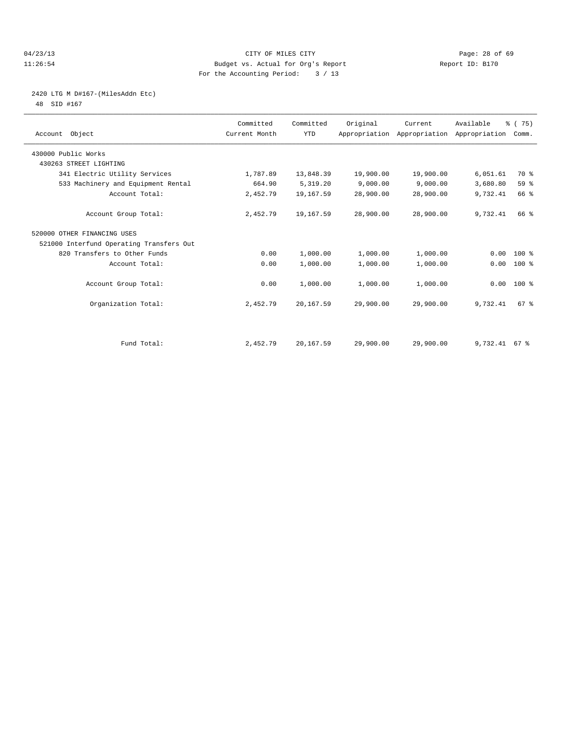CITY OF MILES CITY
Budget vs. Actual for Org's Report
For the Accounting Period: 3 / 13

04/23/13
11:26:54

Report ID: B170

## 2420 LTG M D#167-(MilesAddn Etc)

48 SID #167

| Account Object | Committed Current Month | Committed YTD | Original Appropriation | Current Appropriation | Available Appropriation | % ( 75) Comm. |
|---|---|---|---|---|---|---|
| 430000 Public Works | | | | | | |
| 430263 STREET LIGHTING | | | | | | |
| 341 Electric Utility Services | 1,787.89 | 13,848.39 | 19,900.00 | 19,900.00 | 6,051.61 | 70 % |
| 533 Machinery and Equipment Rental | 664.90 | 5,319.20 | 9,000.00 | 9,000.00 | 3,680.80 | 59 % |
| Account Total: | 2,452.79 | 19,167.59 | 28,900.00 | 28,900.00 | 9,732.41 | 66 % |
| Account Group Total: | 2,452.79 | 19,167.59 | 28,900.00 | 28,900.00 | 9,732.41 | 66 % |
| 520000 OTHER FINANCING USES | | | | | | |
| 521000 Interfund Operating Transfers Out | | | | | | |
| 820 Transfers to Other Funds | 0.00 | 1,000.00 | 1,000.00 | 1,000.00 | 0.00 | 100 % |
| Account Total: | 0.00 | 1,000.00 | 1,000.00 | 1,000.00 | 0.00 | 100 % |
| Account Group Total: | 0.00 | 1,000.00 | 1,000.00 | 1,000.00 | 0.00 | 100 % |
| Organization Total: | 2,452.79 | 20,167.59 | 29,900.00 | 29,900.00 | 9,732.41 | 67 % |
| Fund Total: | 2,452.79 | 20,167.59 | 29,900.00 | 29,900.00 | 9,732.41 | 67 % |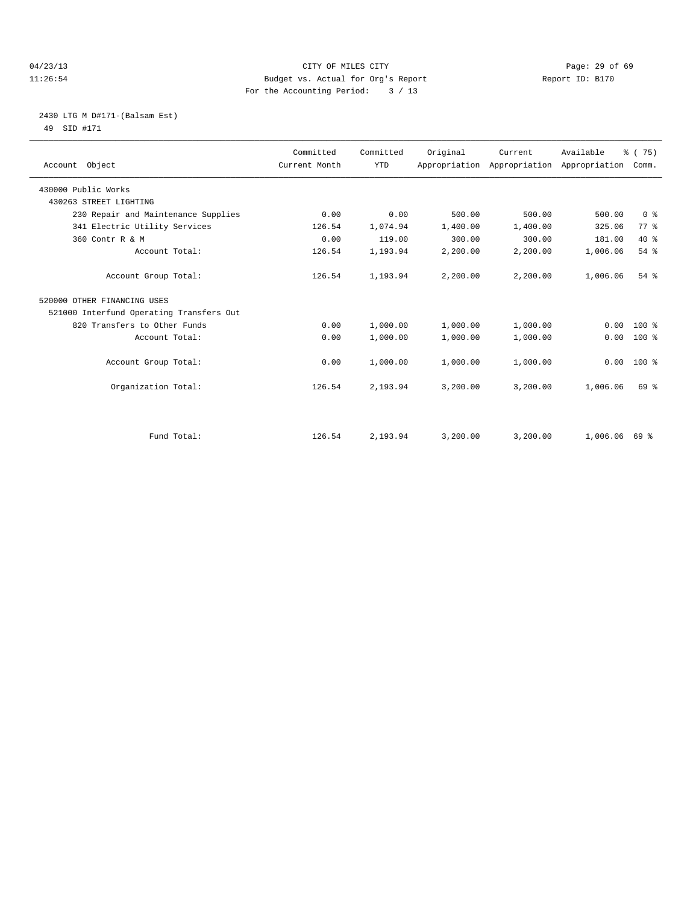04/23/13 CITY OF MILES CITY
11:26:54 Budget vs. Actual for Org's Report Report ID: B170
For the Accounting Period: 3 / 13

2430 LTG M D#171-(Balsam Est)
49 SID #171

| Account Object | Committed Current Month | Committed YTD | Original Appropriation | Current Appropriation | Available Appropriation | % ( 75) Comm. |
|---|---|---|---|---|---|---|
| 430000 Public Works | | | | | | |
| 430263 STREET LIGHTING | | | | | | |
| 230 Repair and Maintenance Supplies | 0.00 | 0.00 | 500.00 | 500.00 | 500.00 | 0 % |
| 341 Electric Utility Services | 126.54 | 1,074.94 | 1,400.00 | 1,400.00 | 325.06 | 77 % |
| 360 Contr R & M | 0.00 | 119.00 | 300.00 | 300.00 | 181.00 | 40 % |
| Account Total: | 126.54 | 1,193.94 | 2,200.00 | 2,200.00 | 1,006.06 | 54 % |
| Account Group Total: | 126.54 | 1,193.94 | 2,200.00 | 2,200.00 | 1,006.06 | 54 % |
| 520000 OTHER FINANCING USES | | | | | | |
| 521000 Interfund Operating Transfers Out | | | | | | |
| 820 Transfers to Other Funds | 0.00 | 1,000.00 | 1,000.00 | 1,000.00 | 0.00 | 100 % |
| Account Total: | 0.00 | 1,000.00 | 1,000.00 | 1,000.00 | 0.00 | 100 % |
| Account Group Total: | 0.00 | 1,000.00 | 1,000.00 | 1,000.00 | 0.00 | 100 % |
| Organization Total: | 126.54 | 2,193.94 | 3,200.00 | 3,200.00 | 1,006.06 | 69 % |
| Fund Total: | 126.54 | 2,193.94 | 3,200.00 | 3,200.00 | 1,006.06 | 69 % |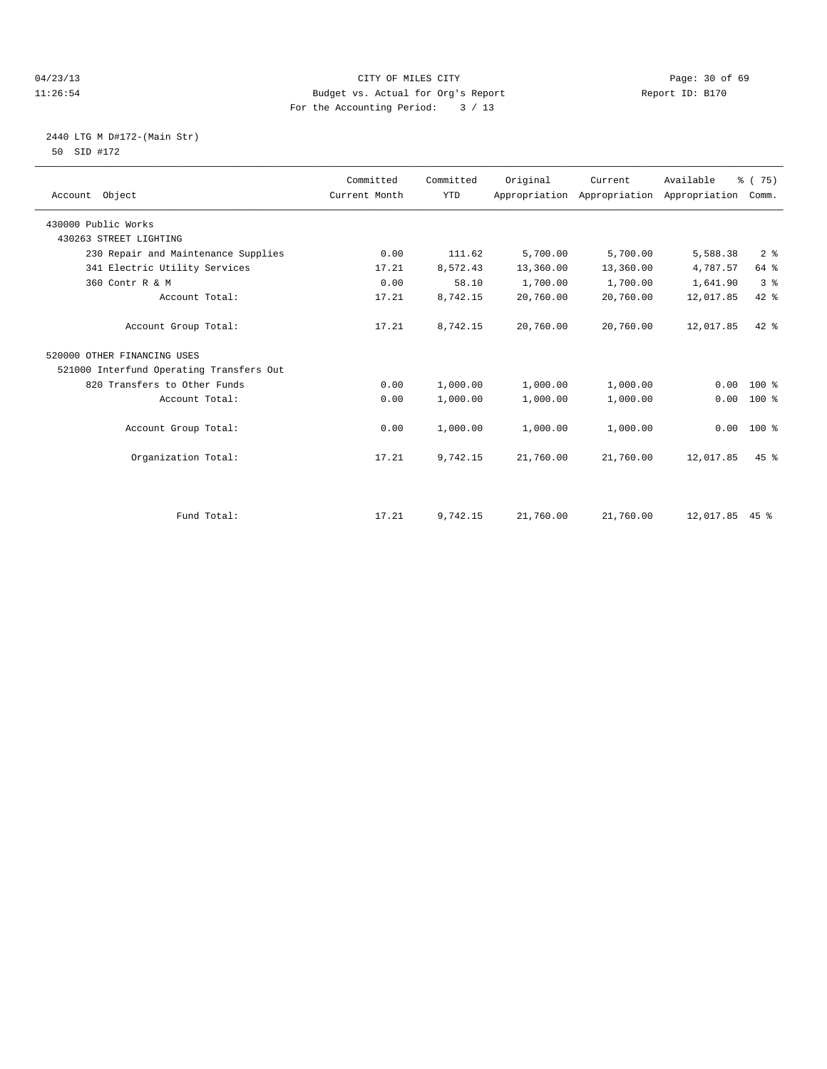CITY OF MILES CITY
Budget vs. Actual for Org's Report
For the Accounting Period: 3 / 13

04/23/13
11:26:54

Report ID: B170

2440 LTG M D#172-(Main Str)
50 SID #172

| Account Object | Committed Current Month | Committed YTD | Original Appropriation | Current Appropriation | Available Appropriation | % ( 75) Comm. |
|---|---|---|---|---|---|---|
| 430000 Public Works | | | | | | |
| 430263 STREET LIGHTING | | | | | | |
| 230 Repair and Maintenance Supplies | 0.00 | 111.62 | 5,700.00 | 5,700.00 | 5,588.38 | 2 % |
| 341 Electric Utility Services | 17.21 | 8,572.43 | 13,360.00 | 13,360.00 | 4,787.57 | 64 % |
| 360 Contr R & M | 0.00 | 58.10 | 1,700.00 | 1,700.00 | 1,641.90 | 3 % |
| Account Total: | 17.21 | 8,742.15 | 20,760.00 | 20,760.00 | 12,017.85 | 42 % |
| Account Group Total: | 17.21 | 8,742.15 | 20,760.00 | 20,760.00 | 12,017.85 | 42 % |
| 520000 OTHER FINANCING USES | | | | | | |
| 521000 Interfund Operating Transfers Out | | | | | | |
| 820 Transfers to Other Funds | 0.00 | 1,000.00 | 1,000.00 | 1,000.00 | 0.00 | 100 % |
| Account Total: | 0.00 | 1,000.00 | 1,000.00 | 1,000.00 | 0.00 | 100 % |
| Account Group Total: | 0.00 | 1,000.00 | 1,000.00 | 1,000.00 | 0.00 | 100 % |
| Organization Total: | 17.21 | 9,742.15 | 21,760.00 | 21,760.00 | 12,017.85 | 45 % |
| Fund Total: | 17.21 | 9,742.15 | 21,760.00 | 21,760.00 | 12,017.85 | 45 % |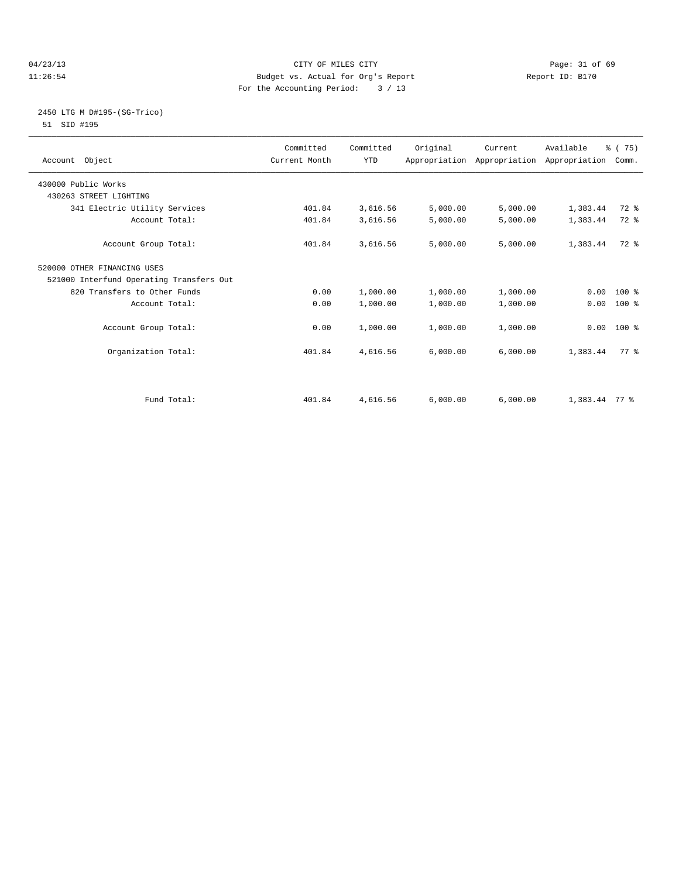04/23/13
11:26:54

CITY OF MILES CITY
Budget vs. Actual for Org's Report
For the Accounting Period: 3 / 13

Report ID: B170

2450 LTG M D#195-(SG-Trico)
51 SID #195

| Account Object | Committed Current Month | Committed YTD | Original Appropriation | Current Appropriation | Available Appropriation | % ( 75) Comm. |
|---|---|---|---|---|---|---|
| 430000 Public Works | | | | | | |
| 430263 STREET LIGHTING | | | | | | |
| 341 Electric Utility Services | 401.84 | 3,616.56 | 5,000.00 | 5,000.00 | 1,383.44 | 72 % |
| Account Total: | 401.84 | 3,616.56 | 5,000.00 | 5,000.00 | 1,383.44 | 72 % |
| Account Group Total: | 401.84 | 3,616.56 | 5,000.00 | 5,000.00 | 1,383.44 | 72 % |
| 520000 OTHER FINANCING USES | | | | | | |
| 521000 Interfund Operating Transfers Out | | | | | | |
| 820 Transfers to Other Funds | 0.00 | 1,000.00 | 1,000.00 | 1,000.00 | 0.00 | 100 % |
| Account Total: | 0.00 | 1,000.00 | 1,000.00 | 1,000.00 | 0.00 | 100 % |
| Account Group Total: | 0.00 | 1,000.00 | 1,000.00 | 1,000.00 | 0.00 | 100 % |
| Organization Total: | 401.84 | 4,616.56 | 6,000.00 | 6,000.00 | 1,383.44 | 77 % |
| Fund Total: | 401.84 | 4,616.56 | 6,000.00 | 6,000.00 | 1,383.44 | 77 % |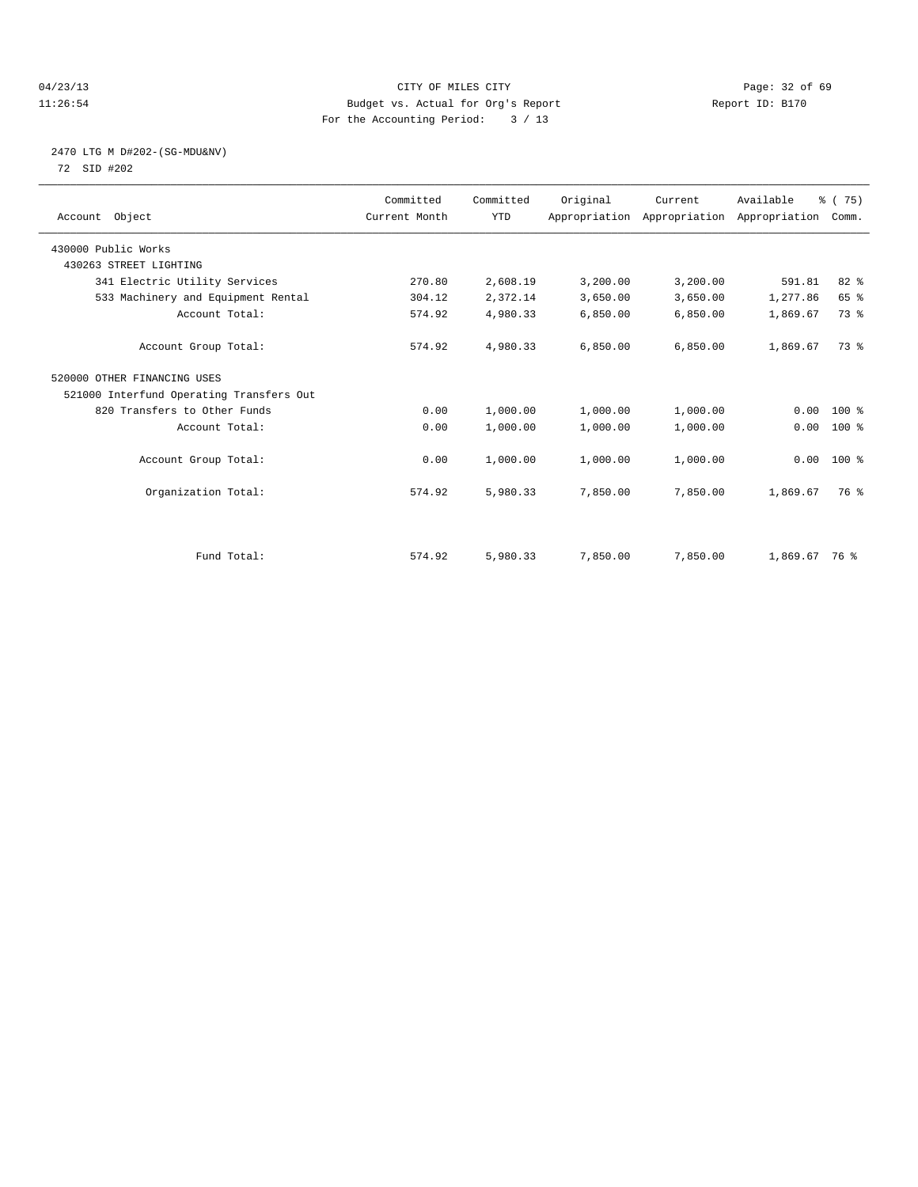CITY OF MILES CITY
Budget vs. Actual for Org's Report
For the Accounting Period: 3 / 13

04/23/13
11:26:54

Report ID: B170

## 2470 LTG M D#202-(SG-MDU&NV)

72 SID #202

| Account Object | Committed Current Month | Committed YTD | Original Appropriation | Current Appropriation | Available Appropriation | % ( 75) Comm. |
|---|---|---|---|---|---|---|
| 430000 Public Works | | | | | | |
| 430263 STREET LIGHTING | | | | | | |
| 341 Electric Utility Services | 270.80 | 2,608.19 | 3,200.00 | 3,200.00 | 591.81 | 82 % |
| 533 Machinery and Equipment Rental | 304.12 | 2,372.14 | 3,650.00 | 3,650.00 | 1,277.86 | 65 % |
| Account Total: | 574.92 | 4,980.33 | 6,850.00 | 6,850.00 | 1,869.67 | 73 % |
| Account Group Total: | 574.92 | 4,980.33 | 6,850.00 | 6,850.00 | 1,869.67 | 73 % |
| 520000 OTHER FINANCING USES | | | | | | |
| 521000 Interfund Operating Transfers Out | | | | | | |
| 820 Transfers to Other Funds | 0.00 | 1,000.00 | 1,000.00 | 1,000.00 | 0.00 | 100 % |
| Account Total: | 0.00 | 1,000.00 | 1,000.00 | 1,000.00 | 0.00 | 100 % |
| Account Group Total: | 0.00 | 1,000.00 | 1,000.00 | 1,000.00 | 0.00 | 100 % |
| Organization Total: | 574.92 | 5,980.33 | 7,850.00 | 7,850.00 | 1,869.67 | 76 % |
| Fund Total: | 574.92 | 5,980.33 | 7,850.00 | 7,850.00 | 1,869.67 | 76 % |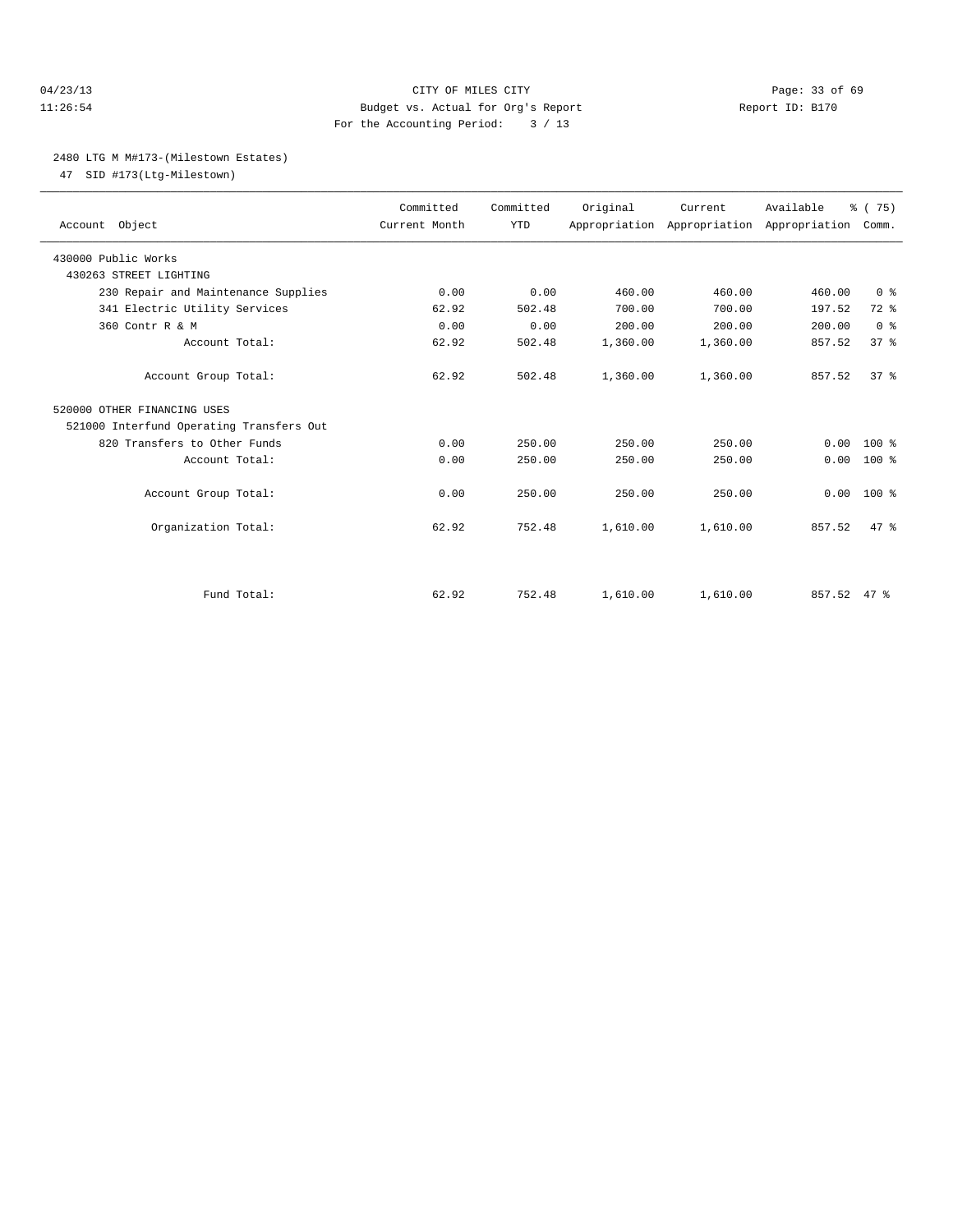CITY OF MILES CITY
Budget vs. Actual for Org's Report
For the Accounting Period: 3 / 13

04/23/13
11:26:54

Report ID: B170

2480 LTG M M#173-(Milestown Estates)
47 SID #173(Ltg-Milestown)

| Account Object | Committed Current Month | Committed YTD | Original Appropriation | Current Appropriation | Available Appropriation | % ( 75) Comm. |
|---|---|---|---|---|---|---|
| 430000 Public Works | | | | | | |
| 430263 STREET LIGHTING | | | | | | |
| 230 Repair and Maintenance Supplies | 0.00 | 0.00 | 460.00 | 460.00 | 460.00 | 0 % |
| 341 Electric Utility Services | 62.92 | 502.48 | 700.00 | 700.00 | 197.52 | 72 % |
| 360 Contr R & M | 0.00 | 0.00 | 200.00 | 200.00 | 200.00 | 0 % |
| Account Total: | 62.92 | 502.48 | 1,360.00 | 1,360.00 | 857.52 | 37 % |
| Account Group Total: | 62.92 | 502.48 | 1,360.00 | 1,360.00 | 857.52 | 37 % |
| 520000 OTHER FINANCING USES | | | | | | |
| 521000 Interfund Operating Transfers Out | | | | | | |
| 820 Transfers to Other Funds | 0.00 | 250.00 | 250.00 | 250.00 | 0.00 | 100 % |
| Account Total: | 0.00 | 250.00 | 250.00 | 250.00 | 0.00 | 100 % |
| Account Group Total: | 0.00 | 250.00 | 250.00 | 250.00 | 0.00 | 100 % |
| Organization Total: | 62.92 | 752.48 | 1,610.00 | 1,610.00 | 857.52 | 47 % |
| Fund Total: | 62.92 | 752.48 | 1,610.00 | 1,610.00 | 857.52 | 47 % |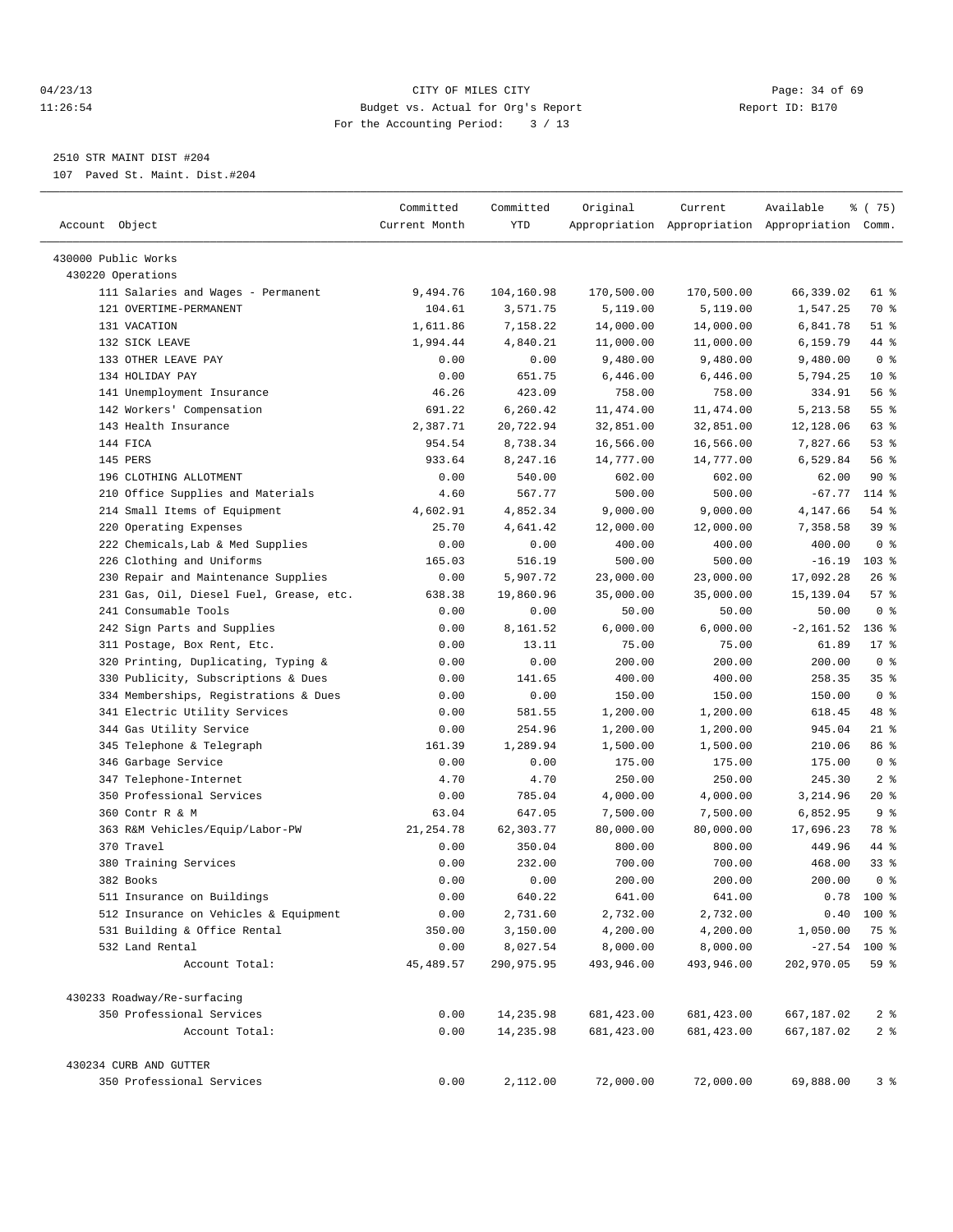# CITY OF MILES CITY

Budget vs. Actual for Org's Report

For the Accounting Period: 3 / 13

04/23/13 11:26:54 — Report ID: B170

2510 STR MAINT DIST #204

107 Paved St. Maint. Dist.#204

| Account Object | Committed Current Month | Committed YTD | Original Appropriation | Current Appropriation | Available Appropriation | % ( 75) Comm. |
|---|---|---|---|---|---|---|
| 430000 Public Works | | | | | | |
| 430220 Operations | | | | | | |
| 111 Salaries and Wages - Permanent | 9,494.76 | 104,160.98 | 170,500.00 | 170,500.00 | 66,339.02 | 61 % |
| 121 OVERTIME-PERMANENT | 104.61 | 3,571.75 | 5,119.00 | 5,119.00 | 1,547.25 | 70 % |
| 131 VACATION | 1,611.86 | 7,158.22 | 14,000.00 | 14,000.00 | 6,841.78 | 51 % |
| 132 SICK LEAVE | 1,994.44 | 4,840.21 | 11,000.00 | 11,000.00 | 6,159.79 | 44 % |
| 133 OTHER LEAVE PAY | 0.00 | 0.00 | 9,480.00 | 9,480.00 | 9,480.00 | 0 % |
| 134 HOLIDAY PAY | 0.00 | 651.75 | 6,446.00 | 6,446.00 | 5,794.25 | 10 % |
| 141 Unemployment Insurance | 46.26 | 423.09 | 758.00 | 758.00 | 334.91 | 56 % |
| 142 Workers' Compensation | 691.22 | 6,260.42 | 11,474.00 | 11,474.00 | 5,213.58 | 55 % |
| 143 Health Insurance | 2,387.71 | 20,722.94 | 32,851.00 | 32,851.00 | 12,128.06 | 63 % |
| 144 FICA | 954.54 | 8,738.34 | 16,566.00 | 16,566.00 | 7,827.66 | 53 % |
| 145 PERS | 933.64 | 8,247.16 | 14,777.00 | 14,777.00 | 6,529.84 | 56 % |
| 196 CLOTHING ALLOTMENT | 0.00 | 540.00 | 602.00 | 602.00 | 62.00 | 90 % |
| 210 Office Supplies and Materials | 4.60 | 567.77 | 500.00 | 500.00 | -67.77 | 114 % |
| 214 Small Items of Equipment | 4,602.91 | 4,852.34 | 9,000.00 | 9,000.00 | 4,147.66 | 54 % |
| 220 Operating Expenses | 25.70 | 4,641.42 | 12,000.00 | 12,000.00 | 7,358.58 | 39 % |
| 222 Chemicals,Lab & Med Supplies | 0.00 | 0.00 | 400.00 | 400.00 | 400.00 | 0 % |
| 226 Clothing and Uniforms | 165.03 | 516.19 | 500.00 | 500.00 | -16.19 | 103 % |
| 230 Repair and Maintenance Supplies | 0.00 | 5,907.72 | 23,000.00 | 23,000.00 | 17,092.28 | 26 % |
| 231 Gas, Oil, Diesel Fuel, Grease, etc. | 638.38 | 19,860.96 | 35,000.00 | 35,000.00 | 15,139.04 | 57 % |
| 241 Consumable Tools | 0.00 | 0.00 | 50.00 | 50.00 | 50.00 | 0 % |
| 242 Sign Parts and Supplies | 0.00 | 8,161.52 | 6,000.00 | 6,000.00 | -2,161.52 | 136 % |
| 311 Postage, Box Rent, Etc. | 0.00 | 13.11 | 75.00 | 75.00 | 61.89 | 17 % |
| 320 Printing, Duplicating, Typing & | 0.00 | 0.00 | 200.00 | 200.00 | 200.00 | 0 % |
| 330 Publicity, Subscriptions & Dues | 0.00 | 141.65 | 400.00 | 400.00 | 258.35 | 35 % |
| 334 Memberships, Registrations & Dues | 0.00 | 0.00 | 150.00 | 150.00 | 150.00 | 0 % |
| 341 Electric Utility Services | 0.00 | 581.55 | 1,200.00 | 1,200.00 | 618.45 | 48 % |
| 344 Gas Utility Service | 0.00 | 254.96 | 1,200.00 | 1,200.00 | 945.04 | 21 % |
| 345 Telephone & Telegraph | 161.39 | 1,289.94 | 1,500.00 | 1,500.00 | 210.06 | 86 % |
| 346 Garbage Service | 0.00 | 0.00 | 175.00 | 175.00 | 175.00 | 0 % |
| 347 Telephone-Internet | 4.70 | 4.70 | 250.00 | 250.00 | 245.30 | 2 % |
| 350 Professional Services | 0.00 | 785.04 | 4,000.00 | 4,000.00 | 3,214.96 | 20 % |
| 360 Contr R & M | 63.04 | 647.05 | 7,500.00 | 7,500.00 | 6,852.95 | 9 % |
| 363 R&M Vehicles/Equip/Labor-PW | 21,254.78 | 62,303.77 | 80,000.00 | 80,000.00 | 17,696.23 | 78 % |
| 370 Travel | 0.00 | 350.04 | 800.00 | 800.00 | 449.96 | 44 % |
| 380 Training Services | 0.00 | 232.00 | 700.00 | 700.00 | 468.00 | 33 % |
| 382 Books | 0.00 | 0.00 | 200.00 | 200.00 | 200.00 | 0 % |
| 511 Insurance on Buildings | 0.00 | 640.22 | 641.00 | 641.00 | 0.78 | 100 % |
| 512 Insurance on Vehicles & Equipment | 0.00 | 2,731.60 | 2,732.00 | 2,732.00 | 0.40 | 100 % |
| 531 Building & Office Rental | 350.00 | 3,150.00 | 4,200.00 | 4,200.00 | 1,050.00 | 75 % |
| 532 Land Rental | 0.00 | 8,027.54 | 8,000.00 | 8,000.00 | -27.54 | 100 % |
| Account Total: | 45,489.57 | 290,975.95 | 493,946.00 | 493,946.00 | 202,970.05 | 59 % |
| 430233 Roadway/Re-surfacing | | | | | | |
| 350 Professional Services | 0.00 | 14,235.98 | 681,423.00 | 681,423.00 | 667,187.02 | 2 % |
| Account Total: | 0.00 | 14,235.98 | 681,423.00 | 681,423.00 | 667,187.02 | 2 % |
| 430234 CURB AND GUTTER | | | | | | |
| 350 Professional Services | 0.00 | 2,112.00 | 72,000.00 | 72,000.00 | 69,888.00 | 3 % |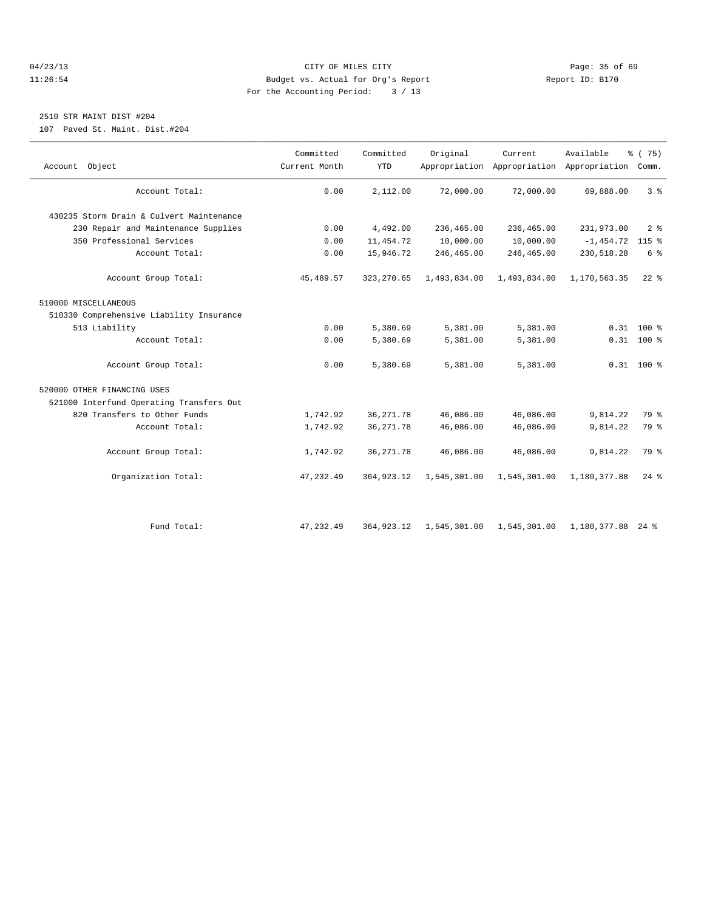CITY OF MILES CITY
Budget vs. Actual for Org's Report
For the Accounting Period: 3 / 13

Report ID: B170

2510 STR MAINT DIST #204
107 Paved St. Maint. Dist.#204

| Account Object | Committed Current Month | Committed YTD | Original Appropriation | Current Appropriation | Available Appropriation | % ( 75) Comm. |
|---|---|---|---|---|---|---|
| Account Total: | 0.00 | 2,112.00 | 72,000.00 | 72,000.00 | 69,888.00 | 3 % |
| 430235 Storm Drain & Culvert Maintenance | | | | | | |
| 230 Repair and Maintenance Supplies | 0.00 | 4,492.00 | 236,465.00 | 236,465.00 | 231,973.00 | 2 % |
| 350 Professional Services | 0.00 | 11,454.72 | 10,000.00 | 10,000.00 | -1,454.72 | 115 % |
| Account Total: | 0.00 | 15,946.72 | 246,465.00 | 246,465.00 | 230,518.28 | 6 % |
| Account Group Total: | 45,489.57 | 323,270.65 | 1,493,834.00 | 1,493,834.00 | 1,170,563.35 | 22 % |
| 510000 MISCELLANEOUS | | | | | | |
| 510330 Comprehensive Liability Insurance | | | | | | |
| 513 Liability | 0.00 | 5,380.69 | 5,381.00 | 5,381.00 | 0.31 | 100 % |
| Account Total: | 0.00 | 5,380.69 | 5,381.00 | 5,381.00 | 0.31 | 100 % |
| Account Group Total: | 0.00 | 5,380.69 | 5,381.00 | 5,381.00 | 0.31 | 100 % |
| 520000 OTHER FINANCING USES | | | | | | |
| 521000 Interfund Operating Transfers Out | | | | | | |
| 820 Transfers to Other Funds | 1,742.92 | 36,271.78 | 46,086.00 | 46,086.00 | 9,814.22 | 79 % |
| Account Total: | 1,742.92 | 36,271.78 | 46,086.00 | 46,086.00 | 9,814.22 | 79 % |
| Account Group Total: | 1,742.92 | 36,271.78 | 46,086.00 | 46,086.00 | 9,814.22 | 79 % |
| Organization Total: | 47,232.49 | 364,923.12 | 1,545,301.00 | 1,545,301.00 | 1,180,377.88 | 24 % |
| Fund Total: | 47,232.49 | 364,923.12 | 1,545,301.00 | 1,545,301.00 | 1,180,377.88 | 24 % |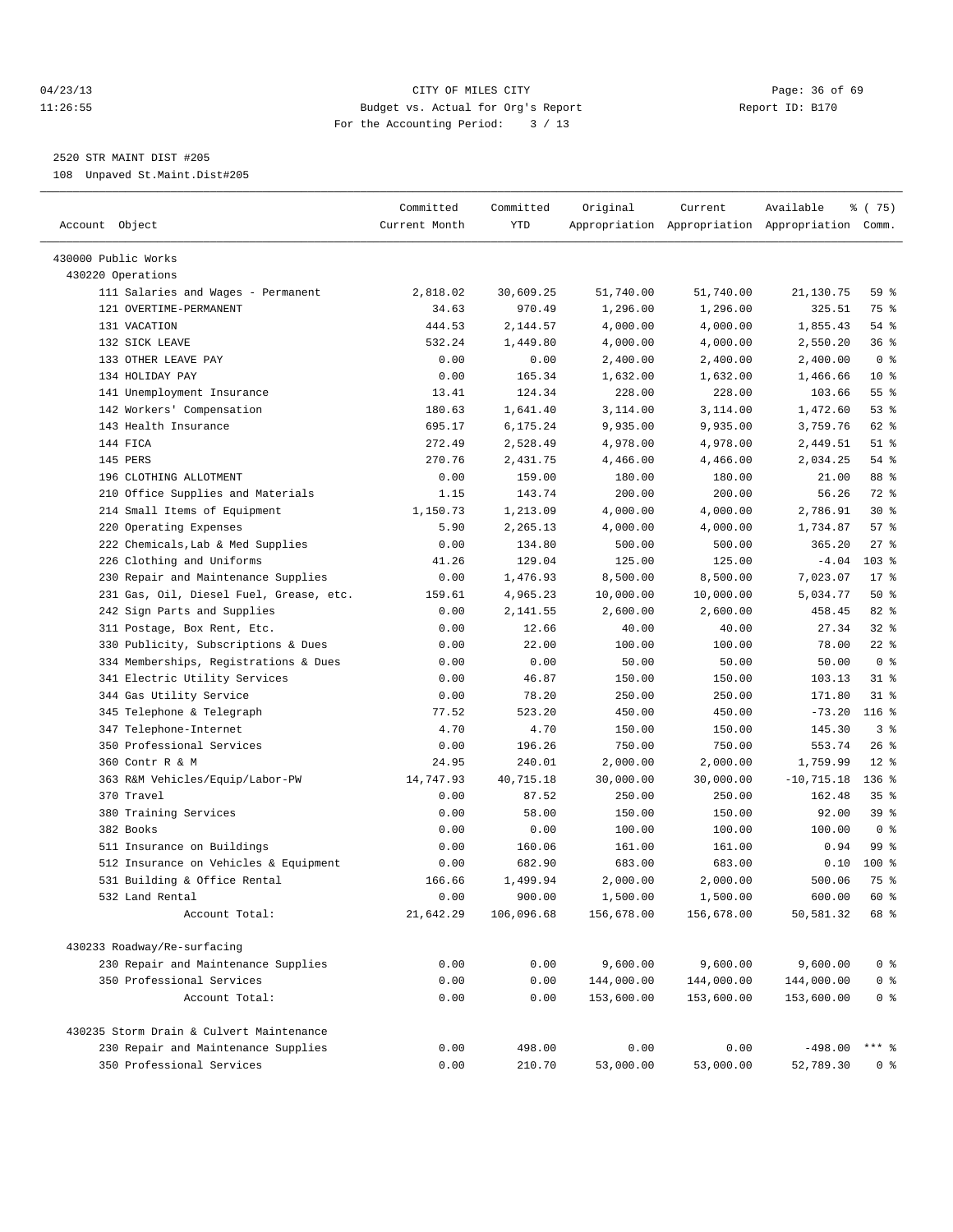CITY OF MILES CITY
Budget vs. Actual for Org's Report
For the Accounting Period: 3 / 13

04/23/13 11:26:55 — Report ID: B170

2520 STR MAINT DIST #205
108 Unpaved St.Maint.Dist#205

| Account Object | Committed Current Month | Committed YTD | Original Appropriation | Current Appropriation | Available Appropriation | % ( 75) Comm. |
|---|---|---|---|---|---|---|
| 430000 Public Works | | | | | | |
| 430220 Operations | | | | | | |
| 111 Salaries and Wages - Permanent | 2,818.02 | 30,609.25 | 51,740.00 | 51,740.00 | 21,130.75 | 59 % |
| 121 OVERTIME-PERMANENT | 34.63 | 970.49 | 1,296.00 | 1,296.00 | 325.51 | 75 % |
| 131 VACATION | 444.53 | 2,144.57 | 4,000.00 | 4,000.00 | 1,855.43 | 54 % |
| 132 SICK LEAVE | 532.24 | 1,449.80 | 4,000.00 | 4,000.00 | 2,550.20 | 36 % |
| 133 OTHER LEAVE PAY | 0.00 | 0.00 | 2,400.00 | 2,400.00 | 2,400.00 | 0 % |
| 134 HOLIDAY PAY | 0.00 | 165.34 | 1,632.00 | 1,632.00 | 1,466.66 | 10 % |
| 141 Unemployment Insurance | 13.41 | 124.34 | 228.00 | 228.00 | 103.66 | 55 % |
| 142 Workers' Compensation | 180.63 | 1,641.40 | 3,114.00 | 3,114.00 | 1,472.60 | 53 % |
| 143 Health Insurance | 695.17 | 6,175.24 | 9,935.00 | 9,935.00 | 3,759.76 | 62 % |
| 144 FICA | 272.49 | 2,528.49 | 4,978.00 | 4,978.00 | 2,449.51 | 51 % |
| 145 PERS | 270.76 | 2,431.75 | 4,466.00 | 4,466.00 | 2,034.25 | 54 % |
| 196 CLOTHING ALLOTMENT | 0.00 | 159.00 | 180.00 | 180.00 | 21.00 | 88 % |
| 210 Office Supplies and Materials | 1.15 | 143.74 | 200.00 | 200.00 | 56.26 | 72 % |
| 214 Small Items of Equipment | 1,150.73 | 1,213.09 | 4,000.00 | 4,000.00 | 2,786.91 | 30 % |
| 220 Operating Expenses | 5.90 | 2,265.13 | 4,000.00 | 4,000.00 | 1,734.87 | 57 % |
| 222 Chemicals,Lab & Med Supplies | 0.00 | 134.80 | 500.00 | 500.00 | 365.20 | 27 % |
| 226 Clothing and Uniforms | 41.26 | 129.04 | 125.00 | 125.00 | -4.04 | 103 % |
| 230 Repair and Maintenance Supplies | 0.00 | 1,476.93 | 8,500.00 | 8,500.00 | 7,023.07 | 17 % |
| 231 Gas, Oil, Diesel Fuel, Grease, etc. | 159.61 | 4,965.23 | 10,000.00 | 10,000.00 | 5,034.77 | 50 % |
| 242 Sign Parts and Supplies | 0.00 | 2,141.55 | 2,600.00 | 2,600.00 | 458.45 | 82 % |
| 311 Postage, Box Rent, Etc. | 0.00 | 12.66 | 40.00 | 40.00 | 27.34 | 32 % |
| 330 Publicity, Subscriptions & Dues | 0.00 | 22.00 | 100.00 | 100.00 | 78.00 | 22 % |
| 334 Memberships, Registrations & Dues | 0.00 | 0.00 | 50.00 | 50.00 | 50.00 | 0 % |
| 341 Electric Utility Services | 0.00 | 46.87 | 150.00 | 150.00 | 103.13 | 31 % |
| 344 Gas Utility Service | 0.00 | 78.20 | 250.00 | 250.00 | 171.80 | 31 % |
| 345 Telephone & Telegraph | 77.52 | 523.20 | 450.00 | 450.00 | -73.20 | 116 % |
| 347 Telephone-Internet | 4.70 | 4.70 | 150.00 | 150.00 | 145.30 | 3 % |
| 350 Professional Services | 0.00 | 196.26 | 750.00 | 750.00 | 553.74 | 26 % |
| 360 Contr R & M | 24.95 | 240.01 | 2,000.00 | 2,000.00 | 1,759.99 | 12 % |
| 363 R&M Vehicles/Equip/Labor-PW | 14,747.93 | 40,715.18 | 30,000.00 | 30,000.00 | -10,715.18 | 136 % |
| 370 Travel | 0.00 | 87.52 | 250.00 | 250.00 | 162.48 | 35 % |
| 380 Training Services | 0.00 | 58.00 | 150.00 | 150.00 | 92.00 | 39 % |
| 382 Books | 0.00 | 0.00 | 100.00 | 100.00 | 100.00 | 0 % |
| 511 Insurance on Buildings | 0.00 | 160.06 | 161.00 | 161.00 | 0.94 | 99 % |
| 512 Insurance on Vehicles & Equipment | 0.00 | 682.90 | 683.00 | 683.00 | 0.10 | 100 % |
| 531 Building & Office Rental | 166.66 | 1,499.94 | 2,000.00 | 2,000.00 | 500.06 | 75 % |
| 532 Land Rental | 0.00 | 900.00 | 1,500.00 | 1,500.00 | 600.00 | 60 % |
| Account Total: | 21,642.29 | 106,096.68 | 156,678.00 | 156,678.00 | 50,581.32 | 68 % |
| 430233 Roadway/Re-surfacing | | | | | | |
| 230 Repair and Maintenance Supplies | 0.00 | 0.00 | 9,600.00 | 9,600.00 | 9,600.00 | 0 % |
| 350 Professional Services | 0.00 | 0.00 | 144,000.00 | 144,000.00 | 144,000.00 | 0 % |
| Account Total: | 0.00 | 0.00 | 153,600.00 | 153,600.00 | 153,600.00 | 0 % |
| 430235 Storm Drain & Culvert Maintenance | | | | | | |
| 230 Repair and Maintenance Supplies | 0.00 | 498.00 | 0.00 | 0.00 | -498.00 | *** % |
| 350 Professional Services | 0.00 | 210.70 | 53,000.00 | 53,000.00 | 52,789.30 | 0 % |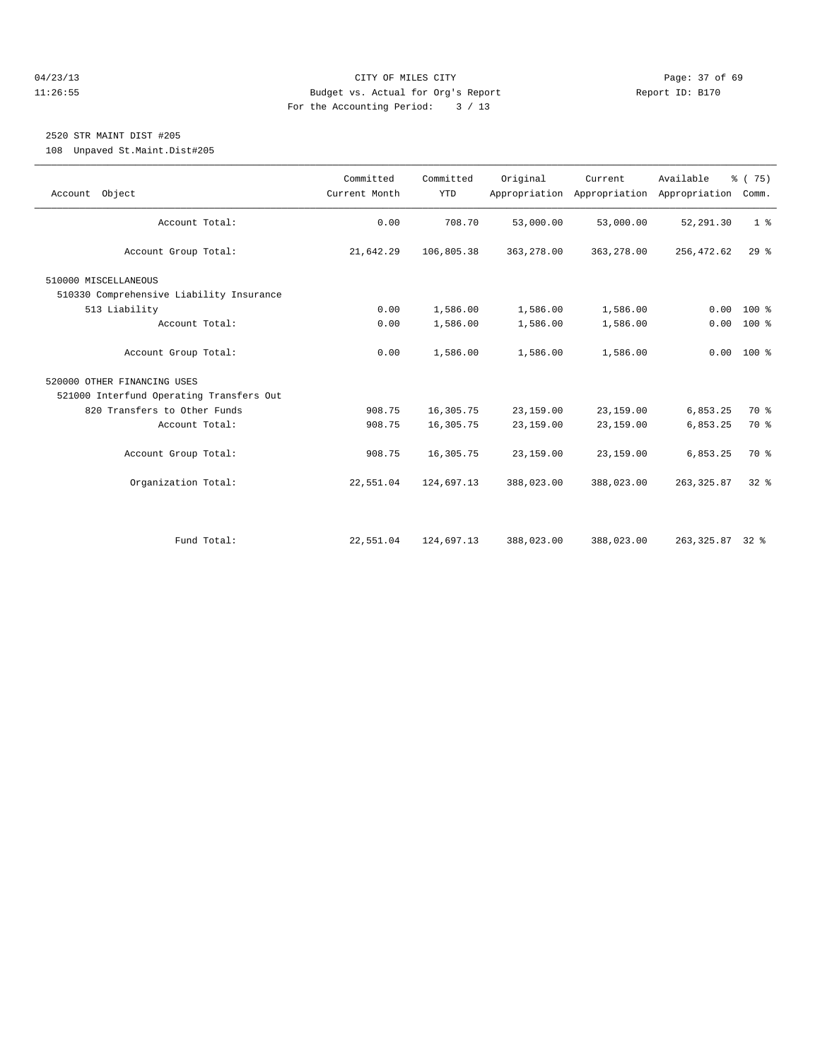CITY OF MILES CITY
Budget vs. Actual for Org's Report
For the Accounting Period: 3 / 13

04/23/13
11:26:55

Report ID: B170

## 2520 STR MAINT DIST #205

108 Unpaved St.Maint.Dist#205

| Account Object | Committed Current Month | Committed YTD | Original Appropriation | Current Appropriation | Available Appropriation | % ( 75) Comm. |
|---|---|---|---|---|---|---|
| Account Total: | 0.00 | 708.70 | 53,000.00 | 53,000.00 | 52,291.30 | 1 % |
| Account Group Total: | 21,642.29 | 106,805.38 | 363,278.00 | 363,278.00 | 256,472.62 | 29 % |
| 510000 MISCELLANEOUS | | | | | | |
| 510330 Comprehensive Liability Insurance | | | | | | |
| 513 Liability | 0.00 | 1,586.00 | 1,586.00 | 1,586.00 | 0.00 | 100 % |
| Account Total: | 0.00 | 1,586.00 | 1,586.00 | 1,586.00 | 0.00 | 100 % |
| Account Group Total: | 0.00 | 1,586.00 | 1,586.00 | 1,586.00 | 0.00 | 100 % |
| 520000 OTHER FINANCING USES | | | | | | |
| 521000 Interfund Operating Transfers Out | | | | | | |
| 820 Transfers to Other Funds | 908.75 | 16,305.75 | 23,159.00 | 23,159.00 | 6,853.25 | 70 % |
| Account Total: | 908.75 | 16,305.75 | 23,159.00 | 23,159.00 | 6,853.25 | 70 % |
| Account Group Total: | 908.75 | 16,305.75 | 23,159.00 | 23,159.00 | 6,853.25 | 70 % |
| Organization Total: | 22,551.04 | 124,697.13 | 388,023.00 | 388,023.00 | 263,325.87 | 32 % |
| Fund Total: | 22,551.04 | 124,697.13 | 388,023.00 | 388,023.00 | 263,325.87 | 32 % |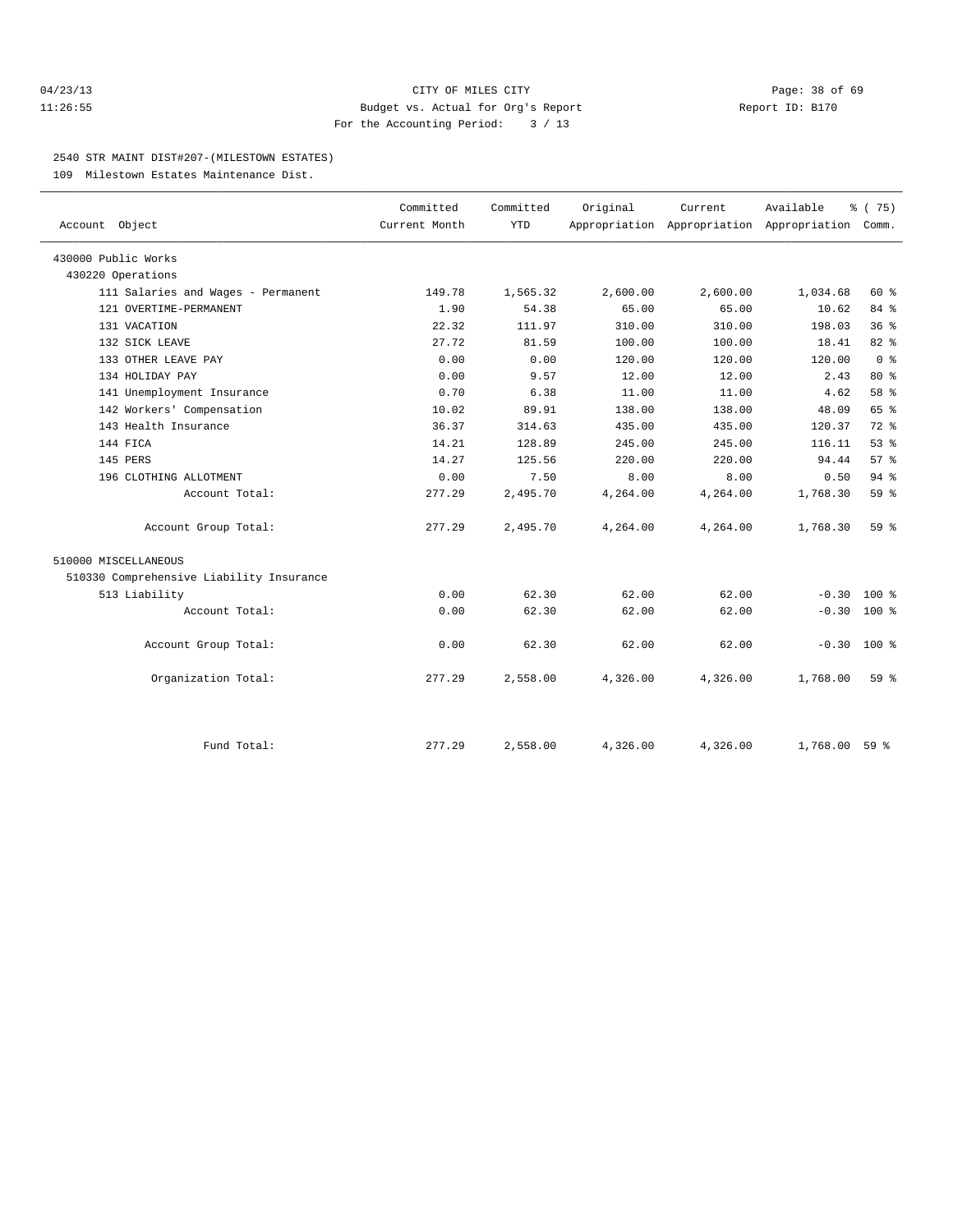CITY OF MILES CITY
Budget vs. Actual for Org's Report
For the Accounting Period: 3 / 13

04/23/13
11:26:55

Report ID: B170

## 2540 STR MAINT DIST#207-(MILESTOWN ESTATES)

109 Milestown Estates Maintenance Dist.

| Account Object | Committed Current Month | Committed YTD | Original Appropriation | Current Appropriation | Available Appropriation | % ( 75) Comm. |
|---|---|---|---|---|---|---|
| 430000 Public Works | | | | | | |
| 430220 Operations | | | | | | |
| 111 Salaries and Wages - Permanent | 149.78 | 1,565.32 | 2,600.00 | 2,600.00 | 1,034.68 | 60 % |
| 121 OVERTIME-PERMANENT | 1.90 | 54.38 | 65.00 | 65.00 | 10.62 | 84 % |
| 131 VACATION | 22.32 | 111.97 | 310.00 | 310.00 | 198.03 | 36 % |
| 132 SICK LEAVE | 27.72 | 81.59 | 100.00 | 100.00 | 18.41 | 82 % |
| 133 OTHER LEAVE PAY | 0.00 | 0.00 | 120.00 | 120.00 | 120.00 | 0 % |
| 134 HOLIDAY PAY | 0.00 | 9.57 | 12.00 | 12.00 | 2.43 | 80 % |
| 141 Unemployment Insurance | 0.70 | 6.38 | 11.00 | 11.00 | 4.62 | 58 % |
| 142 Workers' Compensation | 10.02 | 89.91 | 138.00 | 138.00 | 48.09 | 65 % |
| 143 Health Insurance | 36.37 | 314.63 | 435.00 | 435.00 | 120.37 | 72 % |
| 144 FICA | 14.21 | 128.89 | 245.00 | 245.00 | 116.11 | 53 % |
| 145 PERS | 14.27 | 125.56 | 220.00 | 220.00 | 94.44 | 57 % |
| 196 CLOTHING ALLOTMENT | 0.00 | 7.50 | 8.00 | 8.00 | 0.50 | 94 % |
| Account Total: | 277.29 | 2,495.70 | 4,264.00 | 4,264.00 | 1,768.30 | 59 % |
| Account Group Total: | 277.29 | 2,495.70 | 4,264.00 | 4,264.00 | 1,768.30 | 59 % |
| 510000 MISCELLANEOUS | | | | | | |
| 510330 Comprehensive Liability Insurance | | | | | | |
| 513 Liability | 0.00 | 62.30 | 62.00 | 62.00 | -0.30 | 100 % |
| Account Total: | 0.00 | 62.30 | 62.00 | 62.00 | -0.30 | 100 % |
| Account Group Total: | 0.00 | 62.30 | 62.00 | 62.00 | -0.30 | 100 % |
| Organization Total: | 277.29 | 2,558.00 | 4,326.00 | 4,326.00 | 1,768.00 | 59 % |
| Fund Total: | 277.29 | 2,558.00 | 4,326.00 | 4,326.00 | 1,768.00 | 59 % |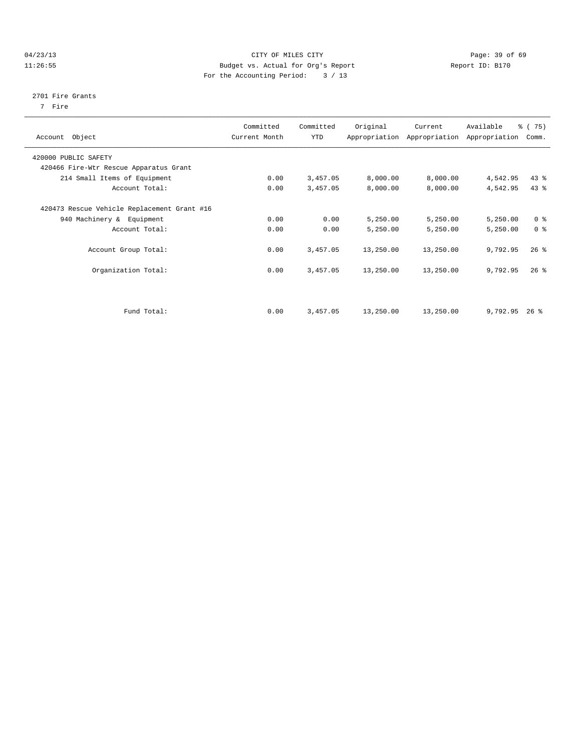CITY OF MILES CITY
Budget vs. Actual for Org's Report
For the Accounting Period: 3 / 13

04/23/13
11:26:55

Report ID: B170

2701 Fire Grants
7 Fire

| Account Object | Committed Current Month | Committed YTD | Original Appropriation | Current Appropriation | Available Appropriation | % ( 75) Comm. |
|---|---|---|---|---|---|---|
| 420000 PUBLIC SAFETY | | | | | | |
| 420466 Fire-Wtr Rescue Apparatus Grant | | | | | | |
| 214 Small Items of Equipment | 0.00 | 3,457.05 | 8,000.00 | 8,000.00 | 4,542.95 | 43 % |
| Account Total: | 0.00 | 3,457.05 | 8,000.00 | 8,000.00 | 4,542.95 | 43 % |
| 420473 Rescue Vehicle Replacement Grant #16 | | | | | | |
| 940 Machinery & Equipment | 0.00 | 0.00 | 5,250.00 | 5,250.00 | 5,250.00 | 0 % |
| Account Total: | 0.00 | 0.00 | 5,250.00 | 5,250.00 | 5,250.00 | 0 % |
| Account Group Total: | 0.00 | 3,457.05 | 13,250.00 | 13,250.00 | 9,792.95 | 26 % |
| Organization Total: | 0.00 | 3,457.05 | 13,250.00 | 13,250.00 | 9,792.95 | 26 % |
| Fund Total: | 0.00 | 3,457.05 | 13,250.00 | 13,250.00 | 9,792.95 | 26 % |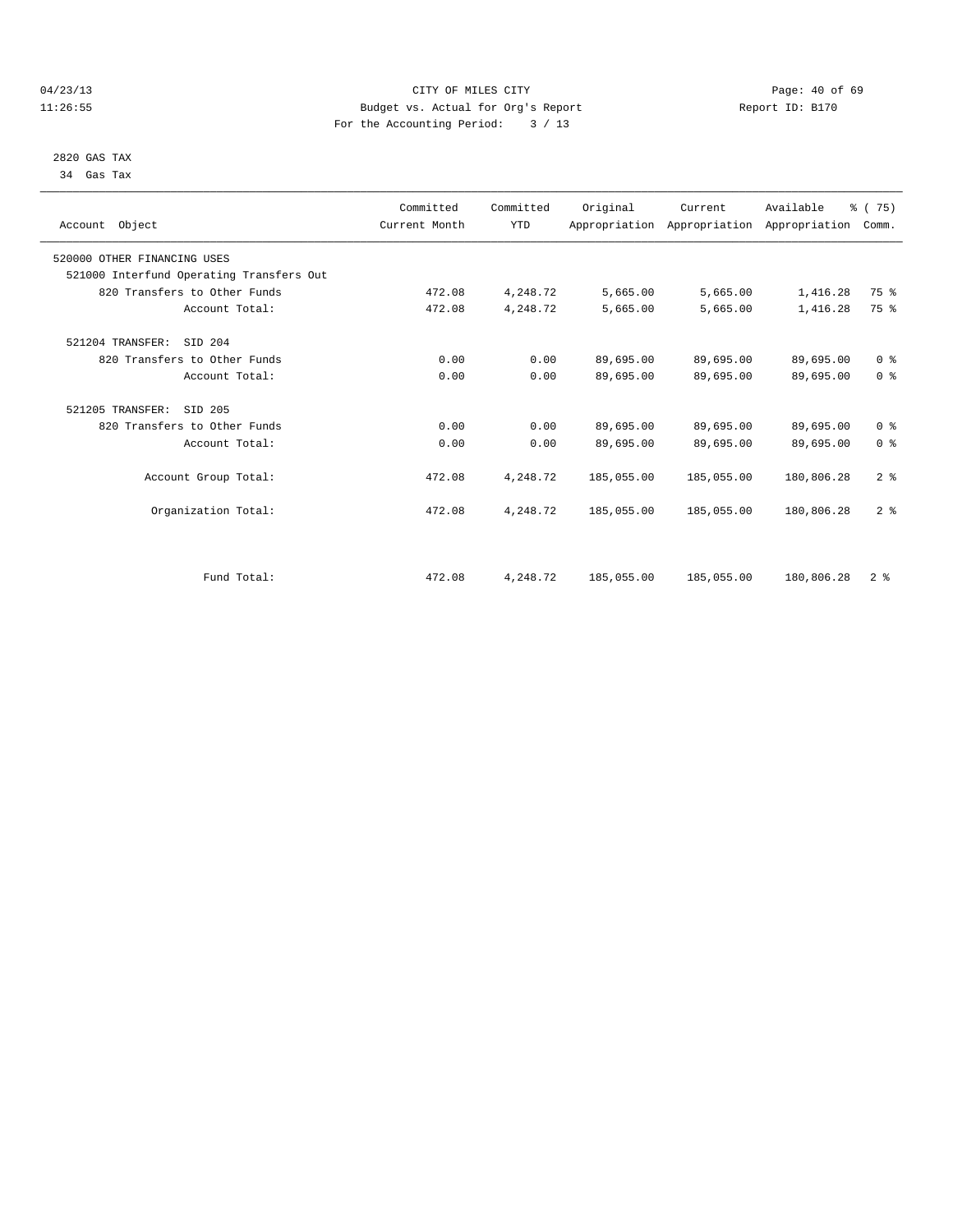CITY OF MILES CITY
Budget vs. Actual for Org's Report
For the Accounting Period: 3 / 13

04/23/13
11:26:55

Report ID: B170

2820 GAS TAX
34 Gas Tax

| Account Object | Committed Current Month | Committed YTD | Original Appropriation | Current Appropriation | Available Appropriation | % ( 75) Comm. |
|---|---|---|---|---|---|---|
| 520000 OTHER FINANCING USES | | | | | | |
| 521000 Interfund Operating Transfers Out | | | | | | |
| 820 Transfers to Other Funds | 472.08 | 4,248.72 | 5,665.00 | 5,665.00 | 1,416.28 | 75 % |
| Account Total: | 472.08 | 4,248.72 | 5,665.00 | 5,665.00 | 1,416.28 | 75 % |
| 521204 TRANSFER: SID 204 | | | | | | |
| 820 Transfers to Other Funds | 0.00 | 0.00 | 89,695.00 | 89,695.00 | 89,695.00 | 0 % |
| Account Total: | 0.00 | 0.00 | 89,695.00 | 89,695.00 | 89,695.00 | 0 % |
| 521205 TRANSFER: SID 205 | | | | | | |
| 820 Transfers to Other Funds | 0.00 | 0.00 | 89,695.00 | 89,695.00 | 89,695.00 | 0 % |
| Account Total: | 0.00 | 0.00 | 89,695.00 | 89,695.00 | 89,695.00 | 0 % |
| Account Group Total: | 472.08 | 4,248.72 | 185,055.00 | 185,055.00 | 180,806.28 | 2 % |
| Organization Total: | 472.08 | 4,248.72 | 185,055.00 | 185,055.00 | 180,806.28 | 2 % |
| Fund Total: | 472.08 | 4,248.72 | 185,055.00 | 185,055.00 | 180,806.28 | 2 % |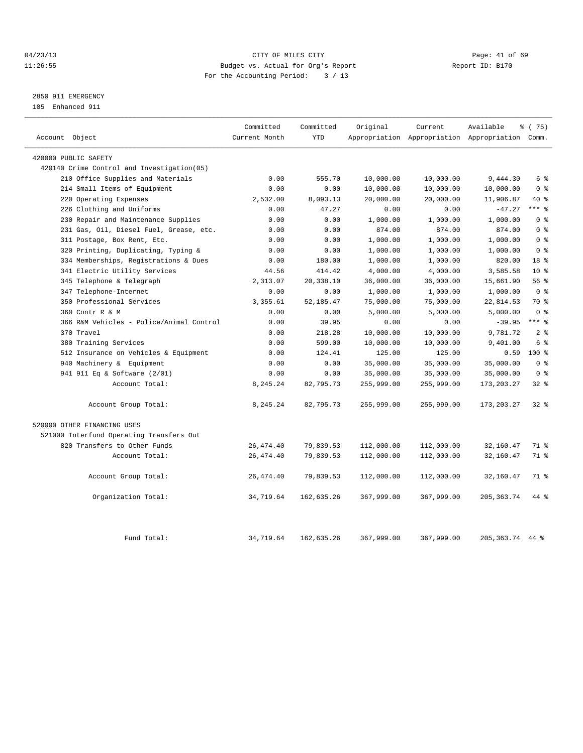CITY OF MILES CITY
Budget vs. Actual for Org's Report
For the Accounting Period: 3 / 13

04/23/13
11:26:55
Report ID: B170

## 2850 911 EMERGENCY
105 Enhanced 911

| Account Object | Committed Current Month | Committed YTD | Original Appropriation | Current Appropriation | Available Appropriation | % ( 75) Comm. |
|---|---|---|---|---|---|---|
| 420000 PUBLIC SAFETY | | | | | | |
| 420140 Crime Control and Investigation(05) | | | | | | |
| 210 Office Supplies and Materials | 0.00 | 555.70 | 10,000.00 | 10,000.00 | 9,444.30 | 6 % |
| 214 Small Items of Equipment | 0.00 | 0.00 | 10,000.00 | 10,000.00 | 10,000.00 | 0 % |
| 220 Operating Expenses | 2,532.00 | 8,093.13 | 20,000.00 | 20,000.00 | 11,906.87 | 40 % |
| 226 Clothing and Uniforms | 0.00 | 47.27 | 0.00 | 0.00 | -47.27 | *** % |
| 230 Repair and Maintenance Supplies | 0.00 | 0.00 | 1,000.00 | 1,000.00 | 1,000.00 | 0 % |
| 231 Gas, Oil, Diesel Fuel, Grease, etc. | 0.00 | 0.00 | 874.00 | 874.00 | 874.00 | 0 % |
| 311 Postage, Box Rent, Etc. | 0.00 | 0.00 | 1,000.00 | 1,000.00 | 1,000.00 | 0 % |
| 320 Printing, Duplicating, Typing & | 0.00 | 0.00 | 1,000.00 | 1,000.00 | 1,000.00 | 0 % |
| 334 Memberships, Registrations & Dues | 0.00 | 180.00 | 1,000.00 | 1,000.00 | 820.00 | 18 % |
| 341 Electric Utility Services | 44.56 | 414.42 | 4,000.00 | 4,000.00 | 3,585.58 | 10 % |
| 345 Telephone & Telegraph | 2,313.07 | 20,338.10 | 36,000.00 | 36,000.00 | 15,661.90 | 56 % |
| 347 Telephone-Internet | 0.00 | 0.00 | 1,000.00 | 1,000.00 | 1,000.00 | 0 % |
| 350 Professional Services | 3,355.61 | 52,185.47 | 75,000.00 | 75,000.00 | 22,814.53 | 70 % |
| 360 Contr R & M | 0.00 | 0.00 | 5,000.00 | 5,000.00 | 5,000.00 | 0 % |
| 366 R&M Vehicles - Police/Animal Control | 0.00 | 39.95 | 0.00 | 0.00 | -39.95 | *** % |
| 370 Travel | 0.00 | 218.28 | 10,000.00 | 10,000.00 | 9,781.72 | 2 % |
| 380 Training Services | 0.00 | 599.00 | 10,000.00 | 10,000.00 | 9,401.00 | 6 % |
| 512 Insurance on Vehicles & Equipment | 0.00 | 124.41 | 125.00 | 125.00 | 0.59 | 100 % |
| 940 Machinery & Equipment | 0.00 | 0.00 | 35,000.00 | 35,000.00 | 35,000.00 | 0 % |
| 941 911 Eq & Software (2/01) | 0.00 | 0.00 | 35,000.00 | 35,000.00 | 35,000.00 | 0 % |
| Account Total: | 8,245.24 | 82,795.73 | 255,999.00 | 255,999.00 | 173,203.27 | 32 % |
| Account Group Total: | 8,245.24 | 82,795.73 | 255,999.00 | 255,999.00 | 173,203.27 | 32 % |
| 520000 OTHER FINANCING USES | | | | | | |
| 521000 Interfund Operating Transfers Out | | | | | | |
| 820 Transfers to Other Funds | 26,474.40 | 79,839.53 | 112,000.00 | 112,000.00 | 32,160.47 | 71 % |
| Account Total: | 26,474.40 | 79,839.53 | 112,000.00 | 112,000.00 | 32,160.47 | 71 % |
| Account Group Total: | 26,474.40 | 79,839.53 | 112,000.00 | 112,000.00 | 32,160.47 | 71 % |
| Organization Total: | 34,719.64 | 162,635.26 | 367,999.00 | 367,999.00 | 205,363.74 | 44 % |
| Fund Total: | 34,719.64 | 162,635.26 | 367,999.00 | 367,999.00 | 205,363.74 | 44 % |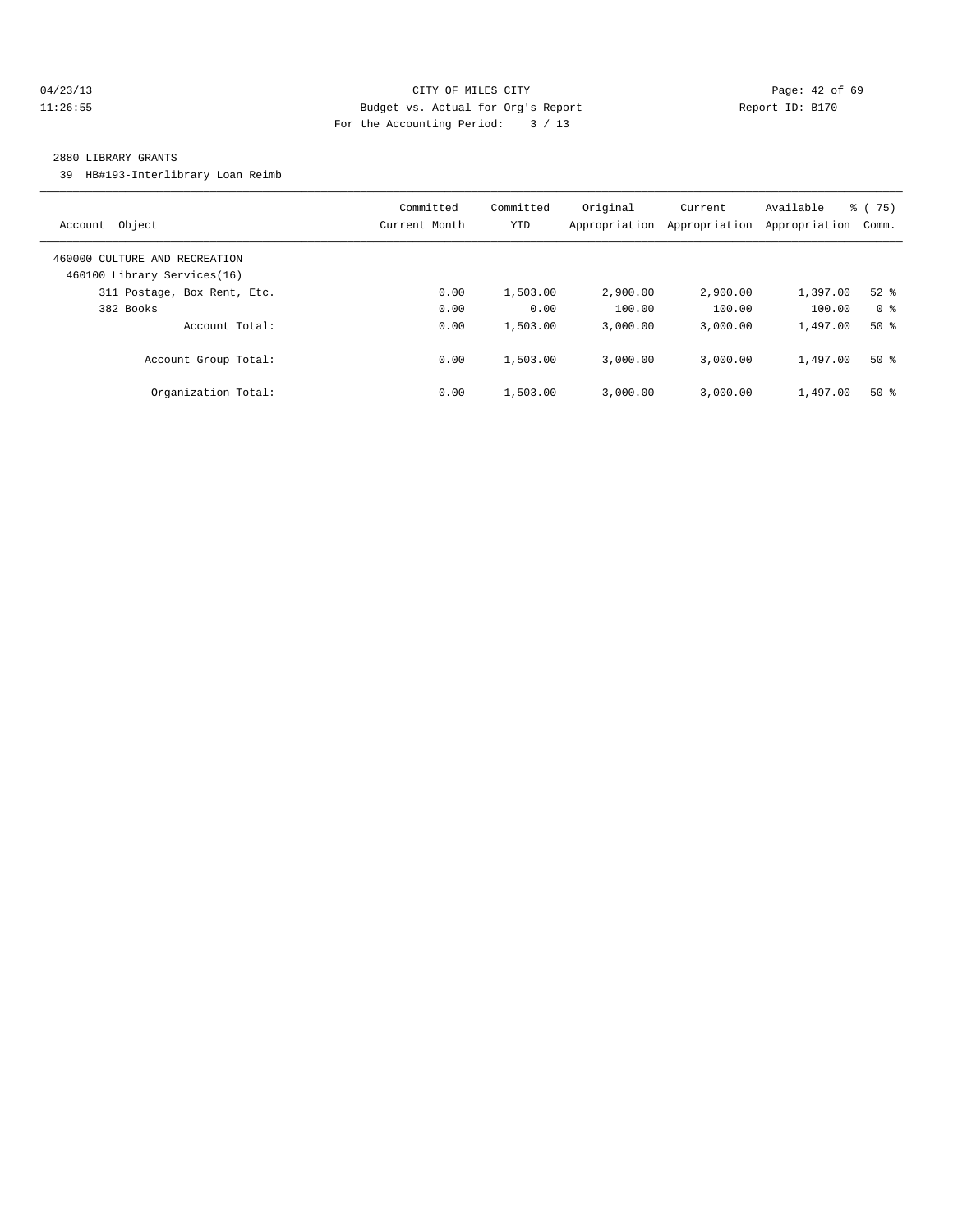CITY OF MILES CITY
Budget vs. Actual for Org's Report
For the Accounting Period: 3 / 13

04/23/13
11:26:55

Report ID: B170

2880 LIBRARY GRANTS

39 HB#193-Interlibrary Loan Reimb

| Account Object | Committed Current Month | Committed YTD | Original Appropriation | Current Appropriation | Available Appropriation | % ( 75) Comm. |
|---|---|---|---|---|---|---|
| 460000 CULTURE AND RECREATION | | | | | | |
| 460100 Library Services(16) | | | | | | |
| 311 Postage, Box Rent, Etc. | 0.00 | 1,503.00 | 2,900.00 | 2,900.00 | 1,397.00 | 52 % |
| 382 Books | 0.00 | 0.00 | 100.00 | 100.00 | 100.00 | 0 % |
| Account Total: | 0.00 | 1,503.00 | 3,000.00 | 3,000.00 | 1,497.00 | 50 % |
| Account Group Total: | 0.00 | 1,503.00 | 3,000.00 | 3,000.00 | 1,497.00 | 50 % |
| Organization Total: | 0.00 | 1,503.00 | 3,000.00 | 3,000.00 | 1,497.00 | 50 % |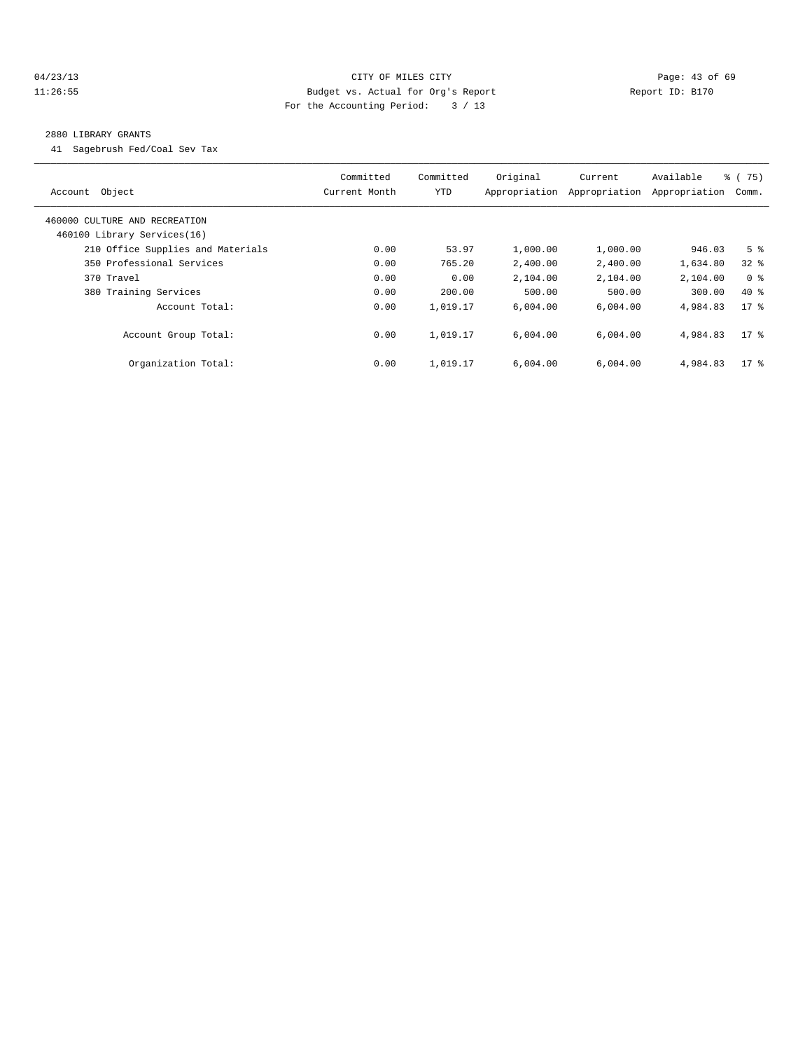CITY OF MILES CITY
Budget vs. Actual for Org's Report
For the Accounting Period: 3 / 13

04/23/13
11:26:55

Report ID: B170

## 2880 LIBRARY GRANTS

41 Sagebrush Fed/Coal Sev Tax

| Account Object | Committed Current Month | Committed YTD | Original Appropriation | Current Appropriation | Available Appropriation | % ( 75) Comm. |
|---|---|---|---|---|---|---|
| 460000 CULTURE AND RECREATION | | | | | | |
| 460100 Library Services(16) | | | | | | |
| 210 Office Supplies and Materials | 0.00 | 53.97 | 1,000.00 | 1,000.00 | 946.03 | 5 % |
| 350 Professional Services | 0.00 | 765.20 | 2,400.00 | 2,400.00 | 1,634.80 | 32 % |
| 370 Travel | 0.00 | 0.00 | 2,104.00 | 2,104.00 | 2,104.00 | 0 % |
| 380 Training Services | 0.00 | 200.00 | 500.00 | 500.00 | 300.00 | 40 % |
| Account Total: | 0.00 | 1,019.17 | 6,004.00 | 6,004.00 | 4,984.83 | 17 % |
| Account Group Total: | 0.00 | 1,019.17 | 6,004.00 | 6,004.00 | 4,984.83 | 17 % |
| Organization Total: | 0.00 | 1,019.17 | 6,004.00 | 6,004.00 | 4,984.83 | 17 % |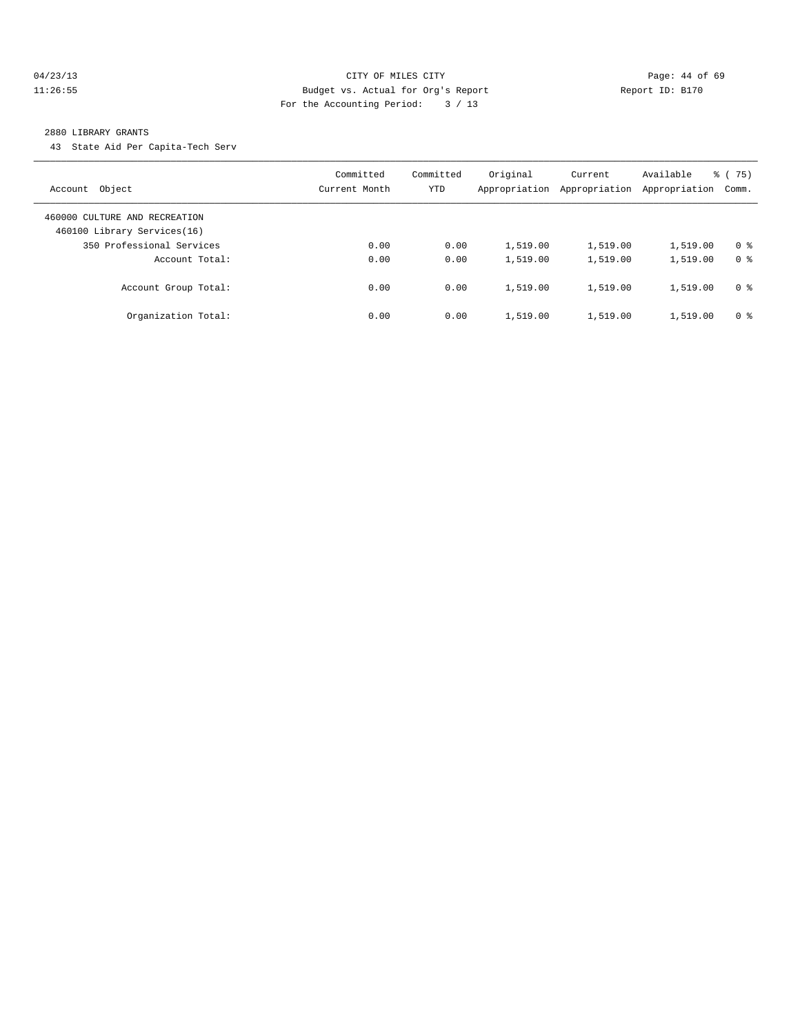CITY OF MILES CITY
Budget vs. Actual for Org's Report
For the Accounting Period: 3 / 13

04/23/13
11:26:55

Report ID: B170

2880 LIBRARY GRANTS

43 State Aid Per Capita-Tech Serv

| Account Object | Committed Current Month | Committed YTD | Original Appropriation | Current Appropriation | Available Appropriation | % ( 75) Comm. |
|---|---|---|---|---|---|---|
| 460000 CULTURE AND RECREATION | | | | | | |
| 460100 Library Services(16) | | | | | | |
| 350 Professional Services | 0.00 | 0.00 | 1,519.00 | 1,519.00 | 1,519.00 | 0 % |
| Account Total: | 0.00 | 0.00 | 1,519.00 | 1,519.00 | 1,519.00 | 0 % |
| Account Group Total: | 0.00 | 0.00 | 1,519.00 | 1,519.00 | 1,519.00 | 0 % |
| Organization Total: | 0.00 | 0.00 | 1,519.00 | 1,519.00 | 1,519.00 | 0 % |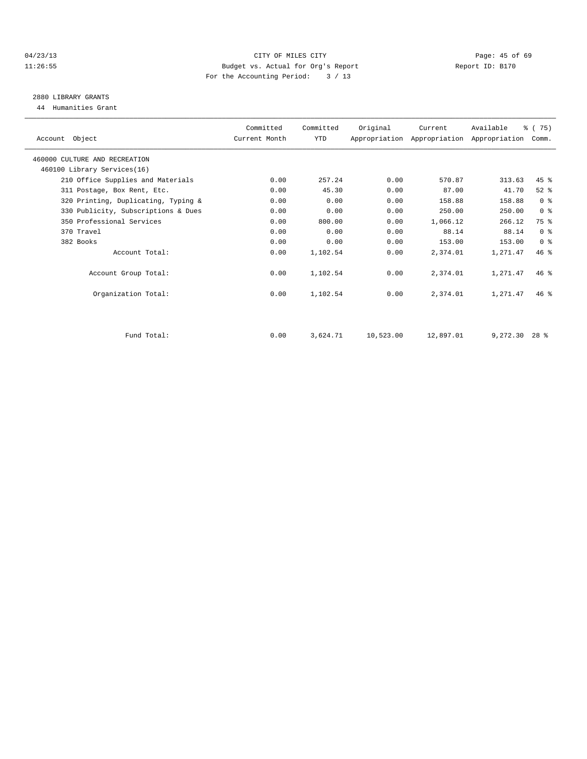CITY OF MILES CITY

Budget vs. Actual for Org's Report

For the Accounting Period: 3 / 13

04/23/13 11:26:55 — Report ID: B170

## 2880 LIBRARY GRANTS

44 Humanities Grant

| Account Object | Committed Current Month | Committed YTD | Original Appropriation | Current Appropriation | Available Appropriation | % ( 75) Comm. |
|---|---|---|---|---|---|---|
| 460000 CULTURE AND RECREATION | | | | | | |
| 460100 Library Services(16) | | | | | | |
| 210 Office Supplies and Materials | 0.00 | 257.24 | 0.00 | 570.87 | 313.63 | 45 % |
| 311 Postage, Box Rent, Etc. | 0.00 | 45.30 | 0.00 | 87.00 | 41.70 | 52 % |
| 320 Printing, Duplicating, Typing & | 0.00 | 0.00 | 0.00 | 158.88 | 158.88 | 0 % |
| 330 Publicity, Subscriptions & Dues | 0.00 | 0.00 | 0.00 | 250.00 | 250.00 | 0 % |
| 350 Professional Services | 0.00 | 800.00 | 0.00 | 1,066.12 | 266.12 | 75 % |
| 370 Travel | 0.00 | 0.00 | 0.00 | 88.14 | 88.14 | 0 % |
| 382 Books | 0.00 | 0.00 | 0.00 | 153.00 | 153.00 | 0 % |
| Account Total: | 0.00 | 1,102.54 | 0.00 | 2,374.01 | 1,271.47 | 46 % |
| Account Group Total: | 0.00 | 1,102.54 | 0.00 | 2,374.01 | 1,271.47 | 46 % |
| Organization Total: | 0.00 | 1,102.54 | 0.00 | 2,374.01 | 1,271.47 | 46 % |
| Fund Total: | 0.00 | 3,624.71 | 10,523.00 | 12,897.01 | 9,272.30 | 28 % |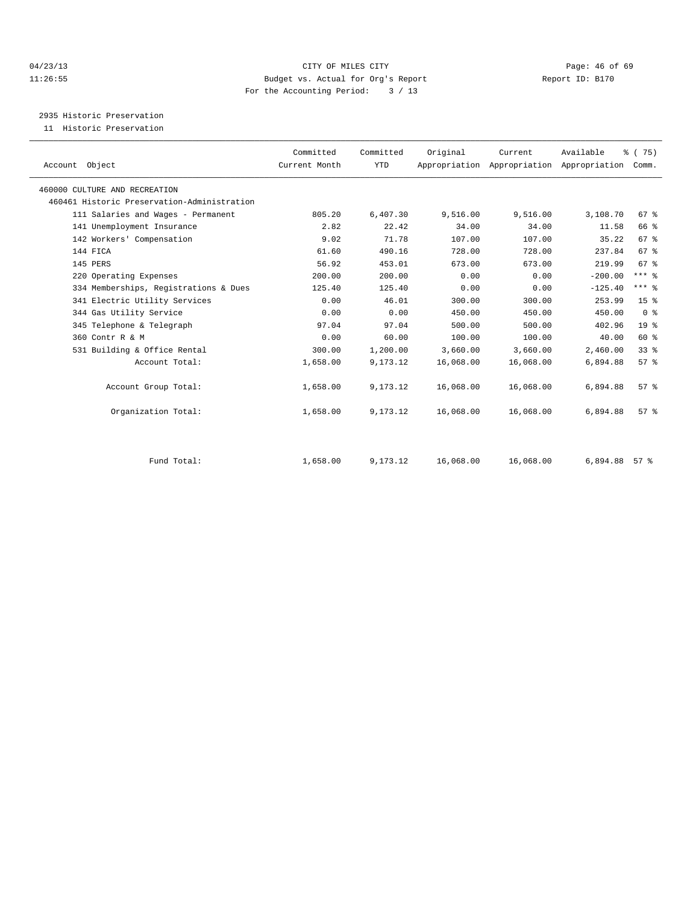CITY OF MILES CITY
Budget vs. Actual for Org's Report
For the Accounting Period: 3 / 13

04/23/13
11:26:55

Report ID: B170

2935 Historic Preservation
11 Historic Preservation

| Account Object | Committed Current Month | Committed YTD | Original Appropriation | Current Appropriation | Available Appropriation | % ( 75) Comm. |
|---|---|---|---|---|---|---|
| 460000 CULTURE AND RECREATION | | | | | | |
| 460461 Historic Preservation-Administration | | | | | | |
| 111 Salaries and Wages - Permanent | 805.20 | 6,407.30 | 9,516.00 | 9,516.00 | 3,108.70 | 67 % |
| 141 Unemployment Insurance | 2.82 | 22.42 | 34.00 | 34.00 | 11.58 | 66 % |
| 142 Workers' Compensation | 9.02 | 71.78 | 107.00 | 107.00 | 35.22 | 67 % |
| 144 FICA | 61.60 | 490.16 | 728.00 | 728.00 | 237.84 | 67 % |
| 145 PERS | 56.92 | 453.01 | 673.00 | 673.00 | 219.99 | 67 % |
| 220 Operating Expenses | 200.00 | 200.00 | 0.00 | 0.00 | -200.00 | *** % |
| 334 Memberships, Registrations & Dues | 125.40 | 125.40 | 0.00 | 0.00 | -125.40 | *** % |
| 341 Electric Utility Services | 0.00 | 46.01 | 300.00 | 300.00 | 253.99 | 15 % |
| 344 Gas Utility Service | 0.00 | 0.00 | 450.00 | 450.00 | 450.00 | 0 % |
| 345 Telephone & Telegraph | 97.04 | 97.04 | 500.00 | 500.00 | 402.96 | 19 % |
| 360 Contr R & M | 0.00 | 60.00 | 100.00 | 100.00 | 40.00 | 60 % |
| 531 Building & Office Rental | 300.00 | 1,200.00 | 3,660.00 | 3,660.00 | 2,460.00 | 33 % |
| Account Total: | 1,658.00 | 9,173.12 | 16,068.00 | 16,068.00 | 6,894.88 | 57 % |
| Account Group Total: | 1,658.00 | 9,173.12 | 16,068.00 | 16,068.00 | 6,894.88 | 57 % |
| Organization Total: | 1,658.00 | 9,173.12 | 16,068.00 | 16,068.00 | 6,894.88 | 57 % |
| Fund Total: | 1,658.00 | 9,173.12 | 16,068.00 | 16,068.00 | 6,894.88 | 57 % |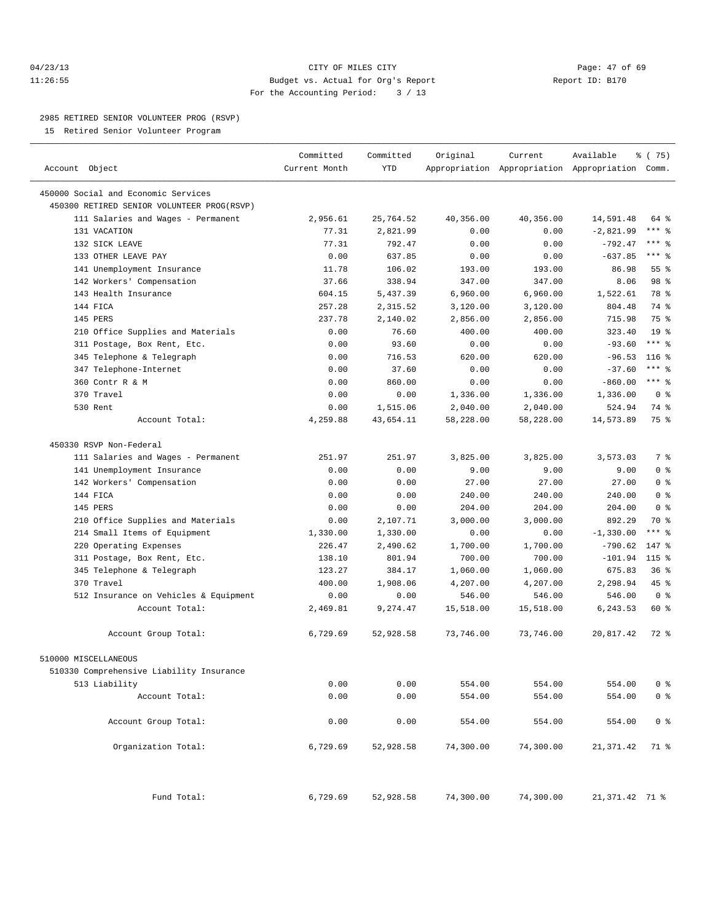CITY OF MILES CITY
Budget vs. Actual for Org's Report
For the Accounting Period: 3 / 13

04/23/13
11:26:55

Report ID: B170

2985 RETIRED SENIOR VOLUNTEER PROG (RSVP)
15 Retired Senior Volunteer Program

| Account Object | Committed Current Month | Committed YTD | Original Appropriation | Current Appropriation | Available Appropriation | % ( 75) Comm. |
|---|---|---|---|---|---|---|
| 450000 Social and Economic Services | | | | | | |
| 450300 RETIRED SENIOR VOLUNTEER PROG(RSVP) | | | | | | |
| 111 Salaries and Wages - Permanent | 2,956.61 | 25,764.52 | 40,356.00 | 40,356.00 | 14,591.48 | 64 % |
| 131 VACATION | 77.31 | 2,821.99 | 0.00 | 0.00 | -2,821.99 | *** % |
| 132 SICK LEAVE | 77.31 | 792.47 | 0.00 | 0.00 | -792.47 | *** % |
| 133 OTHER LEAVE PAY | 0.00 | 637.85 | 0.00 | 0.00 | -637.85 | *** % |
| 141 Unemployment Insurance | 11.78 | 106.02 | 193.00 | 193.00 | 86.98 | 55 % |
| 142 Workers' Compensation | 37.66 | 338.94 | 347.00 | 347.00 | 8.06 | 98 % |
| 143 Health Insurance | 604.15 | 5,437.39 | 6,960.00 | 6,960.00 | 1,522.61 | 78 % |
| 144 FICA | 257.28 | 2,315.52 | 3,120.00 | 3,120.00 | 804.48 | 74 % |
| 145 PERS | 237.78 | 2,140.02 | 2,856.00 | 2,856.00 | 715.98 | 75 % |
| 210 Office Supplies and Materials | 0.00 | 76.60 | 400.00 | 400.00 | 323.40 | 19 % |
| 311 Postage, Box Rent, Etc. | 0.00 | 93.60 | 0.00 | 0.00 | -93.60 | *** % |
| 345 Telephone & Telegraph | 0.00 | 716.53 | 620.00 | 620.00 | -96.53 | 116 % |
| 347 Telephone-Internet | 0.00 | 37.60 | 0.00 | 0.00 | -37.60 | *** % |
| 360 Contr R & M | 0.00 | 860.00 | 0.00 | 0.00 | -860.00 | *** % |
| 370 Travel | 0.00 | 0.00 | 1,336.00 | 1,336.00 | 1,336.00 | 0 % |
| 530 Rent | 0.00 | 1,515.06 | 2,040.00 | 2,040.00 | 524.94 | 74 % |
| Account Total: | 4,259.88 | 43,654.11 | 58,228.00 | 58,228.00 | 14,573.89 | 75 % |
| 450330 RSVP Non-Federal | | | | | | |
| 111 Salaries and Wages - Permanent | 251.97 | 251.97 | 3,825.00 | 3,825.00 | 3,573.03 | 7 % |
| 141 Unemployment Insurance | 0.00 | 0.00 | 9.00 | 9.00 | 9.00 | 0 % |
| 142 Workers' Compensation | 0.00 | 0.00 | 27.00 | 27.00 | 27.00 | 0 % |
| 144 FICA | 0.00 | 0.00 | 240.00 | 240.00 | 240.00 | 0 % |
| 145 PERS | 0.00 | 0.00 | 204.00 | 204.00 | 204.00 | 0 % |
| 210 Office Supplies and Materials | 0.00 | 2,107.71 | 3,000.00 | 3,000.00 | 892.29 | 70 % |
| 214 Small Items of Equipment | 1,330.00 | 1,330.00 | 0.00 | 0.00 | -1,330.00 | *** % |
| 220 Operating Expenses | 226.47 | 2,490.62 | 1,700.00 | 1,700.00 | -790.62 | 147 % |
| 311 Postage, Box Rent, Etc. | 138.10 | 801.94 | 700.00 | 700.00 | -101.94 | 115 % |
| 345 Telephone & Telegraph | 123.27 | 384.17 | 1,060.00 | 1,060.00 | 675.83 | 36 % |
| 370 Travel | 400.00 | 1,908.06 | 4,207.00 | 4,207.00 | 2,298.94 | 45 % |
| 512 Insurance on Vehicles & Equipment | 0.00 | 0.00 | 546.00 | 546.00 | 546.00 | 0 % |
| Account Total: | 2,469.81 | 9,274.47 | 15,518.00 | 15,518.00 | 6,243.53 | 60 % |
| Account Group Total: | 6,729.69 | 52,928.58 | 73,746.00 | 73,746.00 | 20,817.42 | 72 % |
| 510000 MISCELLANEOUS | | | | | | |
| 510330 Comprehensive Liability Insurance | | | | | | |
| 513 Liability | 0.00 | 0.00 | 554.00 | 554.00 | 554.00 | 0 % |
| Account Total: | 0.00 | 0.00 | 554.00 | 554.00 | 554.00 | 0 % |
| Account Group Total: | 0.00 | 0.00 | 554.00 | 554.00 | 554.00 | 0 % |
| Organization Total: | 6,729.69 | 52,928.58 | 74,300.00 | 74,300.00 | 21,371.42 | 71 % |
| Fund Total: | 6,729.69 | 52,928.58 | 74,300.00 | 74,300.00 | 21,371.42 | 71 % |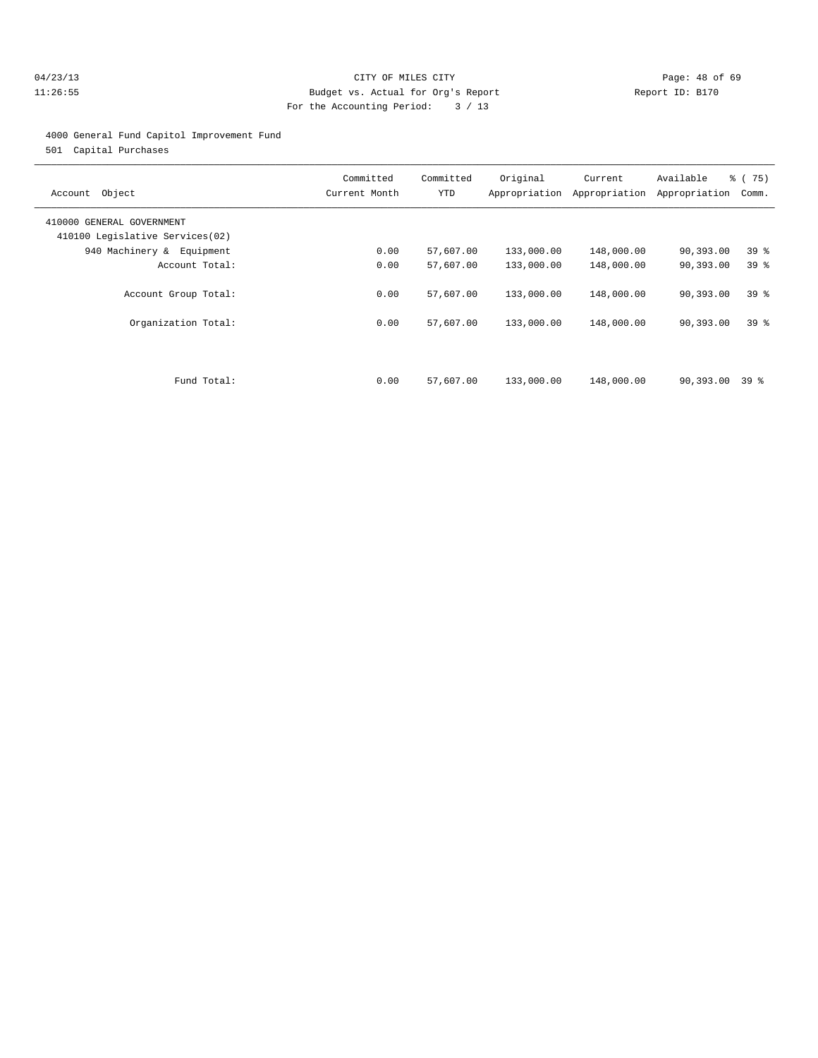CITY OF MILES CITY

Budget vs. Actual for Org's Report

For the Accounting Period: 3 / 13

04/23/13 11:26:55 Report ID: B170

4000 General Fund Capitol Improvement Fund

501 Capital Purchases

| Account Object | Committed Current Month | Committed YTD | Original Appropriation | Current Appropriation | Available Appropriation | % ( 75) Comm. |
|---|---|---|---|---|---|---|
| 410000 GENERAL GOVERNMENT | | | | | | |
| 410100 Legislative Services(02) | | | | | | |
| 940 Machinery & Equipment | 0.00 | 57,607.00 | 133,000.00 | 148,000.00 | 90,393.00 | 39 % |
| Account Total: | 0.00 | 57,607.00 | 133,000.00 | 148,000.00 | 90,393.00 | 39 % |
| Account Group Total: | 0.00 | 57,607.00 | 133,000.00 | 148,000.00 | 90,393.00 | 39 % |
| Organization Total: | 0.00 | 57,607.00 | 133,000.00 | 148,000.00 | 90,393.00 | 39 % |
| Fund Total: | 0.00 | 57,607.00 | 133,000.00 | 148,000.00 | 90,393.00 | 39 % |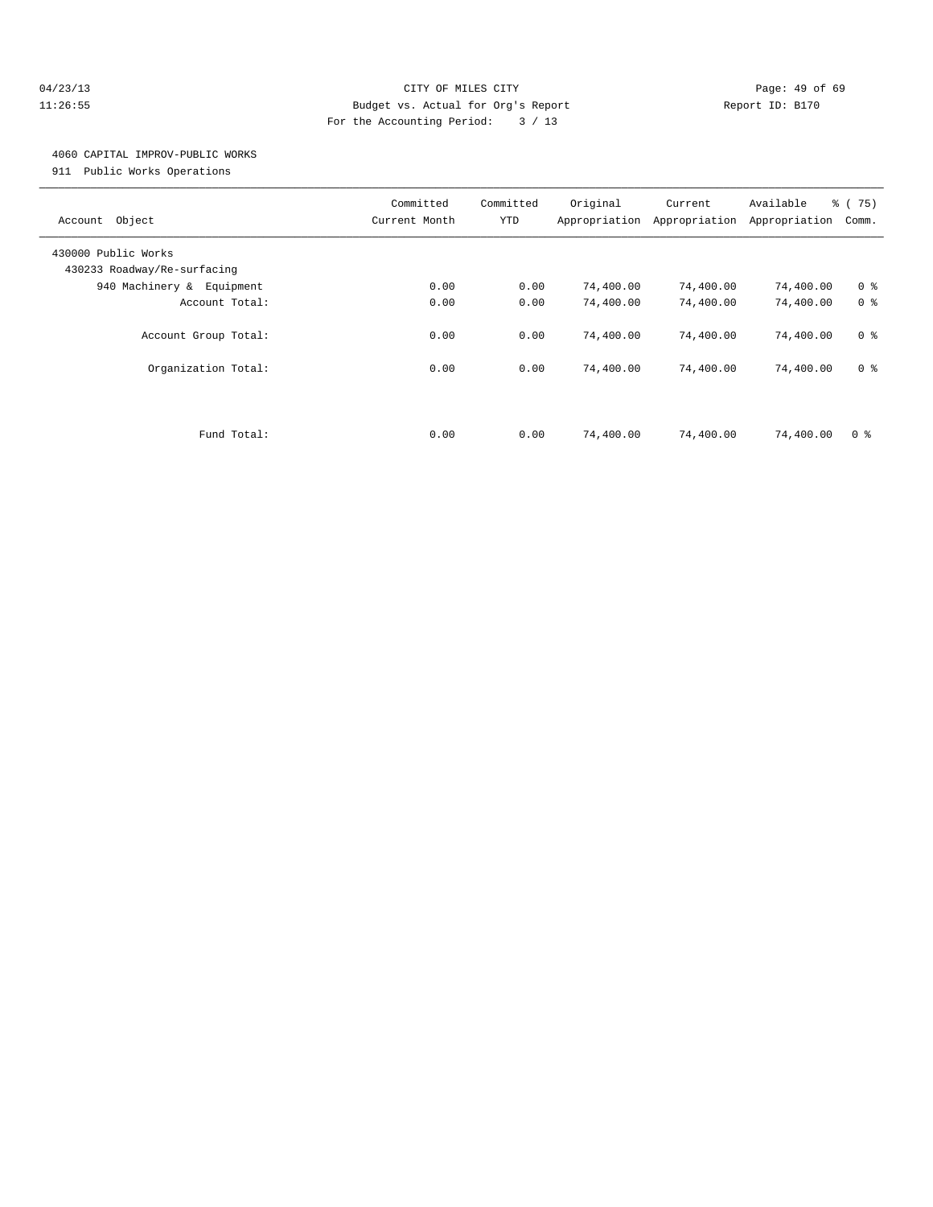04/23/13 CITY OF MILES CITY
11:26:55 Budget vs. Actual for Org's Report Report ID: B170
For the Accounting Period: 3 / 13

4060 CAPITAL IMPROV-PUBLIC WORKS
911 Public Works Operations

| Account Object | Committed Current Month | Committed YTD | Original Appropriation | Current Appropriation | Available Appropriation | % ( 75) Comm. |
|---|---|---|---|---|---|---|
| 430000 Public Works | | | | | | |
| 430233 Roadway/Re-surfacing | | | | | | |
| 940 Machinery & Equipment | 0.00 | 0.00 | 74,400.00 | 74,400.00 | 74,400.00 | 0 % |
| Account Total: | 0.00 | 0.00 | 74,400.00 | 74,400.00 | 74,400.00 | 0 % |
| Account Group Total: | 0.00 | 0.00 | 74,400.00 | 74,400.00 | 74,400.00 | 0 % |
| Organization Total: | 0.00 | 0.00 | 74,400.00 | 74,400.00 | 74,400.00 | 0 % |
| Fund Total: | 0.00 | 0.00 | 74,400.00 | 74,400.00 | 74,400.00 | 0 % |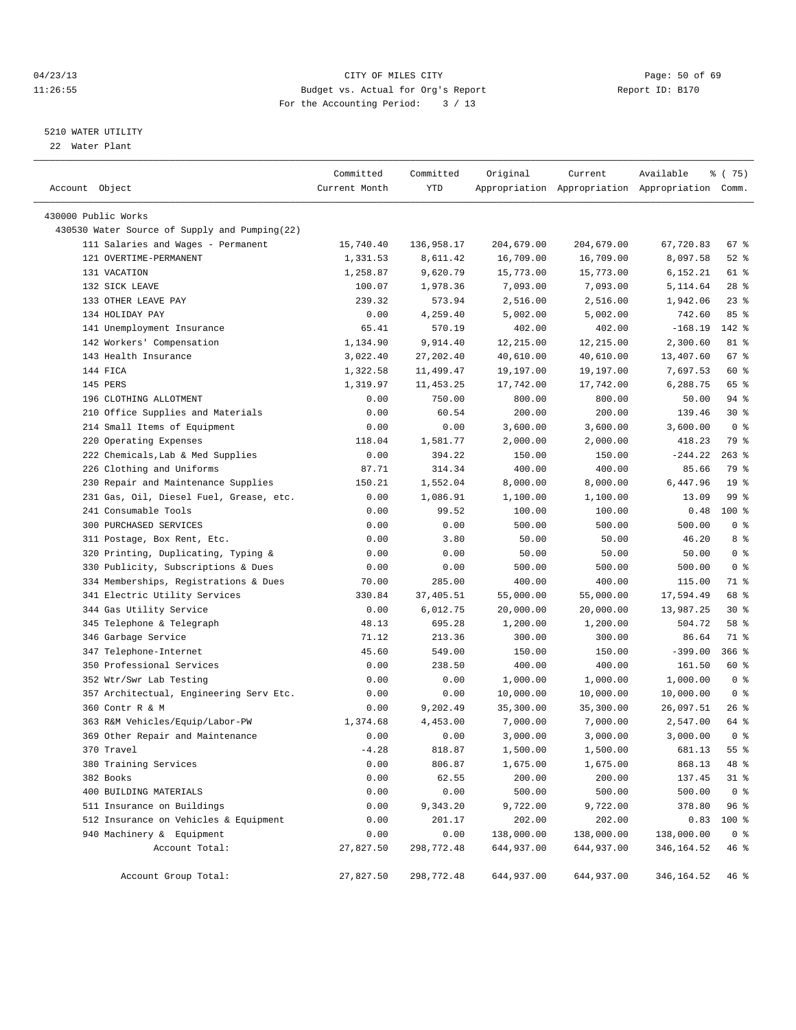CITY OF MILES CITY
Budget vs. Actual for Org's Report
For the Accounting Period: 3 / 13

04/23/13
11:26:55

Report ID: B170

5210 WATER UTILITY
22 Water Plant

| Account Object | Committed Current Month | Committed YTD | Original Appropriation | Current Appropriation | Available Appropriation | % ( 75) Comm. |
|---|---|---|---|---|---|---|
| 430000 Public Works | | | | | | |
| 430530 Water Source of Supply and Pumping(22) | | | | | | |
| 111 Salaries and Wages - Permanent | 15,740.40 | 136,958.17 | 204,679.00 | 204,679.00 | 67,720.83 | 67 % |
| 121 OVERTIME-PERMANENT | 1,331.53 | 8,611.42 | 16,709.00 | 16,709.00 | 8,097.58 | 52 % |
| 131 VACATION | 1,258.87 | 9,620.79 | 15,773.00 | 15,773.00 | 6,152.21 | 61 % |
| 132 SICK LEAVE | 100.07 | 1,978.36 | 7,093.00 | 7,093.00 | 5,114.64 | 28 % |
| 133 OTHER LEAVE PAY | 239.32 | 573.94 | 2,516.00 | 2,516.00 | 1,942.06 | 23 % |
| 134 HOLIDAY PAY | 0.00 | 4,259.40 | 5,002.00 | 5,002.00 | 742.60 | 85 % |
| 141 Unemployment Insurance | 65.41 | 570.19 | 402.00 | 402.00 | -168.19 | 142 % |
| 142 Workers' Compensation | 1,134.90 | 9,914.40 | 12,215.00 | 12,215.00 | 2,300.60 | 81 % |
| 143 Health Insurance | 3,022.40 | 27,202.40 | 40,610.00 | 40,610.00 | 13,407.60 | 67 % |
| 144 FICA | 1,322.58 | 11,499.47 | 19,197.00 | 19,197.00 | 7,697.53 | 60 % |
| 145 PERS | 1,319.97 | 11,453.25 | 17,742.00 | 17,742.00 | 6,288.75 | 65 % |
| 196 CLOTHING ALLOTMENT | 0.00 | 750.00 | 800.00 | 800.00 | 50.00 | 94 % |
| 210 Office Supplies and Materials | 0.00 | 60.54 | 200.00 | 200.00 | 139.46 | 30 % |
| 214 Small Items of Equipment | 0.00 | 0.00 | 3,600.00 | 3,600.00 | 3,600.00 | 0 % |
| 220 Operating Expenses | 118.04 | 1,581.77 | 2,000.00 | 2,000.00 | 418.23 | 79 % |
| 222 Chemicals,Lab & Med Supplies | 0.00 | 394.22 | 150.00 | 150.00 | -244.22 | 263 % |
| 226 Clothing and Uniforms | 87.71 | 314.34 | 400.00 | 400.00 | 85.66 | 79 % |
| 230 Repair and Maintenance Supplies | 150.21 | 1,552.04 | 8,000.00 | 8,000.00 | 6,447.96 | 19 % |
| 231 Gas, Oil, Diesel Fuel, Grease, etc. | 0.00 | 1,086.91 | 1,100.00 | 1,100.00 | 13.09 | 99 % |
| 241 Consumable Tools | 0.00 | 99.52 | 100.00 | 100.00 | 0.48 | 100 % |
| 300 PURCHASED SERVICES | 0.00 | 0.00 | 500.00 | 500.00 | 500.00 | 0 % |
| 311 Postage, Box Rent, Etc. | 0.00 | 3.80 | 50.00 | 50.00 | 46.20 | 8 % |
| 320 Printing, Duplicating, Typing & | 0.00 | 0.00 | 50.00 | 50.00 | 50.00 | 0 % |
| 330 Publicity, Subscriptions & Dues | 0.00 | 0.00 | 500.00 | 500.00 | 500.00 | 0 % |
| 334 Memberships, Registrations & Dues | 70.00 | 285.00 | 400.00 | 400.00 | 115.00 | 71 % |
| 341 Electric Utility Services | 330.84 | 37,405.51 | 55,000.00 | 55,000.00 | 17,594.49 | 68 % |
| 344 Gas Utility Service | 0.00 | 6,012.75 | 20,000.00 | 20,000.00 | 13,987.25 | 30 % |
| 345 Telephone & Telegraph | 48.13 | 695.28 | 1,200.00 | 1,200.00 | 504.72 | 58 % |
| 346 Garbage Service | 71.12 | 213.36 | 300.00 | 300.00 | 86.64 | 71 % |
| 347 Telephone-Internet | 45.60 | 549.00 | 150.00 | 150.00 | -399.00 | 366 % |
| 350 Professional Services | 0.00 | 238.50 | 400.00 | 400.00 | 161.50 | 60 % |
| 352 Wtr/Swr Lab Testing | 0.00 | 0.00 | 1,000.00 | 1,000.00 | 1,000.00 | 0 % |
| 357 Architectual, Engineering Serv Etc. | 0.00 | 0.00 | 10,000.00 | 10,000.00 | 10,000.00 | 0 % |
| 360 Contr R & M | 0.00 | 9,202.49 | 35,300.00 | 35,300.00 | 26,097.51 | 26 % |
| 363 R&M Vehicles/Equip/Labor-PW | 1,374.68 | 4,453.00 | 7,000.00 | 7,000.00 | 2,547.00 | 64 % |
| 369 Other Repair and Maintenance | 0.00 | 0.00 | 3,000.00 | 3,000.00 | 3,000.00 | 0 % |
| 370 Travel | -4.28 | 818.87 | 1,500.00 | 1,500.00 | 681.13 | 55 % |
| 380 Training Services | 0.00 | 806.87 | 1,675.00 | 1,675.00 | 868.13 | 48 % |
| 382 Books | 0.00 | 62.55 | 200.00 | 200.00 | 137.45 | 31 % |
| 400 BUILDING MATERIALS | 0.00 | 0.00 | 500.00 | 500.00 | 500.00 | 0 % |
| 511 Insurance on Buildings | 0.00 | 9,343.20 | 9,722.00 | 9,722.00 | 378.80 | 96 % |
| 512 Insurance on Vehicles & Equipment | 0.00 | 201.17 | 202.00 | 202.00 | 0.83 | 100 % |
| 940 Machinery & Equipment | 0.00 | 0.00 | 138,000.00 | 138,000.00 | 138,000.00 | 0 % |
| Account Total: | 27,827.50 | 298,772.48 | 644,937.00 | 644,937.00 | 346,164.52 | 46 % |
| Account Group Total: | 27,827.50 | 298,772.48 | 644,937.00 | 644,937.00 | 346,164.52 | 46 % |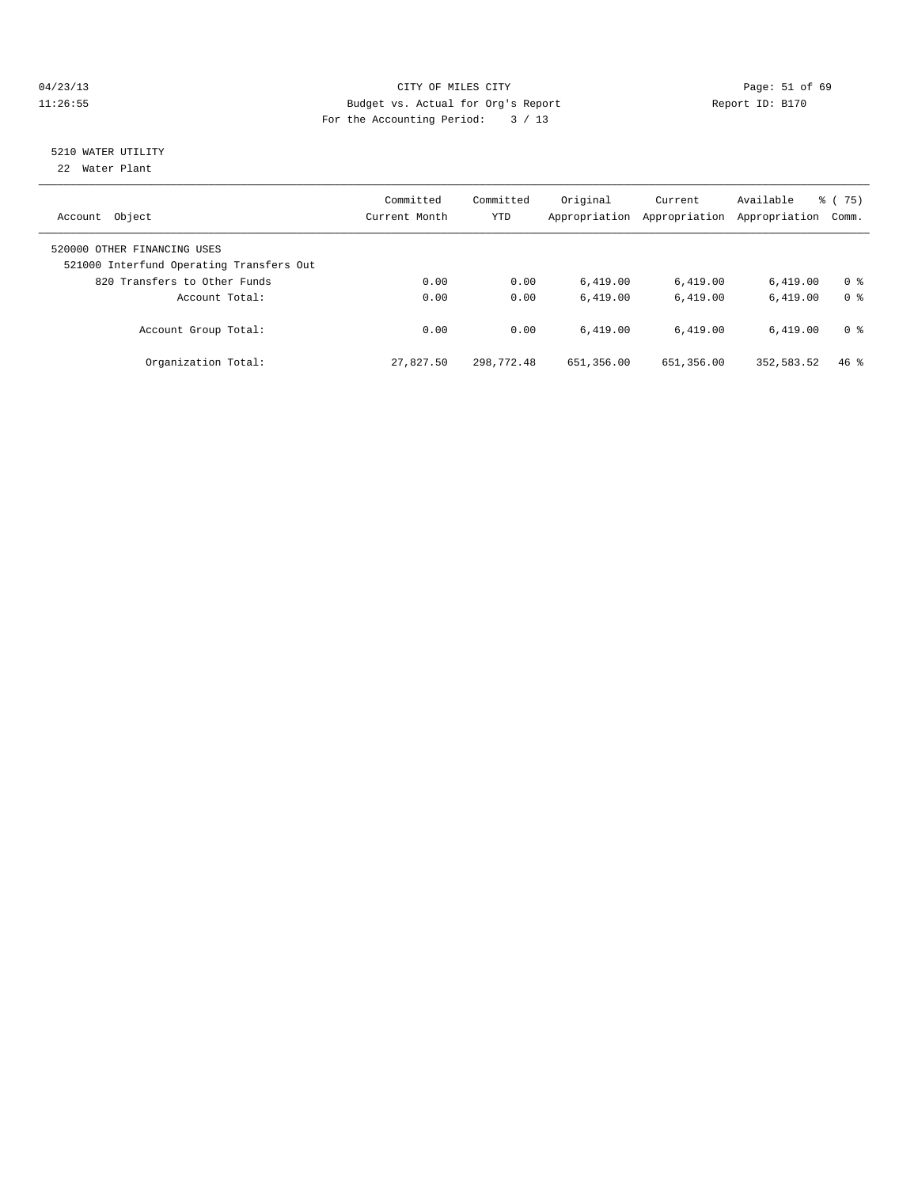04/23/13 CITY OF MILES CITY
11:26:55 Budget vs. Actual for Org's Report Report ID: B170
For the Accounting Period: 3 / 13

5210 WATER UTILITY
22 Water Plant

| Account Object | Committed Current Month | Committed YTD | Original Appropriation | Current Appropriation | Available Appropriation | % ( 75) Comm. |
|---|---|---|---|---|---|---|
| 520000 OTHER FINANCING USES | | | | | | |
| 521000 Interfund Operating Transfers Out | | | | | | |
| 820 Transfers to Other Funds | 0.00 | 0.00 | 6,419.00 | 6,419.00 | 6,419.00 | 0 % |
| Account Total: | 0.00 | 0.00 | 6,419.00 | 6,419.00 | 6,419.00 | 0 % |
| Account Group Total: | 0.00 | 0.00 | 6,419.00 | 6,419.00 | 6,419.00 | 0 % |
| Organization Total: | 27,827.50 | 298,772.48 | 651,356.00 | 651,356.00 | 352,583.52 | 46 % |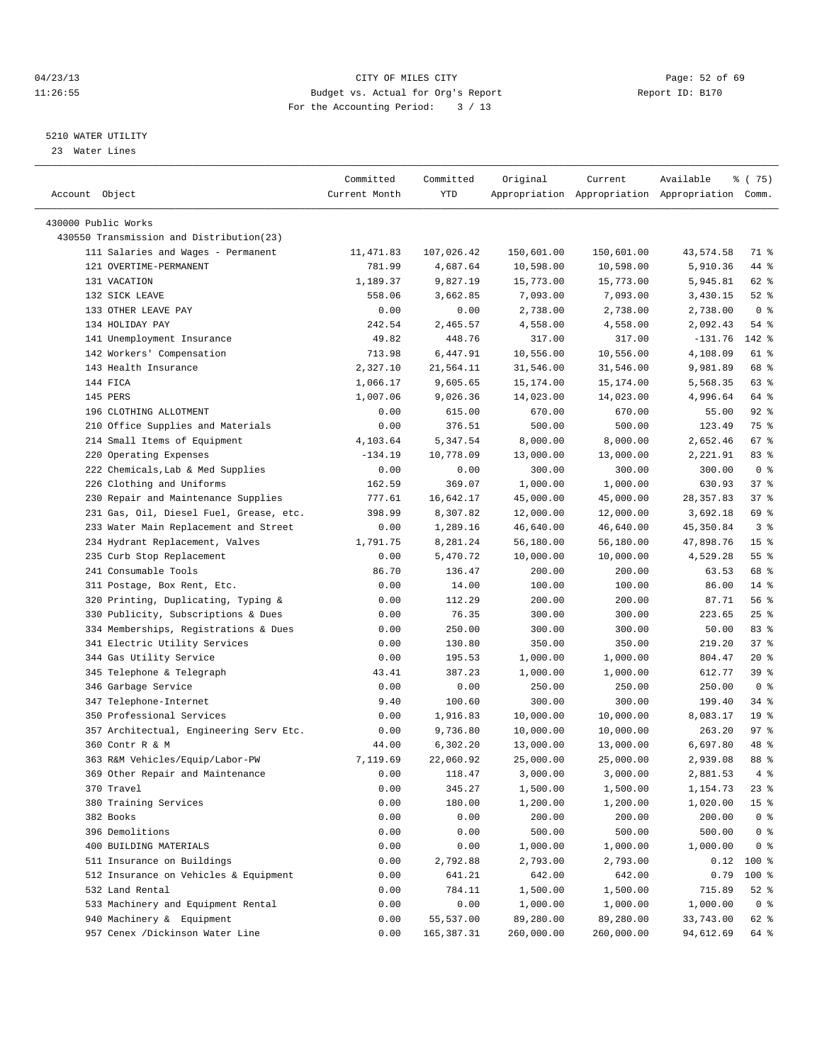04/23/13 CITY OF MILES CITY
11:26:55 Budget vs. Actual for Org's Report Report ID: B170
For the Accounting Period: 3 / 13

5210 WATER UTILITY
23 Water Lines

| Account Object | Committed Current Month | Committed YTD | Original Appropriation | Current Appropriation | Available Appropriation | % ( 75) Comm. |
|---|---|---|---|---|---|---|
| 430000 Public Works | | | | | | |
| 430550 Transmission and Distribution(23) | | | | | | |
| 111 Salaries and Wages - Permanent | 11,471.83 | 107,026.42 | 150,601.00 | 150,601.00 | 43,574.58 | 71 % |
| 121 OVERTIME-PERMANENT | 781.99 | 4,687.64 | 10,598.00 | 10,598.00 | 5,910.36 | 44 % |
| 131 VACATION | 1,189.37 | 9,827.19 | 15,773.00 | 15,773.00 | 5,945.81 | 62 % |
| 132 SICK LEAVE | 558.06 | 3,662.85 | 7,093.00 | 7,093.00 | 3,430.15 | 52 % |
| 133 OTHER LEAVE PAY | 0.00 | 0.00 | 2,738.00 | 2,738.00 | 2,738.00 | 0 % |
| 134 HOLIDAY PAY | 242.54 | 2,465.57 | 4,558.00 | 4,558.00 | 2,092.43 | 54 % |
| 141 Unemployment Insurance | 49.82 | 448.76 | 317.00 | 317.00 | -131.76 | 142 % |
| 142 Workers' Compensation | 713.98 | 6,447.91 | 10,556.00 | 10,556.00 | 4,108.09 | 61 % |
| 143 Health Insurance | 2,327.10 | 21,564.11 | 31,546.00 | 31,546.00 | 9,981.89 | 68 % |
| 144 FICA | 1,066.17 | 9,605.65 | 15,174.00 | 15,174.00 | 5,568.35 | 63 % |
| 145 PERS | 1,007.06 | 9,026.36 | 14,023.00 | 14,023.00 | 4,996.64 | 64 % |
| 196 CLOTHING ALLOTMENT | 0.00 | 615.00 | 670.00 | 670.00 | 55.00 | 92 % |
| 210 Office Supplies and Materials | 0.00 | 376.51 | 500.00 | 500.00 | 123.49 | 75 % |
| 214 Small Items of Equipment | 4,103.64 | 5,347.54 | 8,000.00 | 8,000.00 | 2,652.46 | 67 % |
| 220 Operating Expenses | -134.19 | 10,778.09 | 13,000.00 | 13,000.00 | 2,221.91 | 83 % |
| 222 Chemicals,Lab & Med Supplies | 0.00 | 0.00 | 300.00 | 300.00 | 300.00 | 0 % |
| 226 Clothing and Uniforms | 162.59 | 369.07 | 1,000.00 | 1,000.00 | 630.93 | 37 % |
| 230 Repair and Maintenance Supplies | 777.61 | 16,642.17 | 45,000.00 | 45,000.00 | 28,357.83 | 37 % |
| 231 Gas, Oil, Diesel Fuel, Grease, etc. | 398.99 | 8,307.82 | 12,000.00 | 12,000.00 | 3,692.18 | 69 % |
| 233 Water Main Replacement and Street | 0.00 | 1,289.16 | 46,640.00 | 46,640.00 | 45,350.84 | 3 % |
| 234 Hydrant Replacement, Valves | 1,791.75 | 8,281.24 | 56,180.00 | 56,180.00 | 47,898.76 | 15 % |
| 235 Curb Stop Replacement | 0.00 | 5,470.72 | 10,000.00 | 10,000.00 | 4,529.28 | 55 % |
| 241 Consumable Tools | 86.70 | 136.47 | 200.00 | 200.00 | 63.53 | 68 % |
| 311 Postage, Box Rent, Etc. | 0.00 | 14.00 | 100.00 | 100.00 | 86.00 | 14 % |
| 320 Printing, Duplicating, Typing & | 0.00 | 112.29 | 200.00 | 200.00 | 87.71 | 56 % |
| 330 Publicity, Subscriptions & Dues | 0.00 | 76.35 | 300.00 | 300.00 | 223.65 | 25 % |
| 334 Memberships, Registrations & Dues | 0.00 | 250.00 | 300.00 | 300.00 | 50.00 | 83 % |
| 341 Electric Utility Services | 0.00 | 130.80 | 350.00 | 350.00 | 219.20 | 37 % |
| 344 Gas Utility Service | 0.00 | 195.53 | 1,000.00 | 1,000.00 | 804.47 | 20 % |
| 345 Telephone & Telegraph | 43.41 | 387.23 | 1,000.00 | 1,000.00 | 612.77 | 39 % |
| 346 Garbage Service | 0.00 | 0.00 | 250.00 | 250.00 | 250.00 | 0 % |
| 347 Telephone-Internet | 9.40 | 100.60 | 300.00 | 300.00 | 199.40 | 34 % |
| 350 Professional Services | 0.00 | 1,916.83 | 10,000.00 | 10,000.00 | 8,083.17 | 19 % |
| 357 Architectual, Engineering Serv Etc. | 0.00 | 9,736.80 | 10,000.00 | 10,000.00 | 263.20 | 97 % |
| 360 Contr R & M | 44.00 | 6,302.20 | 13,000.00 | 13,000.00 | 6,697.80 | 48 % |
| 363 R&M Vehicles/Equip/Labor-PW | 7,119.69 | 22,060.92 | 25,000.00 | 25,000.00 | 2,939.08 | 88 % |
| 369 Other Repair and Maintenance | 0.00 | 118.47 | 3,000.00 | 3,000.00 | 2,881.53 | 4 % |
| 370 Travel | 0.00 | 345.27 | 1,500.00 | 1,500.00 | 1,154.73 | 23 % |
| 380 Training Services | 0.00 | 180.00 | 1,200.00 | 1,200.00 | 1,020.00 | 15 % |
| 382 Books | 0.00 | 0.00 | 200.00 | 200.00 | 200.00 | 0 % |
| 396 Demolitions | 0.00 | 0.00 | 500.00 | 500.00 | 500.00 | 0 % |
| 400 BUILDING MATERIALS | 0.00 | 0.00 | 1,000.00 | 1,000.00 | 1,000.00 | 0 % |
| 511 Insurance on Buildings | 0.00 | 2,792.88 | 2,793.00 | 2,793.00 | 0.12 | 100 % |
| 512 Insurance on Vehicles & Equipment | 0.00 | 641.21 | 642.00 | 642.00 | 0.79 | 100 % |
| 532 Land Rental | 0.00 | 784.11 | 1,500.00 | 1,500.00 | 715.89 | 52 % |
| 533 Machinery and Equipment Rental | 0.00 | 0.00 | 1,000.00 | 1,000.00 | 1,000.00 | 0 % |
| 940 Machinery & Equipment | 0.00 | 55,537.00 | 89,280.00 | 89,280.00 | 33,743.00 | 62 % |
| 957 Cenex /Dickinson Water Line | 0.00 | 165,387.31 | 260,000.00 | 260,000.00 | 94,612.69 | 64 % |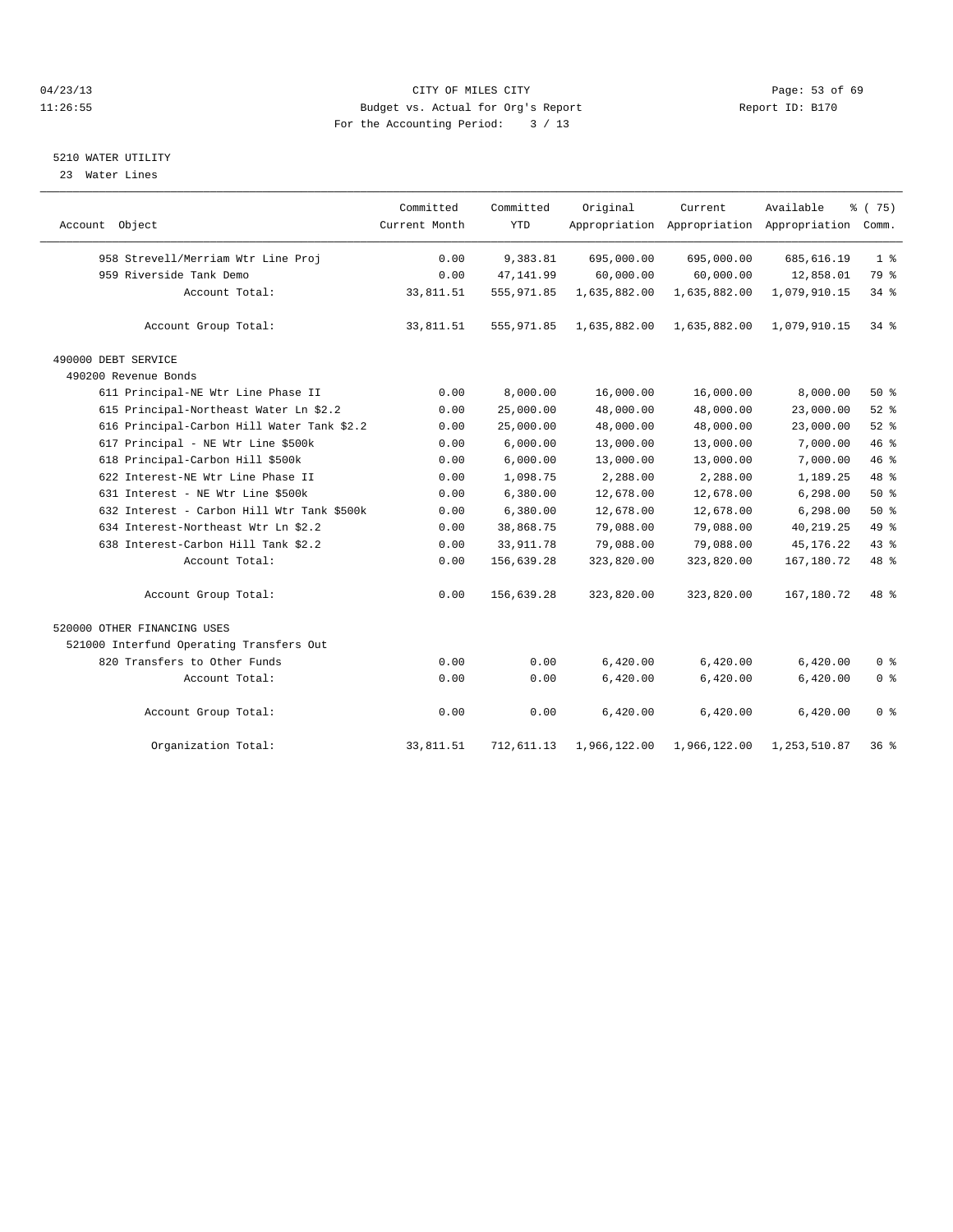04/23/13 CITY OF MILES CITY
11:26:55 Budget vs. Actual for Org's Report Report ID: B170
For the Accounting Period: 3 / 13

5210 WATER UTILITY
23 Water Lines

| Account Object | Committed Current Month | Committed YTD | Original Appropriation | Current Appropriation | Available Appropriation | % ( 75) Comm. |
|---|---|---|---|---|---|---|
| 958 Strevell/Merriam Wtr Line Proj | 0.00 | 9,383.81 | 695,000.00 | 695,000.00 | 685,616.19 | 1 % |
| 959 Riverside Tank Demo | 0.00 | 47,141.99 | 60,000.00 | 60,000.00 | 12,858.01 | 79 % |
| Account Total: | 33,811.51 | 555,971.85 | 1,635,882.00 | 1,635,882.00 | 1,079,910.15 | 34 % |
| Account Group Total: | 33,811.51 | 555,971.85 | 1,635,882.00 | 1,635,882.00 | 1,079,910.15 | 34 % |
| 490000 DEBT SERVICE | | | | | | |
| 490200 Revenue Bonds | | | | | | |
| 611 Principal-NE Wtr Line Phase II | 0.00 | 8,000.00 | 16,000.00 | 16,000.00 | 8,000.00 | 50 % |
| 615 Principal-Northeast Water Ln $2.2 | 0.00 | 25,000.00 | 48,000.00 | 48,000.00 | 23,000.00 | 52 % |
| 616 Principal-Carbon Hill Water Tank $2.2 | 0.00 | 25,000.00 | 48,000.00 | 48,000.00 | 23,000.00 | 52 % |
| 617 Principal - NE Wtr Line $500k | 0.00 | 6,000.00 | 13,000.00 | 13,000.00 | 7,000.00 | 46 % |
| 618 Principal-Carbon Hill $500k | 0.00 | 6,000.00 | 13,000.00 | 13,000.00 | 7,000.00 | 46 % |
| 622 Interest-NE Wtr Line Phase II | 0.00 | 1,098.75 | 2,288.00 | 2,288.00 | 1,189.25 | 48 % |
| 631 Interest - NE Wtr Line $500k | 0.00 | 6,380.00 | 12,678.00 | 12,678.00 | 6,298.00 | 50 % |
| 632 Interest - Carbon Hill Wtr Tank $500k | 0.00 | 6,380.00 | 12,678.00 | 12,678.00 | 6,298.00 | 50 % |
| 634 Interest-Northeast Wtr Ln $2.2 | 0.00 | 38,868.75 | 79,088.00 | 79,088.00 | 40,219.25 | 49 % |
| 638 Interest-Carbon Hill Tank $2.2 | 0.00 | 33,911.78 | 79,088.00 | 79,088.00 | 45,176.22 | 43 % |
| Account Total: | 0.00 | 156,639.28 | 323,820.00 | 323,820.00 | 167,180.72 | 48 % |
| Account Group Total: | 0.00 | 156,639.28 | 323,820.00 | 323,820.00 | 167,180.72 | 48 % |
| 520000 OTHER FINANCING USES | | | | | | |
| 521000 Interfund Operating Transfers Out | | | | | | |
| 820 Transfers to Other Funds | 0.00 | 0.00 | 6,420.00 | 6,420.00 | 6,420.00 | 0 % |
| Account Total: | 0.00 | 0.00 | 6,420.00 | 6,420.00 | 6,420.00 | 0 % |
| Account Group Total: | 0.00 | 0.00 | 6,420.00 | 6,420.00 | 6,420.00 | 0 % |
| Organization Total: | 33,811.51 | 712,611.13 | 1,966,122.00 | 1,966,122.00 | 1,253,510.87 | 36 % |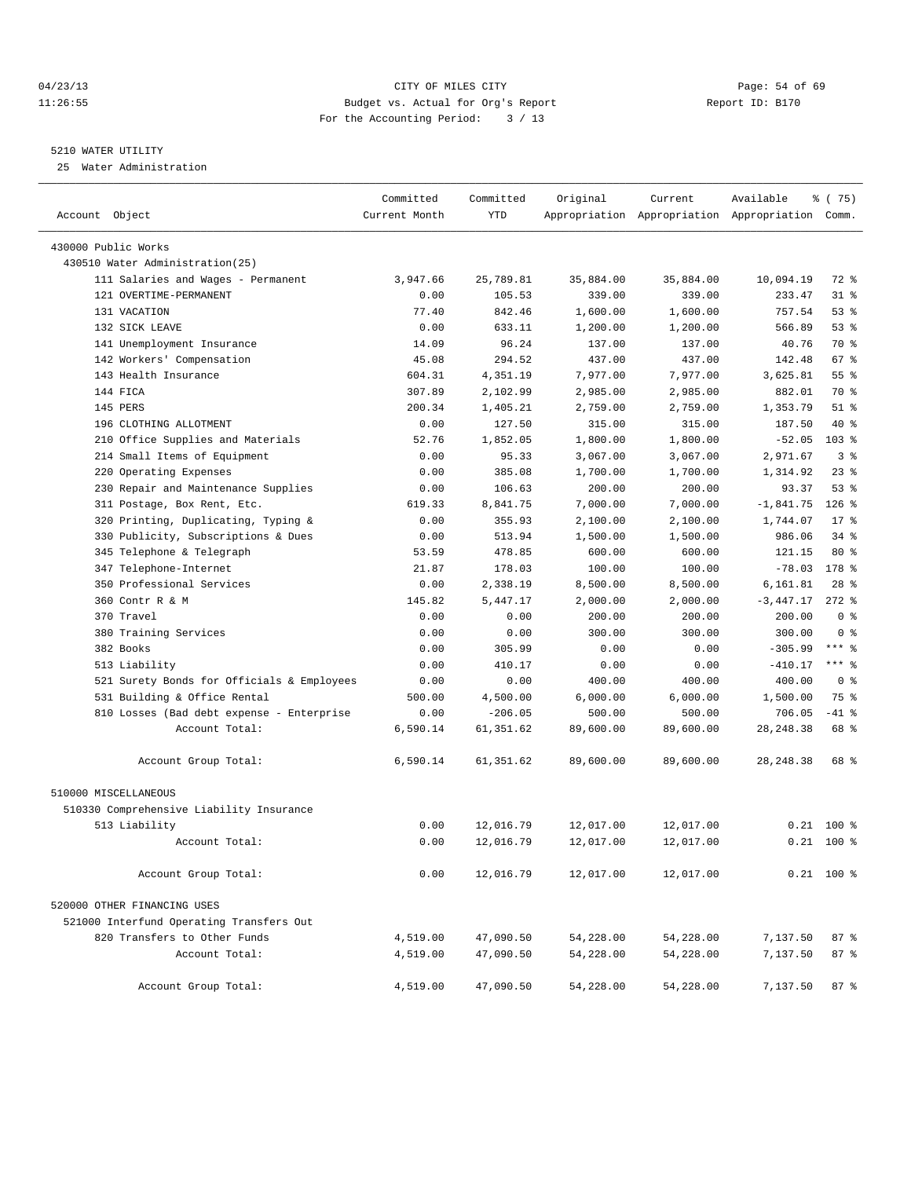CITY OF MILES CITY
Budget vs. Actual for Org's Report
For the Accounting Period: 3 / 13

04/23/13 11:26:55 — Report ID: B170

## 5210 WATER UTILITY

25 Water Administration

| Account Object | Committed Current Month | Committed YTD | Original Appropriation | Current Appropriation | Available Appropriation | % ( 75) Comm. |
|---|---|---|---|---|---|---|
| 430000 Public Works | | | | | | |
| 430510 Water Administration(25) | | | | | | |
| 111 Salaries and Wages - Permanent | 3,947.66 | 25,789.81 | 35,884.00 | 35,884.00 | 10,094.19 | 72 % |
| 121 OVERTIME-PERMANENT | 0.00 | 105.53 | 339.00 | 339.00 | 233.47 | 31 % |
| 131 VACATION | 77.40 | 842.46 | 1,600.00 | 1,600.00 | 757.54 | 53 % |
| 132 SICK LEAVE | 0.00 | 633.11 | 1,200.00 | 1,200.00 | 566.89 | 53 % |
| 141 Unemployment Insurance | 14.09 | 96.24 | 137.00 | 137.00 | 40.76 | 70 % |
| 142 Workers' Compensation | 45.08 | 294.52 | 437.00 | 437.00 | 142.48 | 67 % |
| 143 Health Insurance | 604.31 | 4,351.19 | 7,977.00 | 7,977.00 | 3,625.81 | 55 % |
| 144 FICA | 307.89 | 2,102.99 | 2,985.00 | 2,985.00 | 882.01 | 70 % |
| 145 PERS | 200.34 | 1,405.21 | 2,759.00 | 2,759.00 | 1,353.79 | 51 % |
| 196 CLOTHING ALLOTMENT | 0.00 | 127.50 | 315.00 | 315.00 | 187.50 | 40 % |
| 210 Office Supplies and Materials | 52.76 | 1,852.05 | 1,800.00 | 1,800.00 | -52.05 | 103 % |
| 214 Small Items of Equipment | 0.00 | 95.33 | 3,067.00 | 3,067.00 | 2,971.67 | 3 % |
| 220 Operating Expenses | 0.00 | 385.08 | 1,700.00 | 1,700.00 | 1,314.92 | 23 % |
| 230 Repair and Maintenance Supplies | 0.00 | 106.63 | 200.00 | 200.00 | 93.37 | 53 % |
| 311 Postage, Box Rent, Etc. | 619.33 | 8,841.75 | 7,000.00 | 7,000.00 | -1,841.75 | 126 % |
| 320 Printing, Duplicating, Typing & | 0.00 | 355.93 | 2,100.00 | 2,100.00 | 1,744.07 | 17 % |
| 330 Publicity, Subscriptions & Dues | 0.00 | 513.94 | 1,500.00 | 1,500.00 | 986.06 | 34 % |
| 345 Telephone & Telegraph | 53.59 | 478.85 | 600.00 | 600.00 | 121.15 | 80 % |
| 347 Telephone-Internet | 21.87 | 178.03 | 100.00 | 100.00 | -78.03 | 178 % |
| 350 Professional Services | 0.00 | 2,338.19 | 8,500.00 | 8,500.00 | 6,161.81 | 28 % |
| 360 Contr R & M | 145.82 | 5,447.17 | 2,000.00 | 2,000.00 | -3,447.17 | 272 % |
| 370 Travel | 0.00 | 0.00 | 200.00 | 200.00 | 200.00 | 0 % |
| 380 Training Services | 0.00 | 0.00 | 300.00 | 300.00 | 300.00 | 0 % |
| 382 Books | 0.00 | 305.99 | 0.00 | 0.00 | -305.99 | *** % |
| 513 Liability | 0.00 | 410.17 | 0.00 | 0.00 | -410.17 | *** % |
| 521 Surety Bonds for Officials & Employees | 0.00 | 0.00 | 400.00 | 400.00 | 400.00 | 0 % |
| 531 Building & Office Rental | 500.00 | 4,500.00 | 6,000.00 | 6,000.00 | 1,500.00 | 75 % |
| 810 Losses (Bad debt expense - Enterprise | 0.00 | -206.05 | 500.00 | 500.00 | 706.05 | -41 % |
| Account Total: | 6,590.14 | 61,351.62 | 89,600.00 | 89,600.00 | 28,248.38 | 68 % |
| Account Group Total: | 6,590.14 | 61,351.62 | 89,600.00 | 89,600.00 | 28,248.38 | 68 % |
| 510000 MISCELLANEOUS | | | | | | |
| 510330 Comprehensive Liability Insurance | | | | | | |
| 513 Liability | 0.00 | 12,016.79 | 12,017.00 | 12,017.00 | 0.21 | 100 % |
| Account Total: | 0.00 | 12,016.79 | 12,017.00 | 12,017.00 | 0.21 | 100 % |
| Account Group Total: | 0.00 | 12,016.79 | 12,017.00 | 12,017.00 | 0.21 | 100 % |
| 520000 OTHER FINANCING USES | | | | | | |
| 521000 Interfund Operating Transfers Out | | | | | | |
| 820 Transfers to Other Funds | 4,519.00 | 47,090.50 | 54,228.00 | 54,228.00 | 7,137.50 | 87 % |
| Account Total: | 4,519.00 | 47,090.50 | 54,228.00 | 54,228.00 | 7,137.50 | 87 % |
| Account Group Total: | 4,519.00 | 47,090.50 | 54,228.00 | 54,228.00 | 7,137.50 | 87 % |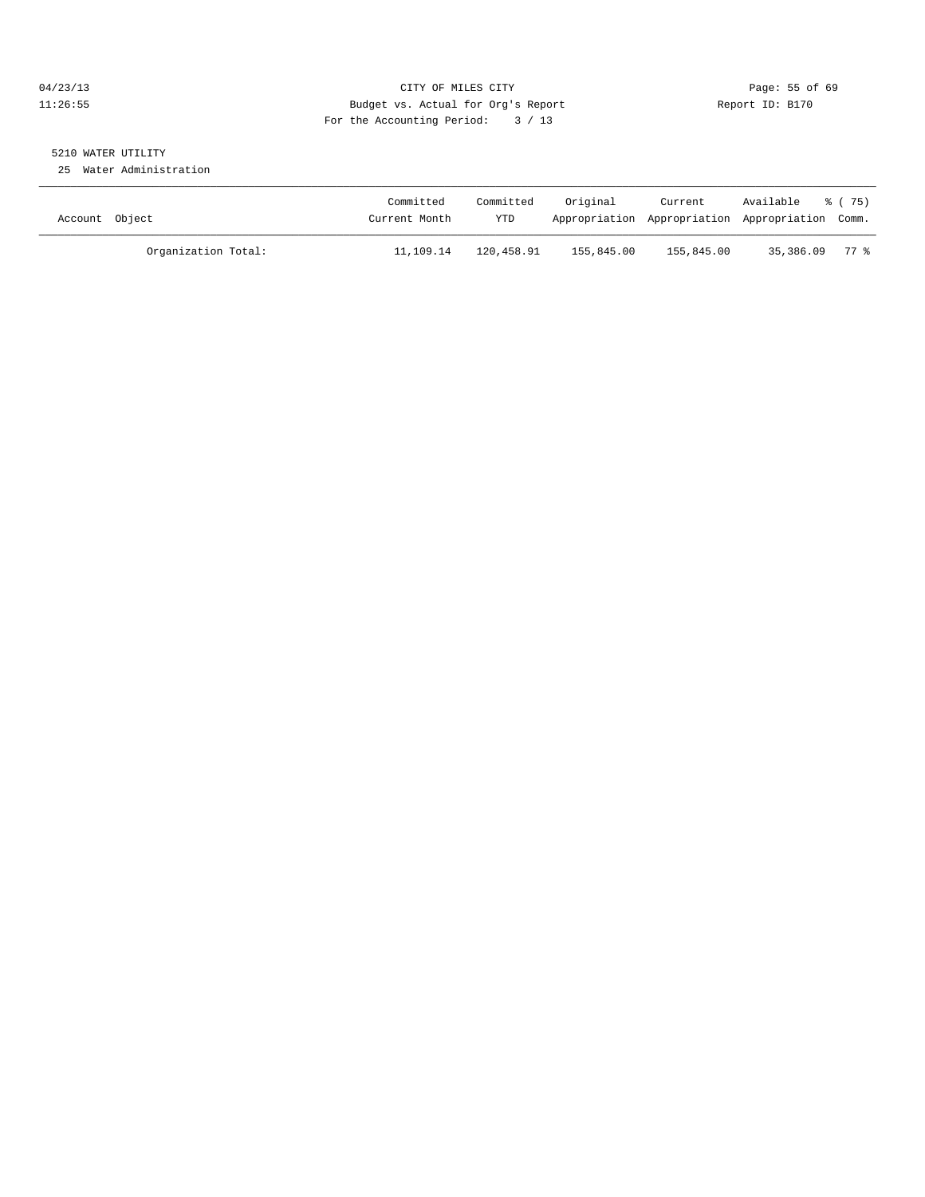CITY OF MILES CITY
Budget vs. Actual for Org's Report
For the Accounting Period: 3 / 13

04/23/13
11:26:55

Report ID: B170

5210 WATER UTILITY
25 Water Administration

| Account Object | Committed Current Month | Committed YTD | Original Appropriation | Current Appropriation | Available Appropriation | % ( 75) Comm. |
|---|---|---|---|---|---|---|
| Organization Total: | 11,109.14 | 120,458.91 | 155,845.00 | 155,845.00 | 35,386.09 | 77 % |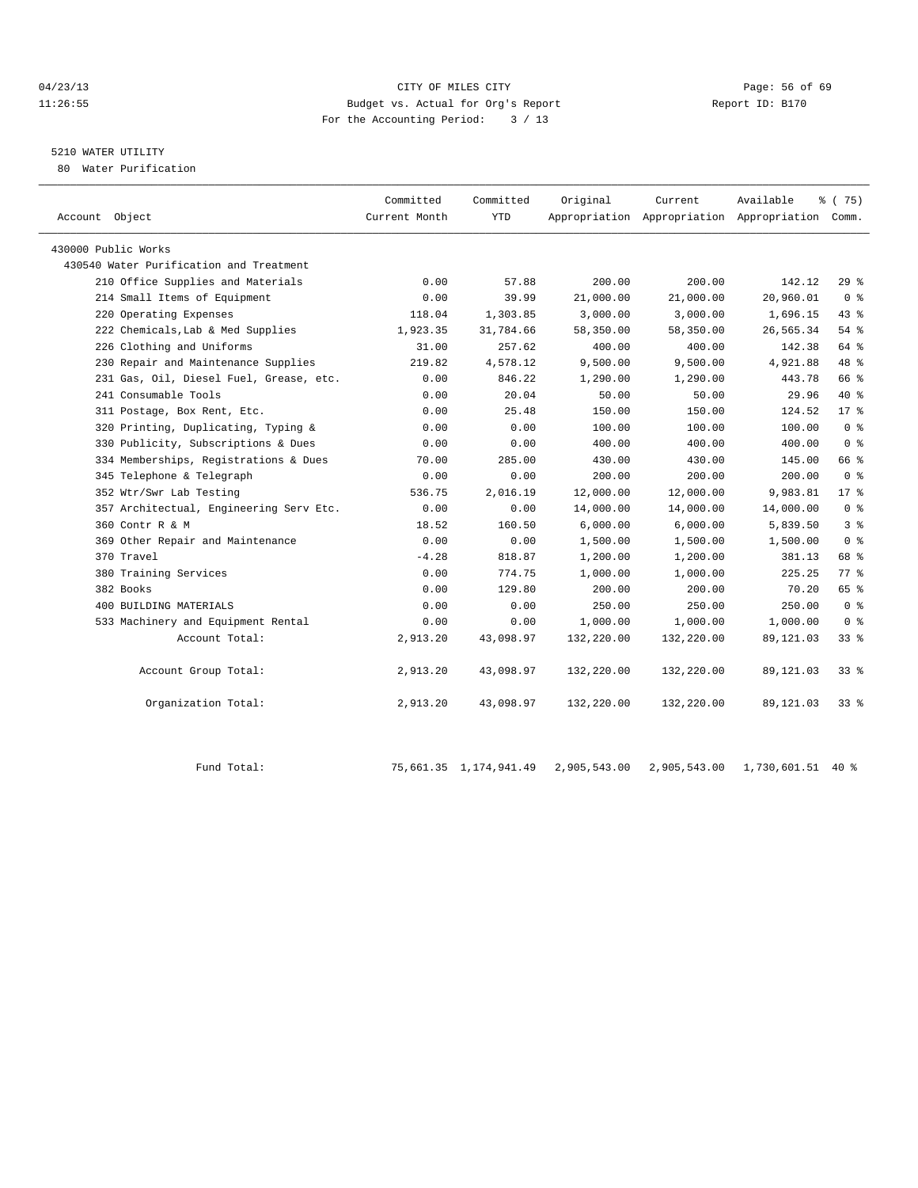04/23/13 CITY OF MILES CITY
11:26:55 Budget vs. Actual for Org's Report Report ID: B170
For the Accounting Period: 3 / 13

5210 WATER UTILITY

80 Water Purification

| Account Object | Committed Current Month | Committed YTD | Original Appropriation | Current Appropriation | Available Appropriation | % ( 75) Comm. |
|---|---|---|---|---|---|---|
| 430000 Public Works | | | | | | |
| 430540 Water Purification and Treatment | | | | | | |
| 210 Office Supplies and Materials | 0.00 | 57.88 | 200.00 | 200.00 | 142.12 | 29 % |
| 214 Small Items of Equipment | 0.00 | 39.99 | 21,000.00 | 21,000.00 | 20,960.01 | 0 % |
| 220 Operating Expenses | 118.04 | 1,303.85 | 3,000.00 | 3,000.00 | 1,696.15 | 43 % |
| 222 Chemicals,Lab & Med Supplies | 1,923.35 | 31,784.66 | 58,350.00 | 58,350.00 | 26,565.34 | 54 % |
| 226 Clothing and Uniforms | 31.00 | 257.62 | 400.00 | 400.00 | 142.38 | 64 % |
| 230 Repair and Maintenance Supplies | 219.82 | 4,578.12 | 9,500.00 | 9,500.00 | 4,921.88 | 48 % |
| 231 Gas, Oil, Diesel Fuel, Grease, etc. | 0.00 | 846.22 | 1,290.00 | 1,290.00 | 443.78 | 66 % |
| 241 Consumable Tools | 0.00 | 20.04 | 50.00 | 50.00 | 29.96 | 40 % |
| 311 Postage, Box Rent, Etc. | 0.00 | 25.48 | 150.00 | 150.00 | 124.52 | 17 % |
| 320 Printing, Duplicating, Typing & | 0.00 | 0.00 | 100.00 | 100.00 | 100.00 | 0 % |
| 330 Publicity, Subscriptions & Dues | 0.00 | 0.00 | 400.00 | 400.00 | 400.00 | 0 % |
| 334 Memberships, Registrations & Dues | 70.00 | 285.00 | 430.00 | 430.00 | 145.00 | 66 % |
| 345 Telephone & Telegraph | 0.00 | 0.00 | 200.00 | 200.00 | 200.00 | 0 % |
| 352 Wtr/Swr Lab Testing | 536.75 | 2,016.19 | 12,000.00 | 12,000.00 | 9,983.81 | 17 % |
| 357 Architectual, Engineering Serv Etc. | 0.00 | 0.00 | 14,000.00 | 14,000.00 | 14,000.00 | 0 % |
| 360 Contr R & M | 18.52 | 160.50 | 6,000.00 | 6,000.00 | 5,839.50 | 3 % |
| 369 Other Repair and Maintenance | 0.00 | 0.00 | 1,500.00 | 1,500.00 | 1,500.00 | 0 % |
| 370 Travel | -4.28 | 818.87 | 1,200.00 | 1,200.00 | 381.13 | 68 % |
| 380 Training Services | 0.00 | 774.75 | 1,000.00 | 1,000.00 | 225.25 | 77 % |
| 382 Books | 0.00 | 129.80 | 200.00 | 200.00 | 70.20 | 65 % |
| 400 BUILDING MATERIALS | 0.00 | 0.00 | 250.00 | 250.00 | 250.00 | 0 % |
| 533 Machinery and Equipment Rental | 0.00 | 0.00 | 1,000.00 | 1,000.00 | 1,000.00 | 0 % |
| Account Total: | 2,913.20 | 43,098.97 | 132,220.00 | 132,220.00 | 89,121.03 | 33 % |
| Account Group Total: | 2,913.20 | 43,098.97 | 132,220.00 | 132,220.00 | 89,121.03 | 33 % |
| Organization Total: | 2,913.20 | 43,098.97 | 132,220.00 | 132,220.00 | 89,121.03 | 33 % |
| Fund Total: | 75,661.35 | 1,174,941.49 | 2,905,543.00 | 2,905,543.00 | 1,730,601.51 | 40 % |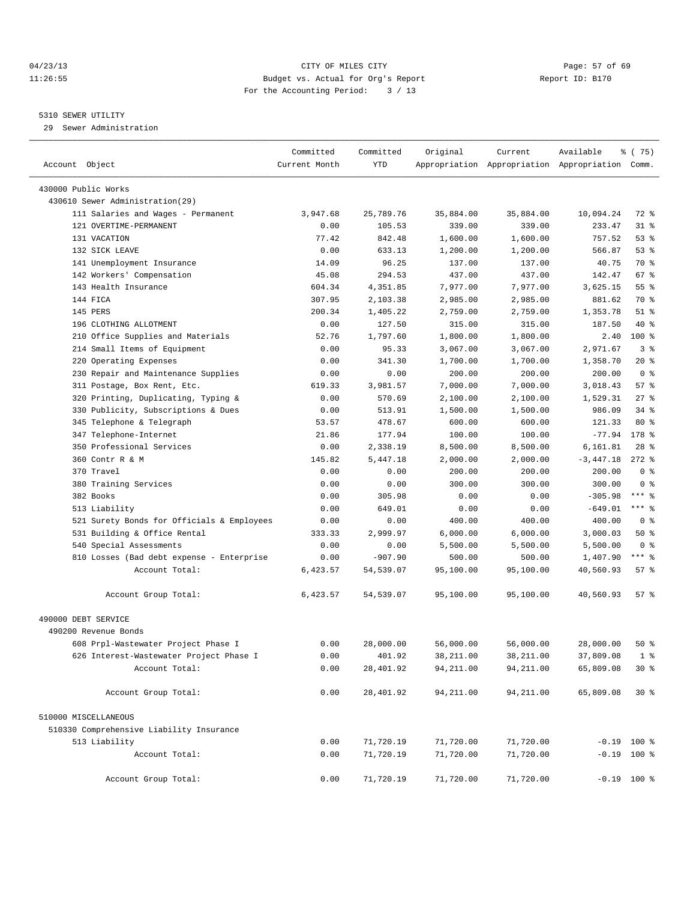CITY OF MILES CITY
Budget vs. Actual for Org's Report
For the Accounting Period: 3 / 13

04/23/13
11:26:55

Report ID: B170

5310 SEWER UTILITY
29 Sewer Administration

| Account Object | Committed Current Month | Committed YTD | Original Appropriation | Current Appropriation | Available Appropriation | % ( 75) Comm. |
|---|---|---|---|---|---|---|
| 430000 Public Works | | | | | | |
| 430610 Sewer Administration(29) | | | | | | |
| 111 Salaries and Wages - Permanent | 3,947.68 | 25,789.76 | 35,884.00 | 35,884.00 | 10,094.24 | 72 % |
| 121 OVERTIME-PERMANENT | 0.00 | 105.53 | 339.00 | 339.00 | 233.47 | 31 % |
| 131 VACATION | 77.42 | 842.48 | 1,600.00 | 1,600.00 | 757.52 | 53 % |
| 132 SICK LEAVE | 0.00 | 633.13 | 1,200.00 | 1,200.00 | 566.87 | 53 % |
| 141 Unemployment Insurance | 14.09 | 96.25 | 137.00 | 137.00 | 40.75 | 70 % |
| 142 Workers' Compensation | 45.08 | 294.53 | 437.00 | 437.00 | 142.47 | 67 % |
| 143 Health Insurance | 604.34 | 4,351.85 | 7,977.00 | 7,977.00 | 3,625.15 | 55 % |
| 144 FICA | 307.95 | 2,103.38 | 2,985.00 | 2,985.00 | 881.62 | 70 % |
| 145 PERS | 200.34 | 1,405.22 | 2,759.00 | 2,759.00 | 1,353.78 | 51 % |
| 196 CLOTHING ALLOTMENT | 0.00 | 127.50 | 315.00 | 315.00 | 187.50 | 40 % |
| 210 Office Supplies and Materials | 52.76 | 1,797.60 | 1,800.00 | 1,800.00 | 2.40 | 100 % |
| 214 Small Items of Equipment | 0.00 | 95.33 | 3,067.00 | 3,067.00 | 2,971.67 | 3 % |
| 220 Operating Expenses | 0.00 | 341.30 | 1,700.00 | 1,700.00 | 1,358.70 | 20 % |
| 230 Repair and Maintenance Supplies | 0.00 | 0.00 | 200.00 | 200.00 | 200.00 | 0 % |
| 311 Postage, Box Rent, Etc. | 619.33 | 3,981.57 | 7,000.00 | 7,000.00 | 3,018.43 | 57 % |
| 320 Printing, Duplicating, Typing & | 0.00 | 570.69 | 2,100.00 | 2,100.00 | 1,529.31 | 27 % |
| 330 Publicity, Subscriptions & Dues | 0.00 | 513.91 | 1,500.00 | 1,500.00 | 986.09 | 34 % |
| 345 Telephone & Telegraph | 53.57 | 478.67 | 600.00 | 600.00 | 121.33 | 80 % |
| 347 Telephone-Internet | 21.86 | 177.94 | 100.00 | 100.00 | -77.94 | 178 % |
| 350 Professional Services | 0.00 | 2,338.19 | 8,500.00 | 8,500.00 | 6,161.81 | 28 % |
| 360 Contr R & M | 145.82 | 5,447.18 | 2,000.00 | 2,000.00 | -3,447.18 | 272 % |
| 370 Travel | 0.00 | 0.00 | 200.00 | 200.00 | 200.00 | 0 % |
| 380 Training Services | 0.00 | 0.00 | 300.00 | 300.00 | 300.00 | 0 % |
| 382 Books | 0.00 | 305.98 | 0.00 | 0.00 | -305.98 | *** % |
| 513 Liability | 0.00 | 649.01 | 0.00 | 0.00 | -649.01 | *** % |
| 521 Surety Bonds for Officials & Employees | 0.00 | 0.00 | 400.00 | 400.00 | 400.00 | 0 % |
| 531 Building & Office Rental | 333.33 | 2,999.97 | 6,000.00 | 6,000.00 | 3,000.03 | 50 % |
| 540 Special Assessments | 0.00 | 0.00 | 5,500.00 | 5,500.00 | 5,500.00 | 0 % |
| 810 Losses (Bad debt expense - Enterprise | 0.00 | -907.90 | 500.00 | 500.00 | 1,407.90 | *** % |
| Account Total: | 6,423.57 | 54,539.07 | 95,100.00 | 95,100.00 | 40,560.93 | 57 % |
| Account Group Total: | 6,423.57 | 54,539.07 | 95,100.00 | 95,100.00 | 40,560.93 | 57 % |
| 490000 DEBT SERVICE | | | | | | |
| 490200 Revenue Bonds | | | | | | |
| 608 Prpl-Wastewater Project Phase I | 0.00 | 28,000.00 | 56,000.00 | 56,000.00 | 28,000.00 | 50 % |
| 626 Interest-Wastewater Project Phase I | 0.00 | 401.92 | 38,211.00 | 38,211.00 | 37,809.08 | 1 % |
| Account Total: | 0.00 | 28,401.92 | 94,211.00 | 94,211.00 | 65,809.08 | 30 % |
| Account Group Total: | 0.00 | 28,401.92 | 94,211.00 | 94,211.00 | 65,809.08 | 30 % |
| 510000 MISCELLANEOUS | | | | | | |
| 510330 Comprehensive Liability Insurance | | | | | | |
| 513 Liability | 0.00 | 71,720.19 | 71,720.00 | 71,720.00 | -0.19 | 100 % |
| Account Total: | 0.00 | 71,720.19 | 71,720.00 | 71,720.00 | -0.19 | 100 % |
| Account Group Total: | 0.00 | 71,720.19 | 71,720.00 | 71,720.00 | -0.19 | 100 % |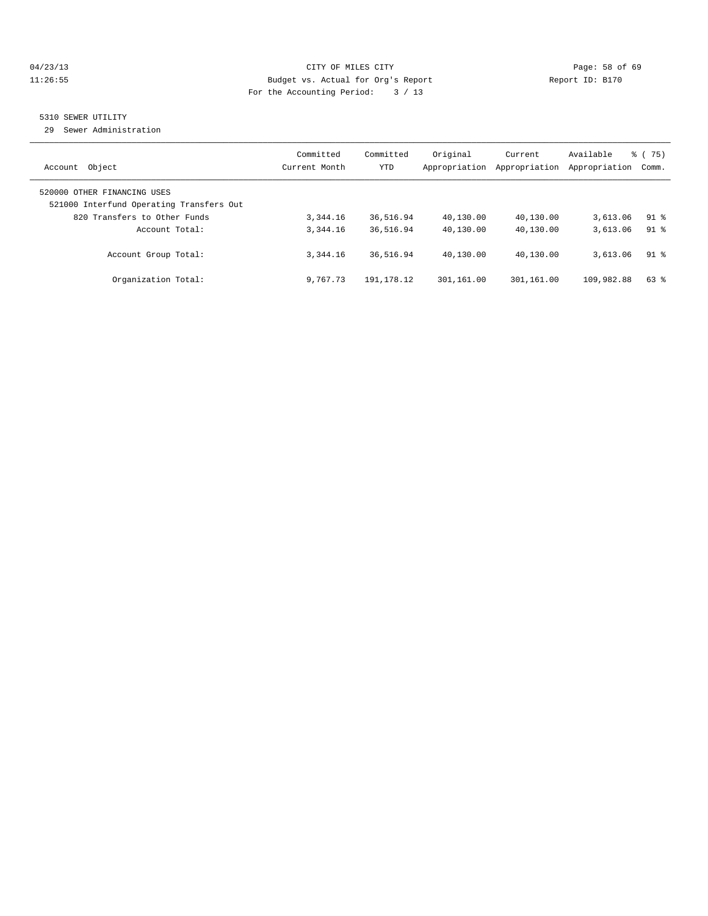CITY OF MILES CITY
Budget vs. Actual for Org's Report
For the Accounting Period: 3 / 13

04/23/13 11:26:55 — Report ID: B170

5310 SEWER UTILITY
29 Sewer Administration

| Account Object | Committed Current Month | Committed YTD | Original Appropriation | Current Appropriation | Available Appropriation | % ( 75) Comm. |
|---|---|---|---|---|---|---|
| 520000 OTHER FINANCING USES | | | | | | |
| 521000 Interfund Operating Transfers Out | | | | | | |
| 820 Transfers to Other Funds | 3,344.16 | 36,516.94 | 40,130.00 | 40,130.00 | 3,613.06 | 91 % |
| Account Total: | 3,344.16 | 36,516.94 | 40,130.00 | 40,130.00 | 3,613.06 | 91 % |
| Account Group Total: | 3,344.16 | 36,516.94 | 40,130.00 | 40,130.00 | 3,613.06 | 91 % |
| Organization Total: | 9,767.73 | 191,178.12 | 301,161.00 | 301,161.00 | 109,982.88 | 63 % |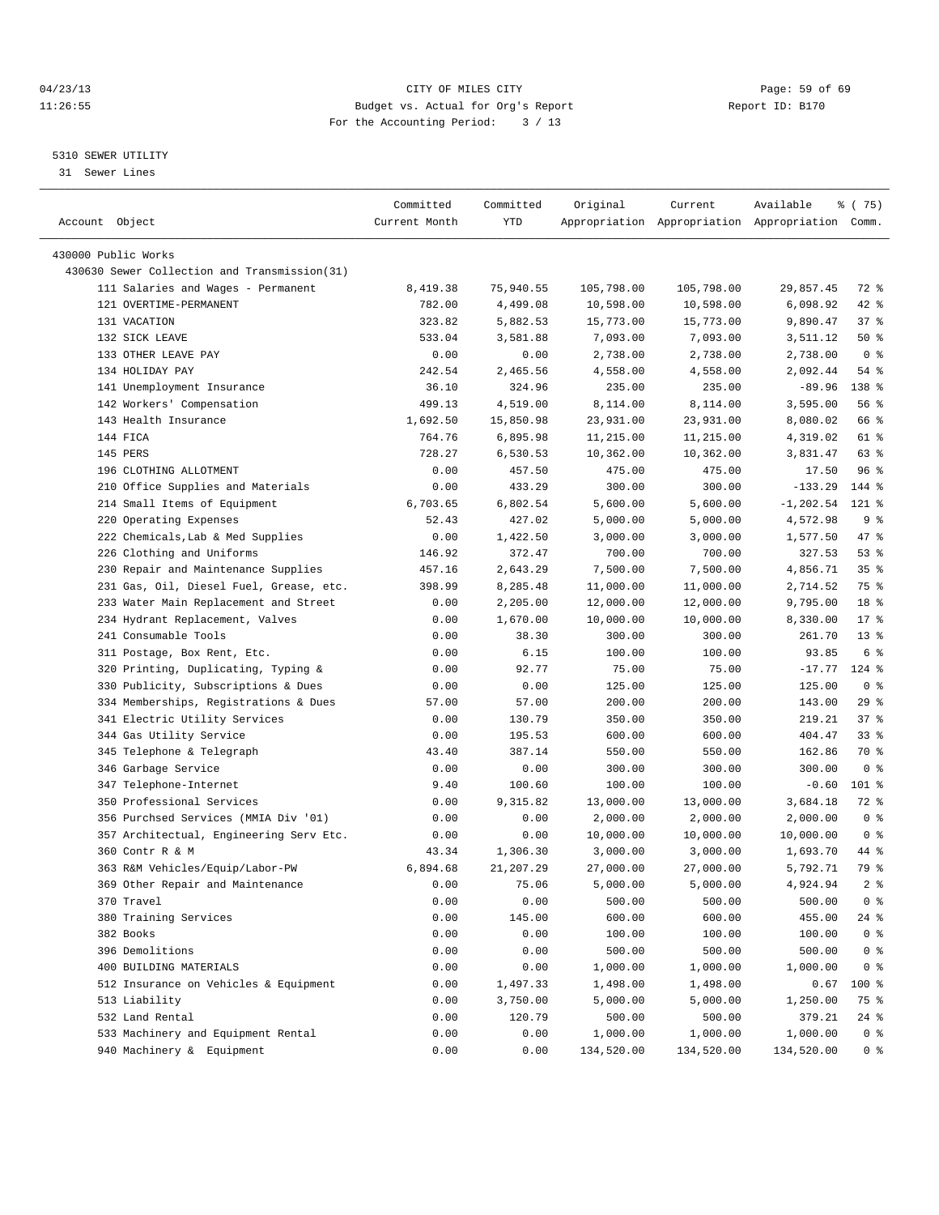04/23/13 CITY OF MILES CITY
11:26:55 Budget vs. Actual for Org's Report Report ID: B170
For the Accounting Period: 3 / 13

5310 SEWER UTILITY
31 Sewer Lines

| Account Object | Committed Current Month | Committed YTD | Original Appropriation | Current Appropriation | Available Appropriation | % ( 75) Comm. |
|---|---|---|---|---|---|---|
| 430000 Public Works | | | | | | |
| 430630 Sewer Collection and Transmission(31) | | | | | | |
| 111 Salaries and Wages - Permanent | 8,419.38 | 75,940.55 | 105,798.00 | 105,798.00 | 29,857.45 | 72 % |
| 121 OVERTIME-PERMANENT | 782.00 | 4,499.08 | 10,598.00 | 10,598.00 | 6,098.92 | 42 % |
| 131 VACATION | 323.82 | 5,882.53 | 15,773.00 | 15,773.00 | 9,890.47 | 37 % |
| 132 SICK LEAVE | 533.04 | 3,581.88 | 7,093.00 | 7,093.00 | 3,511.12 | 50 % |
| 133 OTHER LEAVE PAY | 0.00 | 0.00 | 2,738.00 | 2,738.00 | 2,738.00 | 0 % |
| 134 HOLIDAY PAY | 242.54 | 2,465.56 | 4,558.00 | 4,558.00 | 2,092.44 | 54 % |
| 141 Unemployment Insurance | 36.10 | 324.96 | 235.00 | 235.00 | -89.96 | 138 % |
| 142 Workers' Compensation | 499.13 | 4,519.00 | 8,114.00 | 8,114.00 | 3,595.00 | 56 % |
| 143 Health Insurance | 1,692.50 | 15,850.98 | 23,931.00 | 23,931.00 | 8,080.02 | 66 % |
| 144 FICA | 764.76 | 6,895.98 | 11,215.00 | 11,215.00 | 4,319.02 | 61 % |
| 145 PERS | 728.27 | 6,530.53 | 10,362.00 | 10,362.00 | 3,831.47 | 63 % |
| 196 CLOTHING ALLOTMENT | 0.00 | 457.50 | 475.00 | 475.00 | 17.50 | 96 % |
| 210 Office Supplies and Materials | 0.00 | 433.29 | 300.00 | 300.00 | -133.29 | 144 % |
| 214 Small Items of Equipment | 6,703.65 | 6,802.54 | 5,600.00 | 5,600.00 | -1,202.54 | 121 % |
| 220 Operating Expenses | 52.43 | 427.02 | 5,000.00 | 5,000.00 | 4,572.98 | 9 % |
| 222 Chemicals,Lab & Med Supplies | 0.00 | 1,422.50 | 3,000.00 | 3,000.00 | 1,577.50 | 47 % |
| 226 Clothing and Uniforms | 146.92 | 372.47 | 700.00 | 700.00 | 327.53 | 53 % |
| 230 Repair and Maintenance Supplies | 457.16 | 2,643.29 | 7,500.00 | 7,500.00 | 4,856.71 | 35 % |
| 231 Gas, Oil, Diesel Fuel, Grease, etc. | 398.99 | 8,285.48 | 11,000.00 | 11,000.00 | 2,714.52 | 75 % |
| 233 Water Main Replacement and Street | 0.00 | 2,205.00 | 12,000.00 | 12,000.00 | 9,795.00 | 18 % |
| 234 Hydrant Replacement, Valves | 0.00 | 1,670.00 | 10,000.00 | 10,000.00 | 8,330.00 | 17 % |
| 241 Consumable Tools | 0.00 | 38.30 | 300.00 | 300.00 | 261.70 | 13 % |
| 311 Postage, Box Rent, Etc. | 0.00 | 6.15 | 100.00 | 100.00 | 93.85 | 6 % |
| 320 Printing, Duplicating, Typing & | 0.00 | 92.77 | 75.00 | 75.00 | -17.77 | 124 % |
| 330 Publicity, Subscriptions & Dues | 0.00 | 0.00 | 125.00 | 125.00 | 125.00 | 0 % |
| 334 Memberships, Registrations & Dues | 57.00 | 57.00 | 200.00 | 200.00 | 143.00 | 29 % |
| 341 Electric Utility Services | 0.00 | 130.79 | 350.00 | 350.00 | 219.21 | 37 % |
| 344 Gas Utility Service | 0.00 | 195.53 | 600.00 | 600.00 | 404.47 | 33 % |
| 345 Telephone & Telegraph | 43.40 | 387.14 | 550.00 | 550.00 | 162.86 | 70 % |
| 346 Garbage Service | 0.00 | 0.00 | 300.00 | 300.00 | 300.00 | 0 % |
| 347 Telephone-Internet | 9.40 | 100.60 | 100.00 | 100.00 | -0.60 | 101 % |
| 350 Professional Services | 0.00 | 9,315.82 | 13,000.00 | 13,000.00 | 3,684.18 | 72 % |
| 356 Purchsed Services (MMIA Div '01) | 0.00 | 0.00 | 2,000.00 | 2,000.00 | 2,000.00 | 0 % |
| 357 Architectual, Engineering Serv Etc. | 0.00 | 0.00 | 10,000.00 | 10,000.00 | 10,000.00 | 0 % |
| 360 Contr R & M | 43.34 | 1,306.30 | 3,000.00 | 3,000.00 | 1,693.70 | 44 % |
| 363 R&M Vehicles/Equip/Labor-PW | 6,894.68 | 21,207.29 | 27,000.00 | 27,000.00 | 5,792.71 | 79 % |
| 369 Other Repair and Maintenance | 0.00 | 75.06 | 5,000.00 | 5,000.00 | 4,924.94 | 2 % |
| 370 Travel | 0.00 | 0.00 | 500.00 | 500.00 | 500.00 | 0 % |
| 380 Training Services | 0.00 | 145.00 | 600.00 | 600.00 | 455.00 | 24 % |
| 382 Books | 0.00 | 0.00 | 100.00 | 100.00 | 100.00 | 0 % |
| 396 Demolitions | 0.00 | 0.00 | 500.00 | 500.00 | 500.00 | 0 % |
| 400 BUILDING MATERIALS | 0.00 | 0.00 | 1,000.00 | 1,000.00 | 1,000.00 | 0 % |
| 512 Insurance on Vehicles & Equipment | 0.00 | 1,497.33 | 1,498.00 | 1,498.00 | 0.67 | 100 % |
| 513 Liability | 0.00 | 3,750.00 | 5,000.00 | 5,000.00 | 1,250.00 | 75 % |
| 532 Land Rental | 0.00 | 120.79 | 500.00 | 500.00 | 379.21 | 24 % |
| 533 Machinery and Equipment Rental | 0.00 | 0.00 | 1,000.00 | 1,000.00 | 1,000.00 | 0 % |
| 940 Machinery & Equipment | 0.00 | 0.00 | 134,520.00 | 134,520.00 | 134,520.00 | 0 % |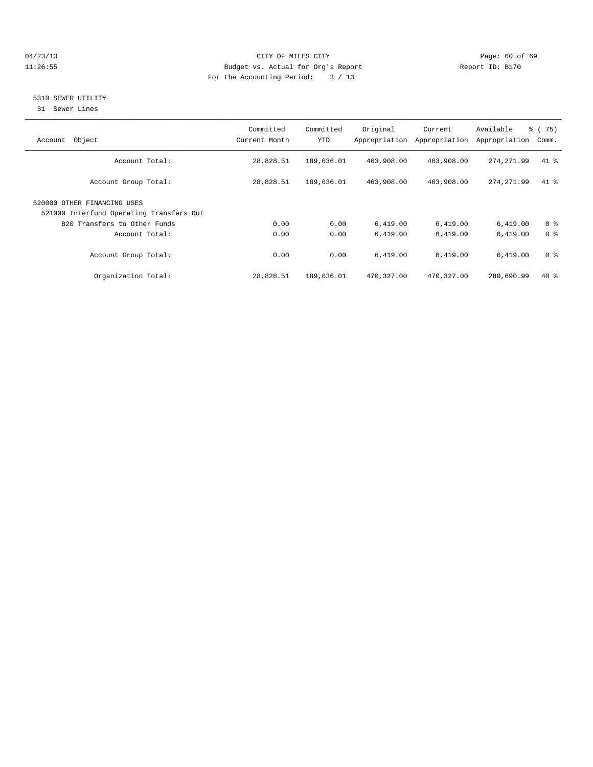CITY OF MILES CITY
Budget vs. Actual for Org's Report
For the Accounting Period: 3 / 13

04/23/13
11:26:55

Report ID: B170

## 5310 SEWER UTILITY

31 Sewer Lines

| Account Object | Committed Current Month | Committed YTD | Original Appropriation | Current Appropriation | Available Appropriation | % ( 75) Comm. |
|---|---|---|---|---|---|---|
| Account Total: | 28,828.51 | 189,636.01 | 463,908.00 | 463,908.00 | 274,271.99 | 41 % |
| Account Group Total: | 28,828.51 | 189,636.01 | 463,908.00 | 463,908.00 | 274,271.99 | 41 % |
| 520000 OTHER FINANCING USES | | | | | | |
| 521000 Interfund Operating Transfers Out | | | | | | |
| 820 Transfers to Other Funds | 0.00 | 0.00 | 6,419.00 | 6,419.00 | 6,419.00 | 0 % |
| Account Total: | 0.00 | 0.00 | 6,419.00 | 6,419.00 | 6,419.00 | 0 % |
| Account Group Total: | 0.00 | 0.00 | 6,419.00 | 6,419.00 | 6,419.00 | 0 % |
| Organization Total: | 28,828.51 | 189,636.01 | 470,327.00 | 470,327.00 | 280,690.99 | 40 % |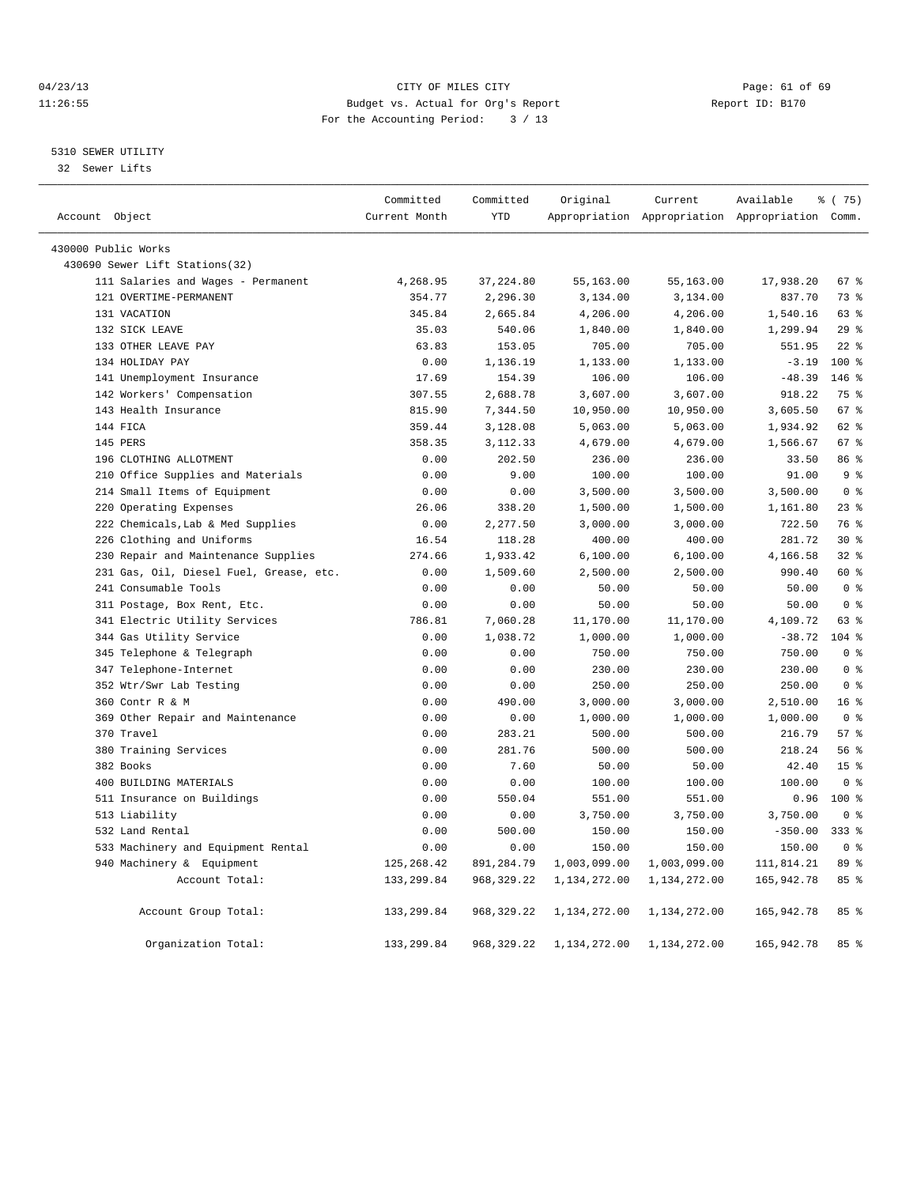CITY OF MILES CITY
Budget vs. Actual for Org's Report
For the Accounting Period: 3 / 13

04/23/13
11:26:55

Report ID: B170

5310 SEWER UTILITY
32 Sewer Lifts

| Account Object | Committed Current Month | Committed YTD | Original Appropriation | Current Appropriation | Available Appropriation | % ( 75) Comm. |
|---|---|---|---|---|---|---|
| 430000 Public Works | | | | | | |
| 430690 Sewer Lift Stations(32) | | | | | | |
| 111 Salaries and Wages - Permanent | 4,268.95 | 37,224.80 | 55,163.00 | 55,163.00 | 17,938.20 | 67 % |
| 121 OVERTIME-PERMANENT | 354.77 | 2,296.30 | 3,134.00 | 3,134.00 | 837.70 | 73 % |
| 131 VACATION | 345.84 | 2,665.84 | 4,206.00 | 4,206.00 | 1,540.16 | 63 % |
| 132 SICK LEAVE | 35.03 | 540.06 | 1,840.00 | 1,840.00 | 1,299.94 | 29 % |
| 133 OTHER LEAVE PAY | 63.83 | 153.05 | 705.00 | 705.00 | 551.95 | 22 % |
| 134 HOLIDAY PAY | 0.00 | 1,136.19 | 1,133.00 | 1,133.00 | -3.19 | 100 % |
| 141 Unemployment Insurance | 17.69 | 154.39 | 106.00 | 106.00 | -48.39 | 146 % |
| 142 Workers' Compensation | 307.55 | 2,688.78 | 3,607.00 | 3,607.00 | 918.22 | 75 % |
| 143 Health Insurance | 815.90 | 7,344.50 | 10,950.00 | 10,950.00 | 3,605.50 | 67 % |
| 144 FICA | 359.44 | 3,128.08 | 5,063.00 | 5,063.00 | 1,934.92 | 62 % |
| 145 PERS | 358.35 | 3,112.33 | 4,679.00 | 4,679.00 | 1,566.67 | 67 % |
| 196 CLOTHING ALLOTMENT | 0.00 | 202.50 | 236.00 | 236.00 | 33.50 | 86 % |
| 210 Office Supplies and Materials | 0.00 | 9.00 | 100.00 | 100.00 | 91.00 | 9 % |
| 214 Small Items of Equipment | 0.00 | 0.00 | 3,500.00 | 3,500.00 | 3,500.00 | 0 % |
| 220 Operating Expenses | 26.06 | 338.20 | 1,500.00 | 1,500.00 | 1,161.80 | 23 % |
| 222 Chemicals,Lab & Med Supplies | 0.00 | 2,277.50 | 3,000.00 | 3,000.00 | 722.50 | 76 % |
| 226 Clothing and Uniforms | 16.54 | 118.28 | 400.00 | 400.00 | 281.72 | 30 % |
| 230 Repair and Maintenance Supplies | 274.66 | 1,933.42 | 6,100.00 | 6,100.00 | 4,166.58 | 32 % |
| 231 Gas, Oil, Diesel Fuel, Grease, etc. | 0.00 | 1,509.60 | 2,500.00 | 2,500.00 | 990.40 | 60 % |
| 241 Consumable Tools | 0.00 | 0.00 | 50.00 | 50.00 | 50.00 | 0 % |
| 311 Postage, Box Rent, Etc. | 0.00 | 0.00 | 50.00 | 50.00 | 50.00 | 0 % |
| 341 Electric Utility Services | 786.81 | 7,060.28 | 11,170.00 | 11,170.00 | 4,109.72 | 63 % |
| 344 Gas Utility Service | 0.00 | 1,038.72 | 1,000.00 | 1,000.00 | -38.72 | 104 % |
| 345 Telephone & Telegraph | 0.00 | 0.00 | 750.00 | 750.00 | 750.00 | 0 % |
| 347 Telephone-Internet | 0.00 | 0.00 | 230.00 | 230.00 | 230.00 | 0 % |
| 352 Wtr/Swr Lab Testing | 0.00 | 0.00 | 250.00 | 250.00 | 250.00 | 0 % |
| 360 Contr R & M | 0.00 | 490.00 | 3,000.00 | 3,000.00 | 2,510.00 | 16 % |
| 369 Other Repair and Maintenance | 0.00 | 0.00 | 1,000.00 | 1,000.00 | 1,000.00 | 0 % |
| 370 Travel | 0.00 | 283.21 | 500.00 | 500.00 | 216.79 | 57 % |
| 380 Training Services | 0.00 | 281.76 | 500.00 | 500.00 | 218.24 | 56 % |
| 382 Books | 0.00 | 7.60 | 50.00 | 50.00 | 42.40 | 15 % |
| 400 BUILDING MATERIALS | 0.00 | 0.00 | 100.00 | 100.00 | 100.00 | 0 % |
| 511 Insurance on Buildings | 0.00 | 550.04 | 551.00 | 551.00 | 0.96 | 100 % |
| 513 Liability | 0.00 | 0.00 | 3,750.00 | 3,750.00 | 3,750.00 | 0 % |
| 532 Land Rental | 0.00 | 500.00 | 150.00 | 150.00 | -350.00 | 333 % |
| 533 Machinery and Equipment Rental | 0.00 | 0.00 | 150.00 | 150.00 | 150.00 | 0 % |
| 940 Machinery & Equipment | 125,268.42 | 891,284.79 | 1,003,099.00 | 1,003,099.00 | 111,814.21 | 89 % |
| Account Total: | 133,299.84 | 968,329.22 | 1,134,272.00 | 1,134,272.00 | 165,942.78 | 85 % |
| Account Group Total: | 133,299.84 | 968,329.22 | 1,134,272.00 | 1,134,272.00 | 165,942.78 | 85 % |
| Organization Total: | 133,299.84 | 968,329.22 | 1,134,272.00 | 1,134,272.00 | 165,942.78 | 85 % |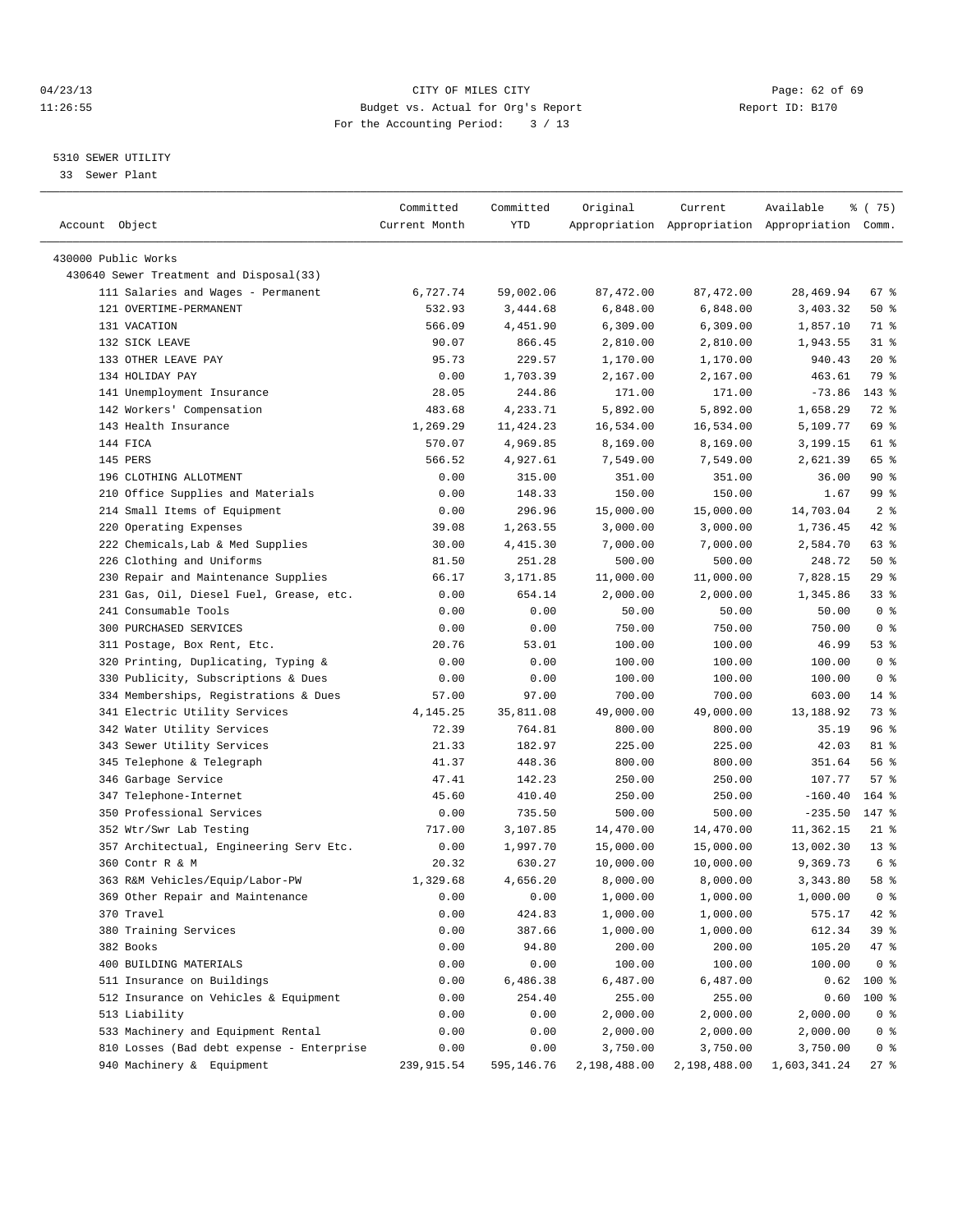CITY OF MILES CITY
Budget vs. Actual for Org's Report
For the Accounting Period: 3 / 13

5310 SEWER UTILITY
33 Sewer Plant

| Account Object | Committed Current Month | Committed YTD | Original Appropriation | Current Appropriation | Available Appropriation | % ( 75) Comm. |
|---|---|---|---|---|---|---|
| 430000 Public Works | | | | | | |
| 430640 Sewer Treatment and Disposal(33) | | | | | | |
| 111 Salaries and Wages - Permanent | 6,727.74 | 59,002.06 | 87,472.00 | 87,472.00 | 28,469.94 | 67 % |
| 121 OVERTIME-PERMANENT | 532.93 | 3,444.68 | 6,848.00 | 6,848.00 | 3,403.32 | 50 % |
| 131 VACATION | 566.09 | 4,451.90 | 6,309.00 | 6,309.00 | 1,857.10 | 71 % |
| 132 SICK LEAVE | 90.07 | 866.45 | 2,810.00 | 2,810.00 | 1,943.55 | 31 % |
| 133 OTHER LEAVE PAY | 95.73 | 229.57 | 1,170.00 | 1,170.00 | 940.43 | 20 % |
| 134 HOLIDAY PAY | 0.00 | 1,703.39 | 2,167.00 | 2,167.00 | 463.61 | 79 % |
| 141 Unemployment Insurance | 28.05 | 244.86 | 171.00 | 171.00 | -73.86 | 143 % |
| 142 Workers' Compensation | 483.68 | 4,233.71 | 5,892.00 | 5,892.00 | 1,658.29 | 72 % |
| 143 Health Insurance | 1,269.29 | 11,424.23 | 16,534.00 | 16,534.00 | 5,109.77 | 69 % |
| 144 FICA | 570.07 | 4,969.85 | 8,169.00 | 8,169.00 | 3,199.15 | 61 % |
| 145 PERS | 566.52 | 4,927.61 | 7,549.00 | 7,549.00 | 2,621.39 | 65 % |
| 196 CLOTHING ALLOTMENT | 0.00 | 315.00 | 351.00 | 351.00 | 36.00 | 90 % |
| 210 Office Supplies and Materials | 0.00 | 148.33 | 150.00 | 150.00 | 1.67 | 99 % |
| 214 Small Items of Equipment | 0.00 | 296.96 | 15,000.00 | 15,000.00 | 14,703.04 | 2 % |
| 220 Operating Expenses | 39.08 | 1,263.55 | 3,000.00 | 3,000.00 | 1,736.45 | 42 % |
| 222 Chemicals,Lab & Med Supplies | 30.00 | 4,415.30 | 7,000.00 | 7,000.00 | 2,584.70 | 63 % |
| 226 Clothing and Uniforms | 81.50 | 251.28 | 500.00 | 500.00 | 248.72 | 50 % |
| 230 Repair and Maintenance Supplies | 66.17 | 3,171.85 | 11,000.00 | 11,000.00 | 7,828.15 | 29 % |
| 231 Gas, Oil, Diesel Fuel, Grease, etc. | 0.00 | 654.14 | 2,000.00 | 2,000.00 | 1,345.86 | 33 % |
| 241 Consumable Tools | 0.00 | 0.00 | 50.00 | 50.00 | 50.00 | 0 % |
| 300 PURCHASED SERVICES | 0.00 | 0.00 | 750.00 | 750.00 | 750.00 | 0 % |
| 311 Postage, Box Rent, Etc. | 20.76 | 53.01 | 100.00 | 100.00 | 46.99 | 53 % |
| 320 Printing, Duplicating, Typing & | 0.00 | 0.00 | 100.00 | 100.00 | 100.00 | 0 % |
| 330 Publicity, Subscriptions & Dues | 0.00 | 0.00 | 100.00 | 100.00 | 100.00 | 0 % |
| 334 Memberships, Registrations & Dues | 57.00 | 97.00 | 700.00 | 700.00 | 603.00 | 14 % |
| 341 Electric Utility Services | 4,145.25 | 35,811.08 | 49,000.00 | 49,000.00 | 13,188.92 | 73 % |
| 342 Water Utility Services | 72.39 | 764.81 | 800.00 | 800.00 | 35.19 | 96 % |
| 343 Sewer Utility Services | 21.33 | 182.97 | 225.00 | 225.00 | 42.03 | 81 % |
| 345 Telephone & Telegraph | 41.37 | 448.36 | 800.00 | 800.00 | 351.64 | 56 % |
| 346 Garbage Service | 47.41 | 142.23 | 250.00 | 250.00 | 107.77 | 57 % |
| 347 Telephone-Internet | 45.60 | 410.40 | 250.00 | 250.00 | -160.40 | 164 % |
| 350 Professional Services | 0.00 | 735.50 | 500.00 | 500.00 | -235.50 | 147 % |
| 352 Wtr/Swr Lab Testing | 717.00 | 3,107.85 | 14,470.00 | 14,470.00 | 11,362.15 | 21 % |
| 357 Architectual, Engineering Serv Etc. | 0.00 | 1,997.70 | 15,000.00 | 15,000.00 | 13,002.30 | 13 % |
| 360 Contr R & M | 20.32 | 630.27 | 10,000.00 | 10,000.00 | 9,369.73 | 6 % |
| 363 R&M Vehicles/Equip/Labor-PW | 1,329.68 | 4,656.20 | 8,000.00 | 8,000.00 | 3,343.80 | 58 % |
| 369 Other Repair and Maintenance | 0.00 | 0.00 | 1,000.00 | 1,000.00 | 1,000.00 | 0 % |
| 370 Travel | 0.00 | 424.83 | 1,000.00 | 1,000.00 | 575.17 | 42 % |
| 380 Training Services | 0.00 | 387.66 | 1,000.00 | 1,000.00 | 612.34 | 39 % |
| 382 Books | 0.00 | 94.80 | 200.00 | 200.00 | 105.20 | 47 % |
| 400 BUILDING MATERIALS | 0.00 | 0.00 | 100.00 | 100.00 | 100.00 | 0 % |
| 511 Insurance on Buildings | 0.00 | 6,486.38 | 6,487.00 | 6,487.00 | 0.62 | 100 % |
| 512 Insurance on Vehicles & Equipment | 0.00 | 254.40 | 255.00 | 255.00 | 0.60 | 100 % |
| 513 Liability | 0.00 | 0.00 | 2,000.00 | 2,000.00 | 2,000.00 | 0 % |
| 533 Machinery and Equipment Rental | 0.00 | 0.00 | 2,000.00 | 2,000.00 | 2,000.00 | 0 % |
| 810 Losses (Bad debt expense - Enterprise | 0.00 | 0.00 | 3,750.00 | 3,750.00 | 3,750.00 | 0 % |
| 940 Machinery & Equipment | 239,915.54 | 595,146.76 | 2,198,488.00 | 2,198,488.00 | 1,603,341.24 | 27 % |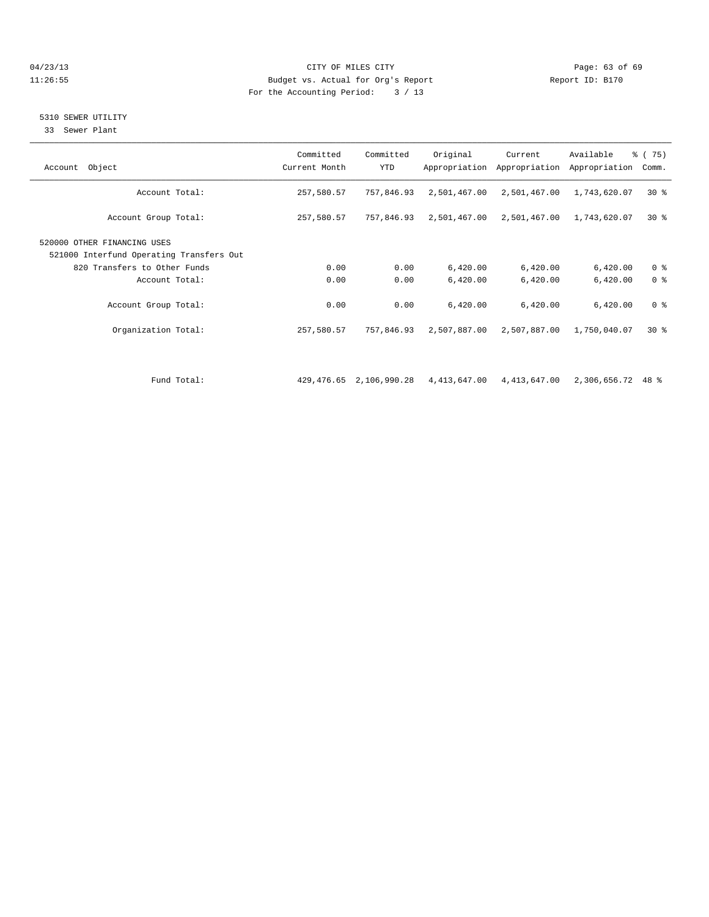CITY OF MILES CITY
Budget vs. Actual for Org's Report
For the Accounting Period: 3 / 13

04/23/13
11:26:55

Report ID: B170

## 5310 SEWER UTILITY

33 Sewer Plant

| Account Object | Committed Current Month | Committed YTD | Original Appropriation | Current Appropriation | Available Appropriation | % ( 75) Comm. |
|---|---|---|---|---|---|---|
| Account Total: | 257,580.57 | 757,846.93 | 2,501,467.00 | 2,501,467.00 | 1,743,620.07 | 30 % |
| Account Group Total: | 257,580.57 | 757,846.93 | 2,501,467.00 | 2,501,467.00 | 1,743,620.07 | 30 % |
| 520000 OTHER FINANCING USES | | | | | | |
| 521000 Interfund Operating Transfers Out | | | | | | |
| 820 Transfers to Other Funds | 0.00 | 0.00 | 6,420.00 | 6,420.00 | 6,420.00 | 0 % |
| Account Total: | 0.00 | 0.00 | 6,420.00 | 6,420.00 | 6,420.00 | 0 % |
| Account Group Total: | 0.00 | 0.00 | 6,420.00 | 6,420.00 | 6,420.00 | 0 % |
| Organization Total: | 257,580.57 | 757,846.93 | 2,507,887.00 | 2,507,887.00 | 1,750,040.07 | 30 % |
| Fund Total: | 429,476.65 | 2,106,990.28 | 4,413,647.00 | 4,413,647.00 | 2,306,656.72 | 48 % |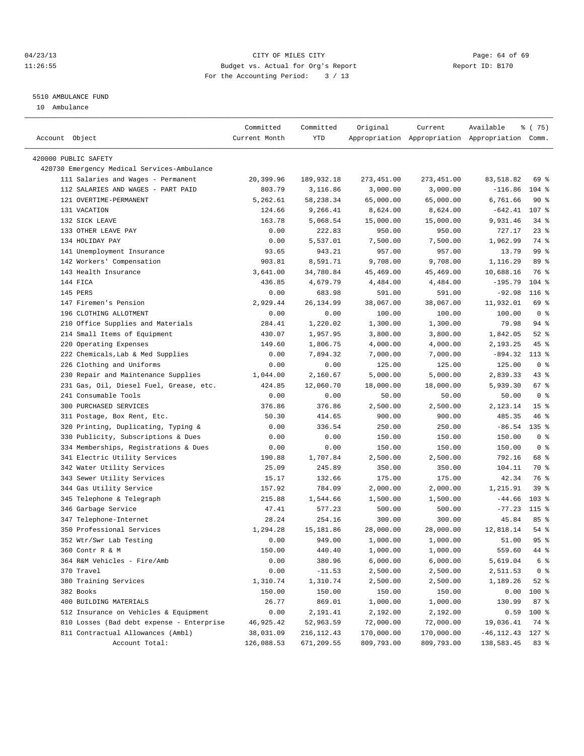04/23/13 CITY OF MILES CITY
11:26:55 Budget vs. Actual for Org's Report Report ID: B170
For the Accounting Period: 3 / 13

5510 AMBULANCE FUND

10 Ambulance

| Account Object | Committed Current Month | Committed YTD | Original Appropriation | Current Appropriation | Available Appropriation | % ( 75) Comm. |
|---|---|---|---|---|---|---|
| 420000 PUBLIC SAFETY | | | | | | |
| 420730 Emergency Medical Services-Ambulance | | | | | | |
| 111 Salaries and Wages - Permanent | 20,399.96 | 189,932.18 | 273,451.00 | 273,451.00 | 83,518.82 | 69 % |
| 112 SALARIES AND WAGES - PART PAID | 803.79 | 3,116.86 | 3,000.00 | 3,000.00 | -116.86 | 104 % |
| 121 OVERTIME-PERMANENT | 5,262.61 | 58,238.34 | 65,000.00 | 65,000.00 | 6,761.66 | 90 % |
| 131 VACATION | 124.66 | 9,266.41 | 8,624.00 | 8,624.00 | -642.41 | 107 % |
| 132 SICK LEAVE | 163.78 | 5,068.54 | 15,000.00 | 15,000.00 | 9,931.46 | 34 % |
| 133 OTHER LEAVE PAY | 0.00 | 222.83 | 950.00 | 950.00 | 727.17 | 23 % |
| 134 HOLIDAY PAY | 0.00 | 5,537.01 | 7,500.00 | 7,500.00 | 1,962.99 | 74 % |
| 141 Unemployment Insurance | 93.65 | 943.21 | 957.00 | 957.00 | 13.79 | 99 % |
| 142 Workers' Compensation | 903.81 | 8,591.71 | 9,708.00 | 9,708.00 | 1,116.29 | 89 % |
| 143 Health Insurance | 3,641.00 | 34,780.84 | 45,469.00 | 45,469.00 | 10,688.16 | 76 % |
| 144 FICA | 436.85 | 4,679.79 | 4,484.00 | 4,484.00 | -195.79 | 104 % |
| 145 PERS | 0.00 | 683.98 | 591.00 | 591.00 | -92.98 | 116 % |
| 147 Firemen's Pension | 2,929.44 | 26,134.99 | 38,067.00 | 38,067.00 | 11,932.01 | 69 % |
| 196 CLOTHING ALLOTMENT | 0.00 | 0.00 | 100.00 | 100.00 | 100.00 | 0 % |
| 210 Office Supplies and Materials | 284.41 | 1,220.02 | 1,300.00 | 1,300.00 | 79.98 | 94 % |
| 214 Small Items of Equipment | 430.07 | 1,957.95 | 3,800.00 | 3,800.00 | 1,842.05 | 52 % |
| 220 Operating Expenses | 149.60 | 1,806.75 | 4,000.00 | 4,000.00 | 2,193.25 | 45 % |
| 222 Chemicals,Lab & Med Supplies | 0.00 | 7,894.32 | 7,000.00 | 7,000.00 | -894.32 | 113 % |
| 226 Clothing and Uniforms | 0.00 | 0.00 | 125.00 | 125.00 | 125.00 | 0 % |
| 230 Repair and Maintenance Supplies | 1,044.00 | 2,160.67 | 5,000.00 | 5,000.00 | 2,839.33 | 43 % |
| 231 Gas, Oil, Diesel Fuel, Grease, etc. | 424.85 | 12,060.70 | 18,000.00 | 18,000.00 | 5,939.30 | 67 % |
| 241 Consumable Tools | 0.00 | 0.00 | 50.00 | 50.00 | 50.00 | 0 % |
| 300 PURCHASED SERVICES | 376.86 | 376.86 | 2,500.00 | 2,500.00 | 2,123.14 | 15 % |
| 311 Postage, Box Rent, Etc. | 50.30 | 414.65 | 900.00 | 900.00 | 485.35 | 46 % |
| 320 Printing, Duplicating, Typing & | 0.00 | 336.54 | 250.00 | 250.00 | -86.54 | 135 % |
| 330 Publicity, Subscriptions & Dues | 0.00 | 0.00 | 150.00 | 150.00 | 150.00 | 0 % |
| 334 Memberships, Registrations & Dues | 0.00 | 0.00 | 150.00 | 150.00 | 150.00 | 0 % |
| 341 Electric Utility Services | 190.88 | 1,707.84 | 2,500.00 | 2,500.00 | 792.16 | 68 % |
| 342 Water Utility Services | 25.09 | 245.89 | 350.00 | 350.00 | 104.11 | 70 % |
| 343 Sewer Utility Services | 15.17 | 132.66 | 175.00 | 175.00 | 42.34 | 76 % |
| 344 Gas Utility Service | 157.92 | 784.09 | 2,000.00 | 2,000.00 | 1,215.91 | 39 % |
| 345 Telephone & Telegraph | 215.88 | 1,544.66 | 1,500.00 | 1,500.00 | -44.66 | 103 % |
| 346 Garbage Service | 47.41 | 577.23 | 500.00 | 500.00 | -77.23 | 115 % |
| 347 Telephone-Internet | 28.24 | 254.16 | 300.00 | 300.00 | 45.84 | 85 % |
| 350 Professional Services | 1,294.28 | 15,181.86 | 28,000.00 | 28,000.00 | 12,818.14 | 54 % |
| 352 Wtr/Swr Lab Testing | 0.00 | 949.00 | 1,000.00 | 1,000.00 | 51.00 | 95 % |
| 360 Contr R & M | 150.00 | 440.40 | 1,000.00 | 1,000.00 | 559.60 | 44 % |
| 364 R&M Vehicles - Fire/Amb | 0.00 | 380.96 | 6,000.00 | 6,000.00 | 5,619.04 | 6 % |
| 370 Travel | 0.00 | -11.53 | 2,500.00 | 2,500.00 | 2,511.53 | 0 % |
| 380 Training Services | 1,310.74 | 1,310.74 | 2,500.00 | 2,500.00 | 1,189.26 | 52 % |
| 382 Books | 150.00 | 150.00 | 150.00 | 150.00 | 0.00 | 100 % |
| 400 BUILDING MATERIALS | 26.77 | 869.01 | 1,000.00 | 1,000.00 | 130.99 | 87 % |
| 512 Insurance on Vehicles & Equipment | 0.00 | 2,191.41 | 2,192.00 | 2,192.00 | 0.59 | 100 % |
| 810 Losses (Bad debt expense - Enterprise | 46,925.42 | 52,963.59 | 72,000.00 | 72,000.00 | 19,036.41 | 74 % |
| 811 Contractual Allowances (Ambl) | 38,031.09 | 216,112.43 | 170,000.00 | 170,000.00 | -46,112.43 | 127 % |
| Account Total: | 126,088.53 | 671,209.55 | 809,793.00 | 809,793.00 | 138,583.45 | 83 % |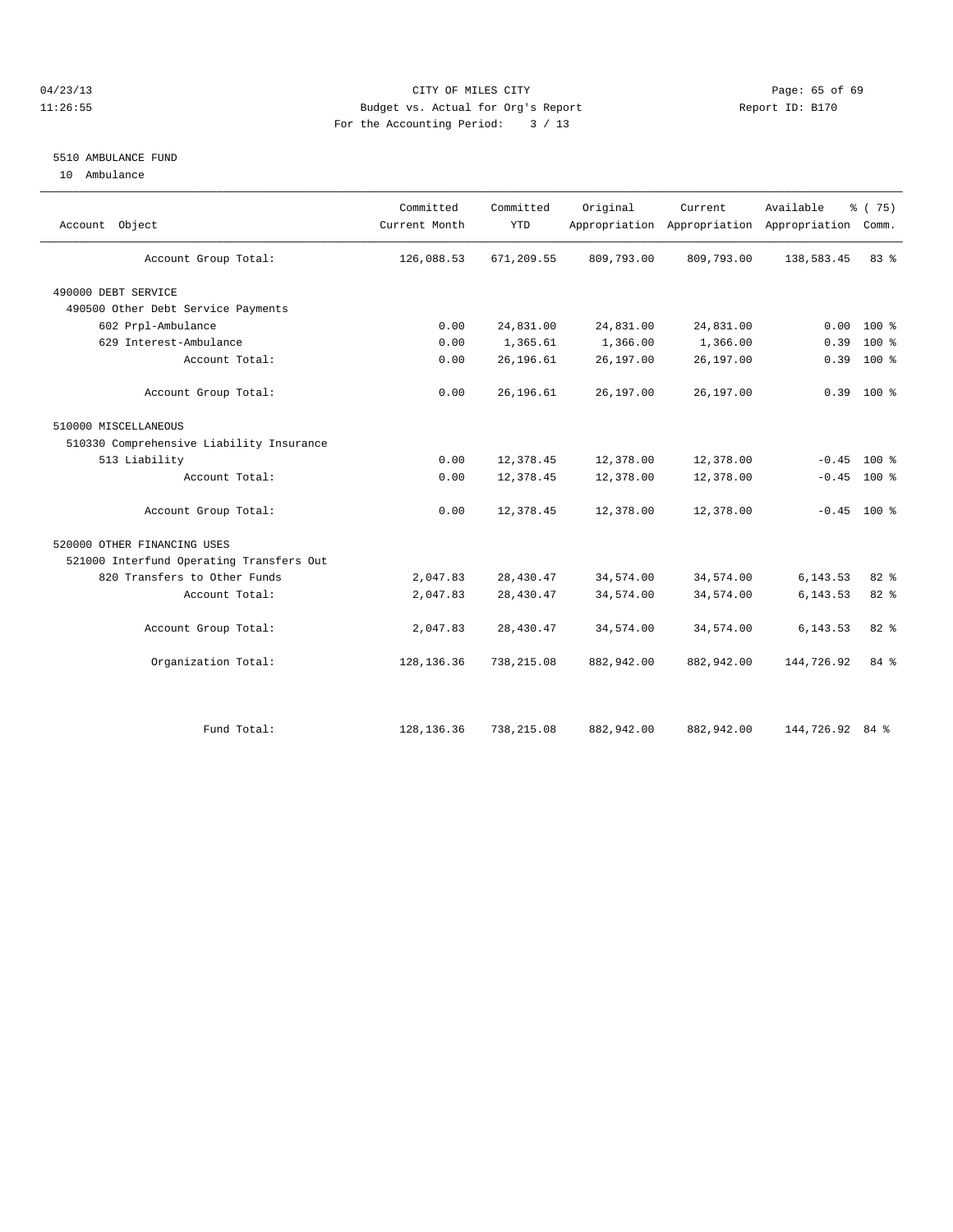CITY OF MILES CITY
Budget vs. Actual for Org's Report
For the Accounting Period: 3 / 13

04/23/13
11:26:55

Report ID: B170

5510 AMBULANCE FUND

10 Ambulance

| Account Object | Committed Current Month | Committed YTD | Original Appropriation | Current Appropriation | Available Appropriation | % ( 75) Comm. |
|---|---|---|---|---|---|---|
| Account Group Total: | 126,088.53 | 671,209.55 | 809,793.00 | 809,793.00 | 138,583.45 | 83 % |
| 490000 DEBT SERVICE | | | | | | |
| 490500 Other Debt Service Payments | | | | | | |
| 602 Prpl-Ambulance | 0.00 | 24,831.00 | 24,831.00 | 24,831.00 | 0.00 | 100 % |
| 629 Interest-Ambulance | 0.00 | 1,365.61 | 1,366.00 | 1,366.00 | 0.39 | 100 % |
| Account Total: | 0.00 | 26,196.61 | 26,197.00 | 26,197.00 | 0.39 | 100 % |
| Account Group Total: | 0.00 | 26,196.61 | 26,197.00 | 26,197.00 | 0.39 | 100 % |
| 510000 MISCELLANEOUS | | | | | | |
| 510330 Comprehensive Liability Insurance | | | | | | |
| 513 Liability | 0.00 | 12,378.45 | 12,378.00 | 12,378.00 | -0.45 | 100 % |
| Account Total: | 0.00 | 12,378.45 | 12,378.00 | 12,378.00 | -0.45 | 100 % |
| Account Group Total: | 0.00 | 12,378.45 | 12,378.00 | 12,378.00 | -0.45 | 100 % |
| 520000 OTHER FINANCING USES | | | | | | |
| 521000 Interfund Operating Transfers Out | | | | | | |
| 820 Transfers to Other Funds | 2,047.83 | 28,430.47 | 34,574.00 | 34,574.00 | 6,143.53 | 82 % |
| Account Total: | 2,047.83 | 28,430.47 | 34,574.00 | 34,574.00 | 6,143.53 | 82 % |
| Account Group Total: | 2,047.83 | 28,430.47 | 34,574.00 | 34,574.00 | 6,143.53 | 82 % |
| Organization Total: | 128,136.36 | 738,215.08 | 882,942.00 | 882,942.00 | 144,726.92 | 84 % |
| Fund Total: | 128,136.36 | 738,215.08 | 882,942.00 | 882,942.00 | 144,726.92 | 84 % |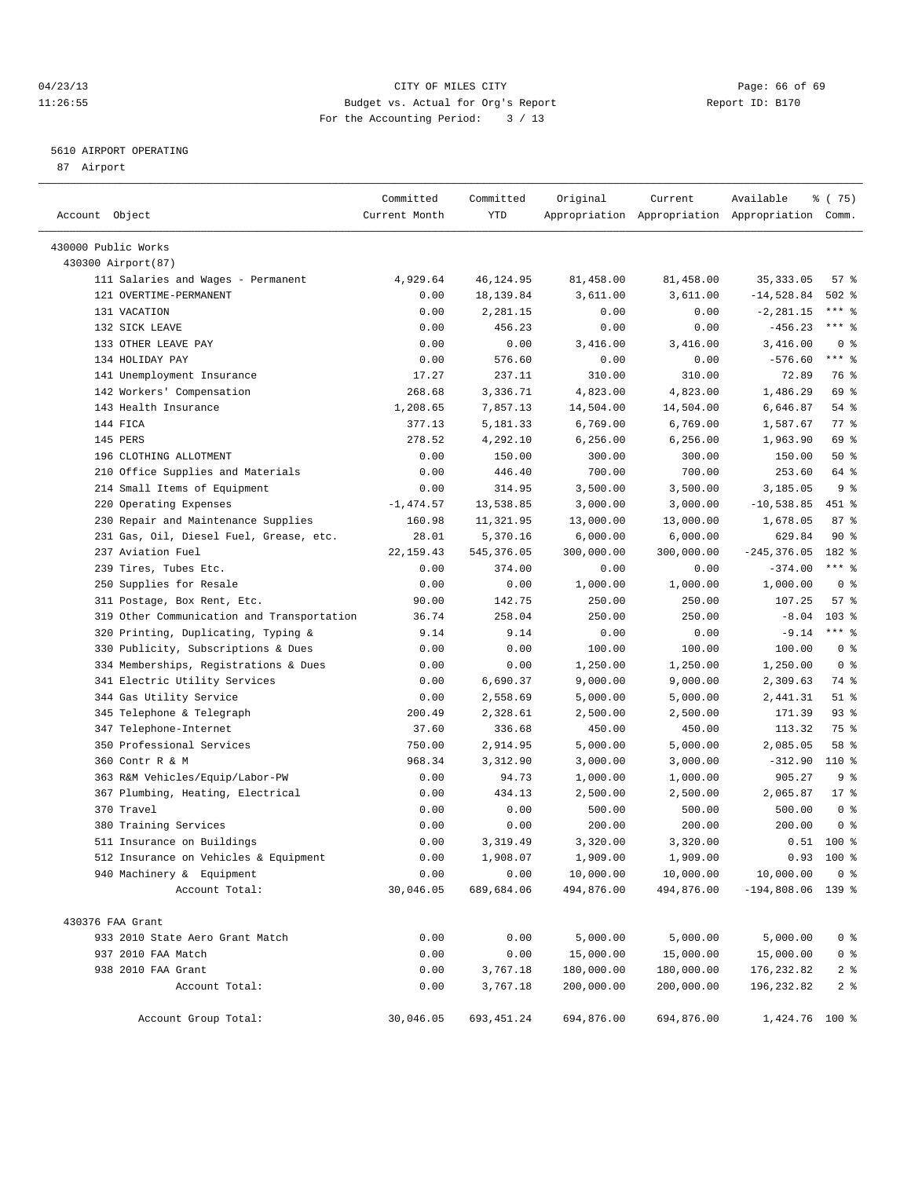CITY OF MILES CITY
Budget vs. Actual for Org's Report
For the Accounting Period: 3 / 13

04/23/13
11:26:55

Report ID: B170

## 5610 AIRPORT OPERATING

87 Airport

| Account Object | Committed Current Month | Committed YTD | Original Appropriation | Current Appropriation | Available Appropriation | % ( 75) Comm. |
|---|---|---|---|---|---|---|
| 430000 Public Works | | | | | | |
| 430300 Airport(87) | | | | | | |
| 111 Salaries and Wages - Permanent | 4,929.64 | 46,124.95 | 81,458.00 | 81,458.00 | 35,333.05 | 57 % |
| 121 OVERTIME-PERMANENT | 0.00 | 18,139.84 | 3,611.00 | 3,611.00 | -14,528.84 | 502 % |
| 131 VACATION | 0.00 | 2,281.15 | 0.00 | 0.00 | -2,281.15 | *** % |
| 132 SICK LEAVE | 0.00 | 456.23 | 0.00 | 0.00 | -456.23 | *** % |
| 133 OTHER LEAVE PAY | 0.00 | 0.00 | 3,416.00 | 3,416.00 | 3,416.00 | 0 % |
| 134 HOLIDAY PAY | 0.00 | 576.60 | 0.00 | 0.00 | -576.60 | *** % |
| 141 Unemployment Insurance | 17.27 | 237.11 | 310.00 | 310.00 | 72.89 | 76 % |
| 142 Workers' Compensation | 268.68 | 3,336.71 | 4,823.00 | 4,823.00 | 1,486.29 | 69 % |
| 143 Health Insurance | 1,208.65 | 7,857.13 | 14,504.00 | 14,504.00 | 6,646.87 | 54 % |
| 144 FICA | 377.13 | 5,181.33 | 6,769.00 | 6,769.00 | 1,587.67 | 77 % |
| 145 PERS | 278.52 | 4,292.10 | 6,256.00 | 6,256.00 | 1,963.90 | 69 % |
| 196 CLOTHING ALLOTMENT | 0.00 | 150.00 | 300.00 | 300.00 | 150.00 | 50 % |
| 210 Office Supplies and Materials | 0.00 | 446.40 | 700.00 | 700.00 | 253.60 | 64 % |
| 214 Small Items of Equipment | 0.00 | 314.95 | 3,500.00 | 3,500.00 | 3,185.05 | 9 % |
| 220 Operating Expenses | -1,474.57 | 13,538.85 | 3,000.00 | 3,000.00 | -10,538.85 | 451 % |
| 230 Repair and Maintenance Supplies | 160.98 | 11,321.95 | 13,000.00 | 13,000.00 | 1,678.05 | 87 % |
| 231 Gas, Oil, Diesel Fuel, Grease, etc. | 28.01 | 5,370.16 | 6,000.00 | 6,000.00 | 629.84 | 90 % |
| 237 Aviation Fuel | 22,159.43 | 545,376.05 | 300,000.00 | 300,000.00 | -245,376.05 | 182 % |
| 239 Tires, Tubes Etc. | 0.00 | 374.00 | 0.00 | 0.00 | -374.00 | *** % |
| 250 Supplies for Resale | 0.00 | 0.00 | 1,000.00 | 1,000.00 | 1,000.00 | 0 % |
| 311 Postage, Box Rent, Etc. | 90.00 | 142.75 | 250.00 | 250.00 | 107.25 | 57 % |
| 319 Other Communication and Transportation | 36.74 | 258.04 | 250.00 | 250.00 | -8.04 | 103 % |
| 320 Printing, Duplicating, Typing & | 9.14 | 9.14 | 0.00 | 0.00 | -9.14 | *** % |
| 330 Publicity, Subscriptions & Dues | 0.00 | 0.00 | 100.00 | 100.00 | 100.00 | 0 % |
| 334 Memberships, Registrations & Dues | 0.00 | 0.00 | 1,250.00 | 1,250.00 | 1,250.00 | 0 % |
| 341 Electric Utility Services | 0.00 | 6,690.37 | 9,000.00 | 9,000.00 | 2,309.63 | 74 % |
| 344 Gas Utility Service | 0.00 | 2,558.69 | 5,000.00 | 5,000.00 | 2,441.31 | 51 % |
| 345 Telephone & Telegraph | 200.49 | 2,328.61 | 2,500.00 | 2,500.00 | 171.39 | 93 % |
| 347 Telephone-Internet | 37.60 | 336.68 | 450.00 | 450.00 | 113.32 | 75 % |
| 350 Professional Services | 750.00 | 2,914.95 | 5,000.00 | 5,000.00 | 2,085.05 | 58 % |
| 360 Contr R & M | 968.34 | 3,312.90 | 3,000.00 | 3,000.00 | -312.90 | 110 % |
| 363 R&M Vehicles/Equip/Labor-PW | 0.00 | 94.73 | 1,000.00 | 1,000.00 | 905.27 | 9 % |
| 367 Plumbing, Heating, Electrical | 0.00 | 434.13 | 2,500.00 | 2,500.00 | 2,065.87 | 17 % |
| 370 Travel | 0.00 | 0.00 | 500.00 | 500.00 | 500.00 | 0 % |
| 380 Training Services | 0.00 | 0.00 | 200.00 | 200.00 | 200.00 | 0 % |
| 511 Insurance on Buildings | 0.00 | 3,319.49 | 3,320.00 | 3,320.00 | 0.51 | 100 % |
| 512 Insurance on Vehicles & Equipment | 0.00 | 1,908.07 | 1,909.00 | 1,909.00 | 0.93 | 100 % |
| 940 Machinery & Equipment | 0.00 | 0.00 | 10,000.00 | 10,000.00 | 10,000.00 | 0 % |
| Account Total: | 30,046.05 | 689,684.06 | 494,876.00 | 494,876.00 | -194,808.06 | 139 % |
| 430376 FAA Grant | | | | | | |
| 933 2010 State Aero Grant Match | 0.00 | 0.00 | 5,000.00 | 5,000.00 | 5,000.00 | 0 % |
| 937 2010 FAA Match | 0.00 | 0.00 | 15,000.00 | 15,000.00 | 15,000.00 | 0 % |
| 938 2010 FAA Grant | 0.00 | 3,767.18 | 180,000.00 | 180,000.00 | 176,232.82 | 2 % |
| Account Total: | 0.00 | 3,767.18 | 200,000.00 | 200,000.00 | 196,232.82 | 2 % |
| Account Group Total: | 30,046.05 | 693,451.24 | 694,876.00 | 694,876.00 | 1,424.76 | 100 % |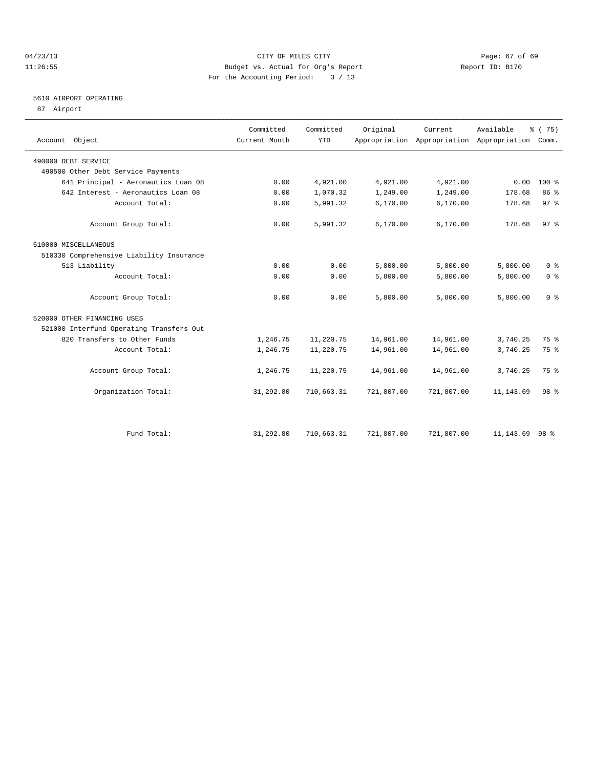CITY OF MILES CITY
Budget vs. Actual for Org's Report
For the Accounting Period: 3 / 13

## 5610 AIRPORT OPERATING

87 Airport

| Account Object | Committed Current Month | Committed YTD | Original Appropriation | Current Appropriation | Available Appropriation | % ( 75) Comm. |
|---|---|---|---|---|---|---|
| 490000 DEBT SERVICE | | | | | | |
| 490500 Other Debt Service Payments | | | | | | |
| 641 Principal - Aeronautics Loan 08 | 0.00 | 4,921.00 | 4,921.00 | 4,921.00 | 0.00 | 100 % |
| 642 Interest - Aeronautics Loan 08 | 0.00 | 1,070.32 | 1,249.00 | 1,249.00 | 178.68 | 86 % |
| Account Total: | 0.00 | 5,991.32 | 6,170.00 | 6,170.00 | 178.68 | 97 % |
| Account Group Total: | 0.00 | 5,991.32 | 6,170.00 | 6,170.00 | 178.68 | 97 % |
| 510000 MISCELLANEOUS | | | | | | |
| 510330 Comprehensive Liability Insurance | | | | | | |
| 513 Liability | 0.00 | 0.00 | 5,800.00 | 5,800.00 | 5,800.00 | 0 % |
| Account Total: | 0.00 | 0.00 | 5,800.00 | 5,800.00 | 5,800.00 | 0 % |
| Account Group Total: | 0.00 | 0.00 | 5,800.00 | 5,800.00 | 5,800.00 | 0 % |
| 520000 OTHER FINANCING USES | | | | | | |
| 521000 Interfund Operating Transfers Out | | | | | | |
| 820 Transfers to Other Funds | 1,246.75 | 11,220.75 | 14,961.00 | 14,961.00 | 3,740.25 | 75 % |
| Account Total: | 1,246.75 | 11,220.75 | 14,961.00 | 14,961.00 | 3,740.25 | 75 % |
| Account Group Total: | 1,246.75 | 11,220.75 | 14,961.00 | 14,961.00 | 3,740.25 | 75 % |
| Organization Total: | 31,292.80 | 710,663.31 | 721,807.00 | 721,807.00 | 11,143.69 | 98 % |
| Fund Total: | 31,292.80 | 710,663.31 | 721,807.00 | 721,807.00 | 11,143.69 | 98 % |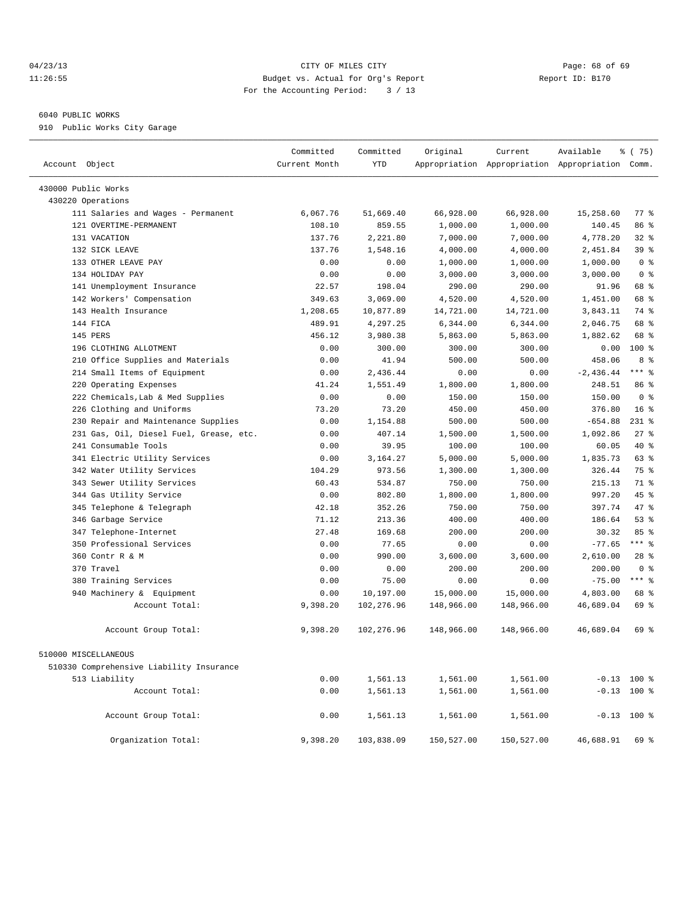04/23/13 CITY OF MILES CITY
11:26:55 Budget vs. Actual for Org's Report Report ID: B170
For the Accounting Period: 3 / 13

6040 PUBLIC WORKS
910 Public Works City Garage

| Account Object | Committed Current Month | Committed YTD | Original Appropriation | Current Appropriation | Available Appropriation | % ( 75) Comm. |
|---|---|---|---|---|---|---|
| 430000 Public Works | | | | | | |
| 430220 Operations | | | | | | |
| 111 Salaries and Wages - Permanent | 6,067.76 | 51,669.40 | 66,928.00 | 66,928.00 | 15,258.60 | 77 % |
| 121 OVERTIME-PERMANENT | 108.10 | 859.55 | 1,000.00 | 1,000.00 | 140.45 | 86 % |
| 131 VACATION | 137.76 | 2,221.80 | 7,000.00 | 7,000.00 | 4,778.20 | 32 % |
| 132 SICK LEAVE | 137.76 | 1,548.16 | 4,000.00 | 4,000.00 | 2,451.84 | 39 % |
| 133 OTHER LEAVE PAY | 0.00 | 0.00 | 1,000.00 | 1,000.00 | 1,000.00 | 0 % |
| 134 HOLIDAY PAY | 0.00 | 0.00 | 3,000.00 | 3,000.00 | 3,000.00 | 0 % |
| 141 Unemployment Insurance | 22.57 | 198.04 | 290.00 | 290.00 | 91.96 | 68 % |
| 142 Workers' Compensation | 349.63 | 3,069.00 | 4,520.00 | 4,520.00 | 1,451.00 | 68 % |
| 143 Health Insurance | 1,208.65 | 10,877.89 | 14,721.00 | 14,721.00 | 3,843.11 | 74 % |
| 144 FICA | 489.91 | 4,297.25 | 6,344.00 | 6,344.00 | 2,046.75 | 68 % |
| 145 PERS | 456.12 | 3,980.38 | 5,863.00 | 5,863.00 | 1,882.62 | 68 % |
| 196 CLOTHING ALLOTMENT | 0.00 | 300.00 | 300.00 | 300.00 | 0.00 | 100 % |
| 210 Office Supplies and Materials | 0.00 | 41.94 | 500.00 | 500.00 | 458.06 | 8 % |
| 214 Small Items of Equipment | 0.00 | 2,436.44 | 0.00 | 0.00 | -2,436.44 | *** % |
| 220 Operating Expenses | 41.24 | 1,551.49 | 1,800.00 | 1,800.00 | 248.51 | 86 % |
| 222 Chemicals,Lab & Med Supplies | 0.00 | 0.00 | 150.00 | 150.00 | 150.00 | 0 % |
| 226 Clothing and Uniforms | 73.20 | 73.20 | 450.00 | 450.00 | 376.80 | 16 % |
| 230 Repair and Maintenance Supplies | 0.00 | 1,154.88 | 500.00 | 500.00 | -654.88 | 231 % |
| 231 Gas, Oil, Diesel Fuel, Grease, etc. | 0.00 | 407.14 | 1,500.00 | 1,500.00 | 1,092.86 | 27 % |
| 241 Consumable Tools | 0.00 | 39.95 | 100.00 | 100.00 | 60.05 | 40 % |
| 341 Electric Utility Services | 0.00 | 3,164.27 | 5,000.00 | 5,000.00 | 1,835.73 | 63 % |
| 342 Water Utility Services | 104.29 | 973.56 | 1,300.00 | 1,300.00 | 326.44 | 75 % |
| 343 Sewer Utility Services | 60.43 | 534.87 | 750.00 | 750.00 | 215.13 | 71 % |
| 344 Gas Utility Service | 0.00 | 802.80 | 1,800.00 | 1,800.00 | 997.20 | 45 % |
| 345 Telephone & Telegraph | 42.18 | 352.26 | 750.00 | 750.00 | 397.74 | 47 % |
| 346 Garbage Service | 71.12 | 213.36 | 400.00 | 400.00 | 186.64 | 53 % |
| 347 Telephone-Internet | 27.48 | 169.68 | 200.00 | 200.00 | 30.32 | 85 % |
| 350 Professional Services | 0.00 | 77.65 | 0.00 | 0.00 | -77.65 | *** % |
| 360 Contr R & M | 0.00 | 990.00 | 3,600.00 | 3,600.00 | 2,610.00 | 28 % |
| 370 Travel | 0.00 | 0.00 | 200.00 | 200.00 | 200.00 | 0 % |
| 380 Training Services | 0.00 | 75.00 | 0.00 | 0.00 | -75.00 | *** % |
| 940 Machinery & Equipment | 0.00 | 10,197.00 | 15,000.00 | 15,000.00 | 4,803.00 | 68 % |
| Account Total: | 9,398.20 | 102,276.96 | 148,966.00 | 148,966.00 | 46,689.04 | 69 % |
| Account Group Total: | 9,398.20 | 102,276.96 | 148,966.00 | 148,966.00 | 46,689.04 | 69 % |
| 510000 MISCELLANEOUS | | | | | | |
| 510330 Comprehensive Liability Insurance | | | | | | |
| 513 Liability | 0.00 | 1,561.13 | 1,561.00 | 1,561.00 | -0.13 | 100 % |
| Account Total: | 0.00 | 1,561.13 | 1,561.00 | 1,561.00 | -0.13 | 100 % |
| Account Group Total: | 0.00 | 1,561.13 | 1,561.00 | 1,561.00 | -0.13 | 100 % |
| Organization Total: | 9,398.20 | 103,838.09 | 150,527.00 | 150,527.00 | 46,688.91 | 69 % |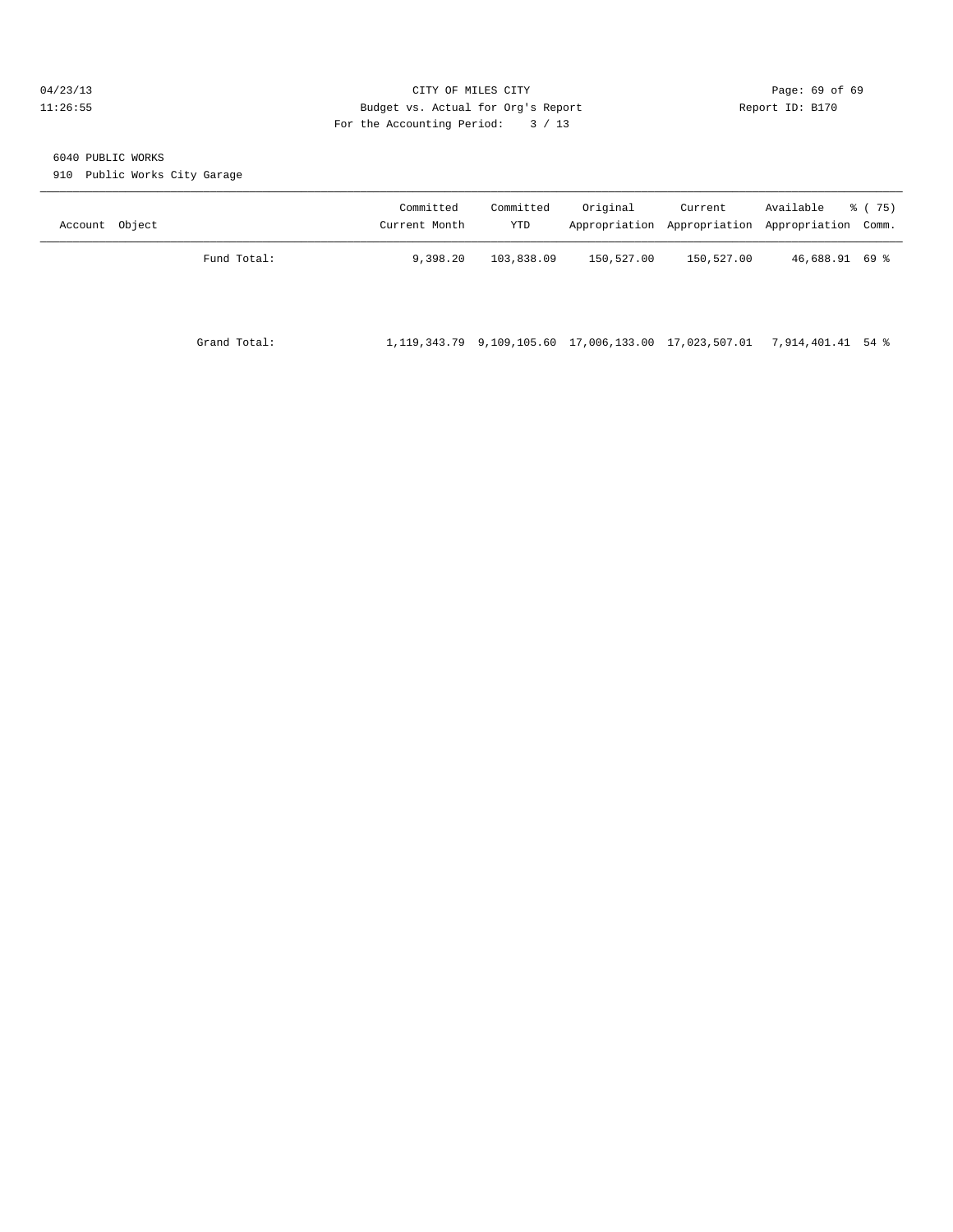CITY OF MILES CITY

Budget vs. Actual for Org's Report

For the Accounting Period: 3 / 13

04/23/13
11:26:55

Report ID: B170

6040 PUBLIC WORKS

910 Public Works City Garage

| Account Object | | Committed Current Month | Committed YTD | Original Appropriation | Current Appropriation | Available Appropriation | % ( 75) Comm. |
|---|---|---|---|---|---|---|---|
| | Fund Total: | 9,398.20 | 103,838.09 | 150,527.00 | 150,527.00 | 46,688.91 | 69 % |
| | Grand Total: | 1,119,343.79 | 9,109,105.60 | 17,006,133.00 | 17,023,507.01 | 7,914,401.41 | 54 % |